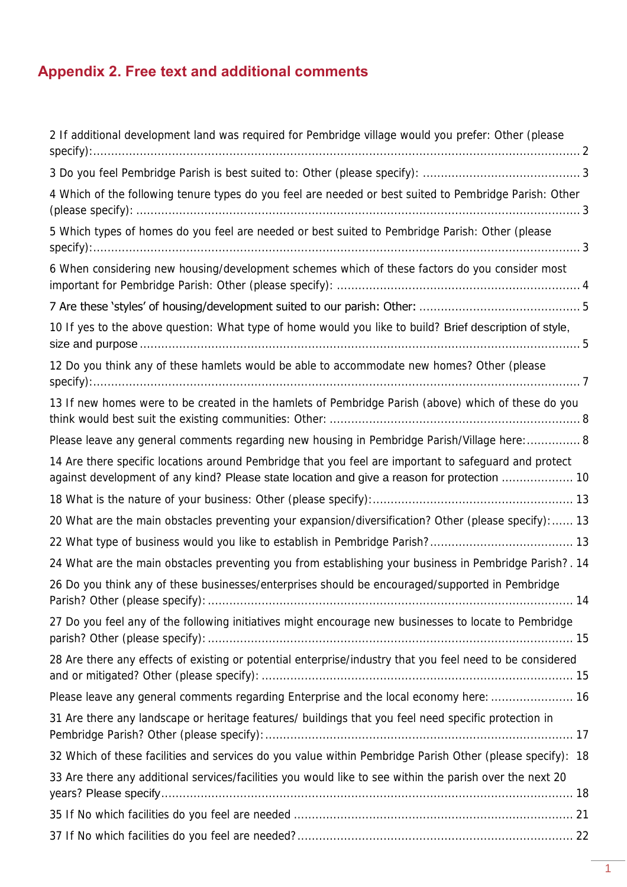# Appendix 2. Free text and additional comments

2 If additional development land was required for Pembridge village would you prefer: Other (please specify): ..... 2

3 Do you feel Pembridge Parish is best suited to: Other (please specify): ..... 3

4 Which of the following tenure types do you feel are needed or best suited to Pembridge Parish: Other (please specify): ..... 3

5 Which types of homes do you feel are needed or best suited to Pembridge Parish: Other (please specify): ..... 3

6 When considering new housing/development schemes which of these factors do you consider most important for Pembridge Parish: Other (please specify): ..... 4

7 Are these 'styles' of housing/development suited to our parish: Other: ..... 5

10 If yes to the above question: What type of home would you like to build? Brief description of style, size and purpose ..... 5

12 Do you think any of these hamlets would be able to accommodate new homes? Other (please specify): ..... 7

13 If new homes were to be created in the hamlets of Pembridge Parish (above) which of these do you think would best suit the existing communities: Other: ..... 8

Please leave any general comments regarding new housing in Pembridge Parish/Village here: ..... 8

14 Are there specific locations around Pembridge that you feel are important to safeguard and protect against development of any kind? Please state location and give a reason for protection ..... 10

18 What is the nature of your business: Other (please specify): ..... 13

20 What are the main obstacles preventing your expansion/diversification? Other (please specify): ..... 13

22 What type of business would you like to establish in Pembridge Parish? ..... 13

24 What are the main obstacles preventing you from establishing your business in Pembridge Parish? . 14

26 Do you think any of these businesses/enterprises should be encouraged/supported in Pembridge Parish? Other (please specify): ..... 14

27 Do you feel any of the following initiatives might encourage new businesses to locate to Pembridge parish? Other (please specify): ..... 15

28 Are there any effects of existing or potential enterprise/industry that you feel need to be considered and or mitigated? Other (please specify): ..... 15

Please leave any general comments regarding Enterprise and the local economy here: ..... 16

31 Are there any landscape or heritage features/ buildings that you feel need specific protection in Pembridge Parish? Other (please specify): ..... 17

32 Which of these facilities and services do you value within Pembridge Parish Other (please specify): 18

33 Are there any additional services/facilities you would like to see within the parish over the next 20 years? Please specify ..... 18

35 If No which facilities do you feel are needed ..... 21

37 If No which facilities do you feel are needed? ..... 22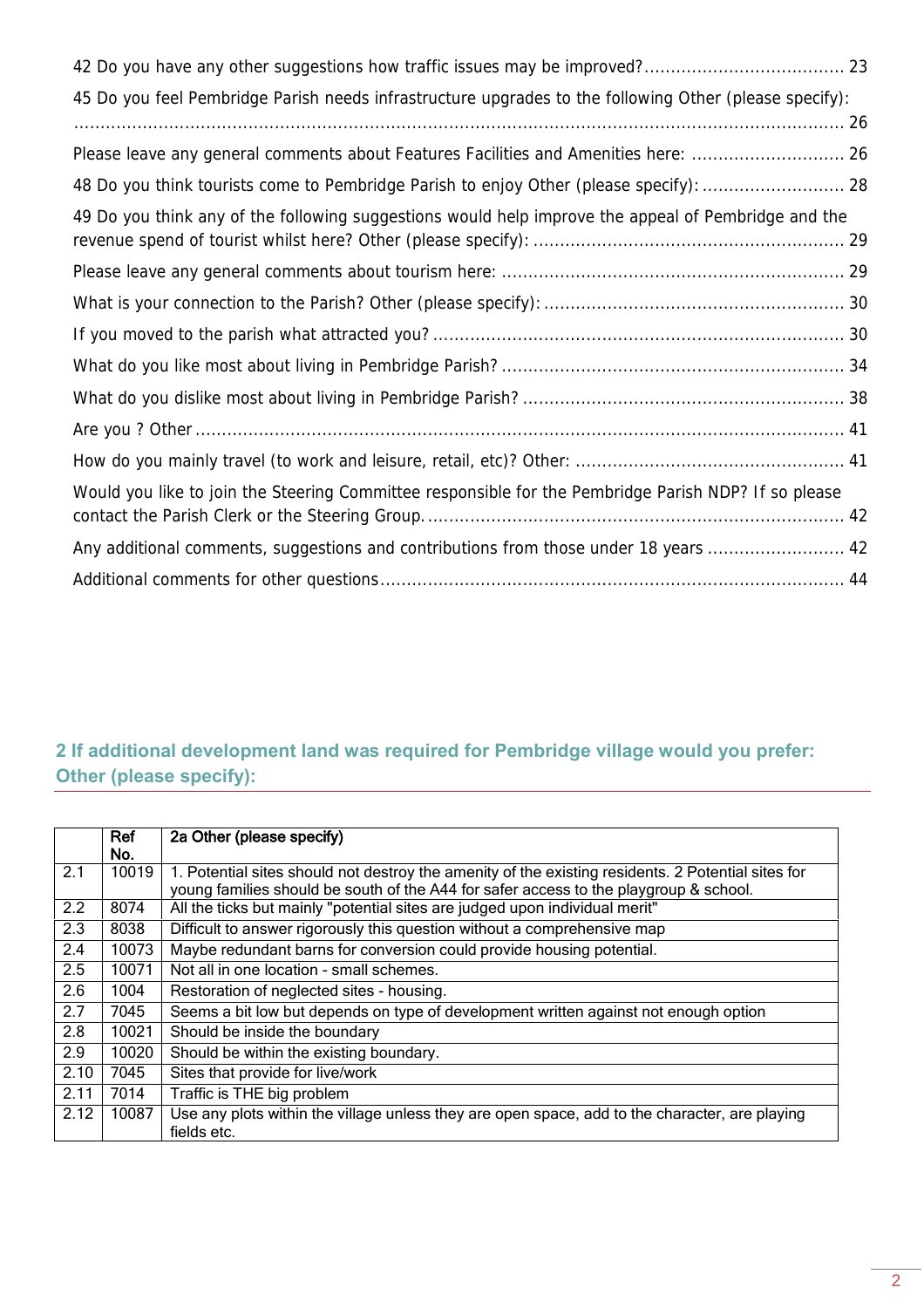42 Do you have any other suggestions how traffic issues may be improved?...................................... 23

45 Do you feel Pembridge Parish needs infrastructure upgrades to the following Other (please specify): ........................................................................................................................................ 26

Please leave any general comments about Features Facilities and Amenities here: ............................ 26

48 Do you think tourists come to Pembridge Parish to enjoy Other (please specify): ........................... 28

49 Do you think any of the following suggestions would help improve the appeal of Pembridge and the revenue spend of tourist whilst here? Other (please specify): .......................................................... 29

Please leave any general comments about tourism here: ................................................................. 29

What is your connection to the Parish? Other (please specify): ........................................................ 30

If you moved to the parish what attracted you? ............................................................................. 30

What do you like most about living in Pembridge Parish? ................................................................ 34

What do you dislike most about living in Pembridge Parish? ............................................................ 38

Are you ? Other ........................................................................................................................ 41

How do you mainly travel (to work and leisure, retail, etc)? Other: .................................................. 41

Would you like to join the Steering Committee responsible for the Pembridge Parish NDP? If so please contact the Parish Clerk or the Steering Group. ............................................................................... 42

Any additional comments, suggestions and contributions from those under 18 years .......................... 42

Additional comments for other questions ....................................................................................... 44

## 2 If additional development land was required for Pembridge village would you prefer: Other (please specify):

| | Ref No. | 2a Other (please specify) |
|---|---|---|
| 2.1 | 10019 | 1. Potential sites should not destroy the amenity of the existing residents. 2 Potential sites for young families should be south of the A44 for safer access to the playgroup & school. |
| 2.2 | 8074 | All the ticks but mainly "potential sites are judged upon individual merit" |
| 2.3 | 8038 | Difficult to answer rigorously this question without a comprehensive map |
| 2.4 | 10073 | Maybe redundant barns for conversion could provide housing potential. |
| 2.5 | 10071 | Not all in one location - small schemes. |
| 2.6 | 1004 | Restoration of neglected sites - housing. |
| 2.7 | 7045 | Seems a bit low but depends on type of development written against not enough option |
| 2.8 | 10021 | Should be inside the boundary |
| 2.9 | 10020 | Should be within the existing boundary. |
| 2.10 | 7045 | Sites that provide for live/work |
| 2.11 | 7014 | Traffic is THE big problem |
| 2.12 | 10087 | Use any plots within the village unless they are open space, add to the character, are playing fields etc. |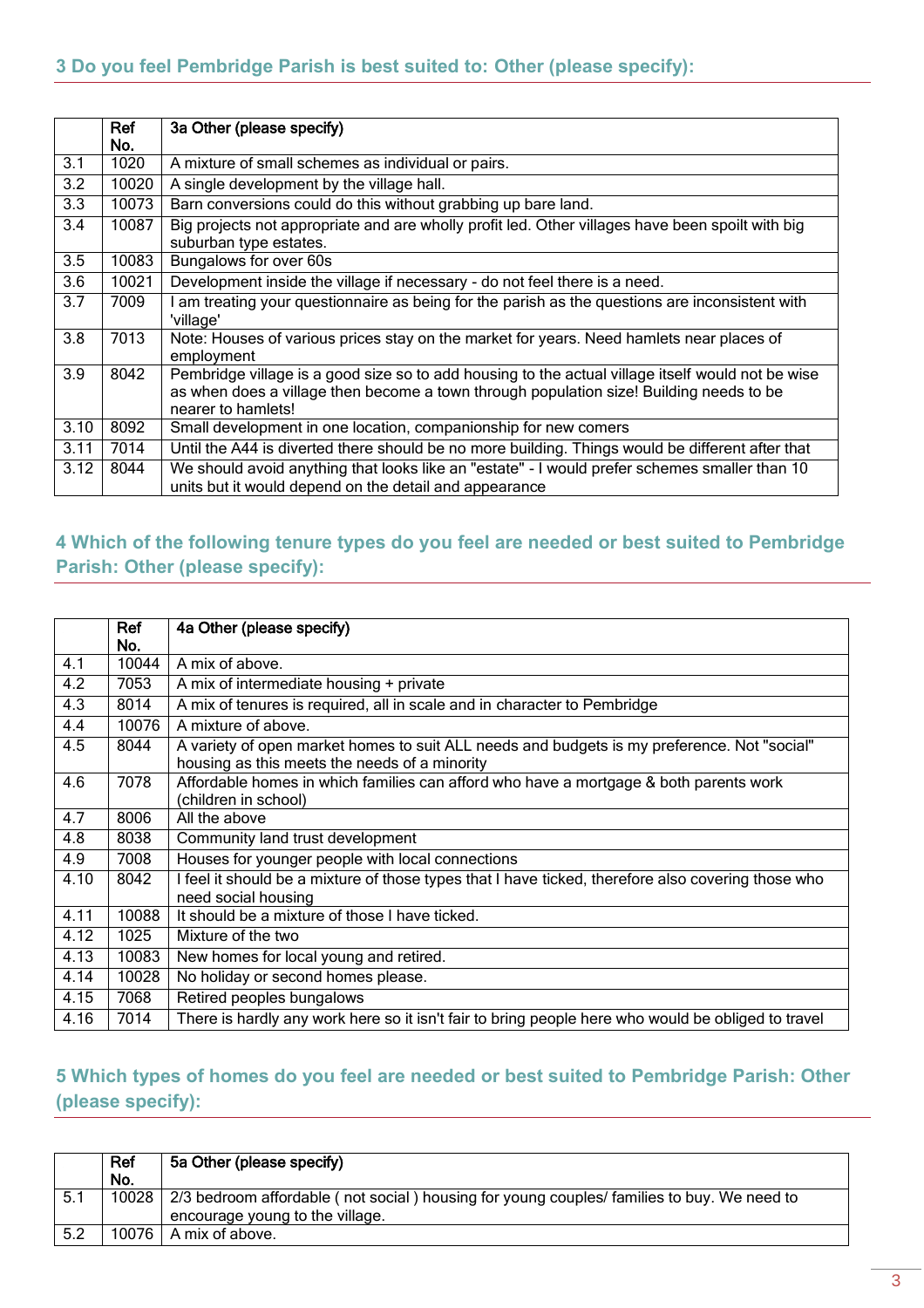## 3 Do you feel Pembridge Parish is best suited to: Other (please specify):

| | Ref No. | 3a Other (please specify) |
|---|---|---|
| 3.1 | 1020 | A mixture of small schemes as individual or pairs. |
| 3.2 | 10020 | A single development by the village hall. |
| 3.3 | 10073 | Barn conversions could do this without grabbing up bare land. |
| 3.4 | 10087 | Big projects not appropriate and are wholly profit led. Other villages have been spoilt with big suburban type estates. |
| 3.5 | 10083 | Bungalows for over 60s |
| 3.6 | 10021 | Development inside the village if necessary - do not feel there is a need. |
| 3.7 | 7009 | I am treating your questionnaire as being for the parish as the questions are inconsistent with 'village' |
| 3.8 | 7013 | Note: Houses of various prices stay on the market for years. Need hamlets near places of employment |
| 3.9 | 8042 | Pembridge village is a good size so to add housing to the actual village itself would not be wise as when does a village then become a town through population size! Building needs to be nearer to hamlets! |
| 3.10 | 8092 | Small development in one location, companionship for new comers |
| 3.11 | 7014 | Until the A44 is diverted there should be no more building. Things would be different after that |
| 3.12 | 8044 | We should avoid anything that looks like an "estate" - I would prefer schemes smaller than 10 units but it would depend on the detail and appearance |

## 4 Which of the following tenure types do you feel are needed or best suited to Pembridge Parish: Other (please specify):

| | Ref No. | 4a Other (please specify) |
|---|---|---|
| 4.1 | 10044 | A mix of above. |
| 4.2 | 7053 | A mix of intermediate housing + private |
| 4.3 | 8014 | A mix of tenures is required, all in scale and in character to Pembridge |
| 4.4 | 10076 | A mixture of above. |
| 4.5 | 8044 | A variety of open market homes to suit ALL needs and budgets is my preference. Not "social" housing as this meets the needs of a minority |
| 4.6 | 7078 | Affordable homes in which families can afford who have a mortgage & both parents work (children in school) |
| 4.7 | 8006 | All the above |
| 4.8 | 8038 | Community land trust development |
| 4.9 | 7008 | Houses for younger people with local connections |
| 4.10 | 8042 | I feel it should be a mixture of those types that I have ticked, therefore also covering those who need social housing |
| 4.11 | 10088 | It should be a mixture of those I have ticked. |
| 4.12 | 1025 | Mixture of the two |
| 4.13 | 10083 | New homes for local young and retired. |
| 4.14 | 10028 | No holiday or second homes please. |
| 4.15 | 7068 | Retired peoples bungalows |
| 4.16 | 7014 | There is hardly any work here so it isn't fair to bring people here who would be obliged to travel |

## 5 Which types of homes do you feel are needed or best suited to Pembridge Parish: Other (please specify):

| | Ref No. | 5a Other (please specify) |
|---|---|---|
| 5.1 | 10028 | 2/3 bedroom affordable ( not social ) housing for young couples/ families to buy. We need to encourage young to the village. |
| 5.2 | 10076 | A mix of above. |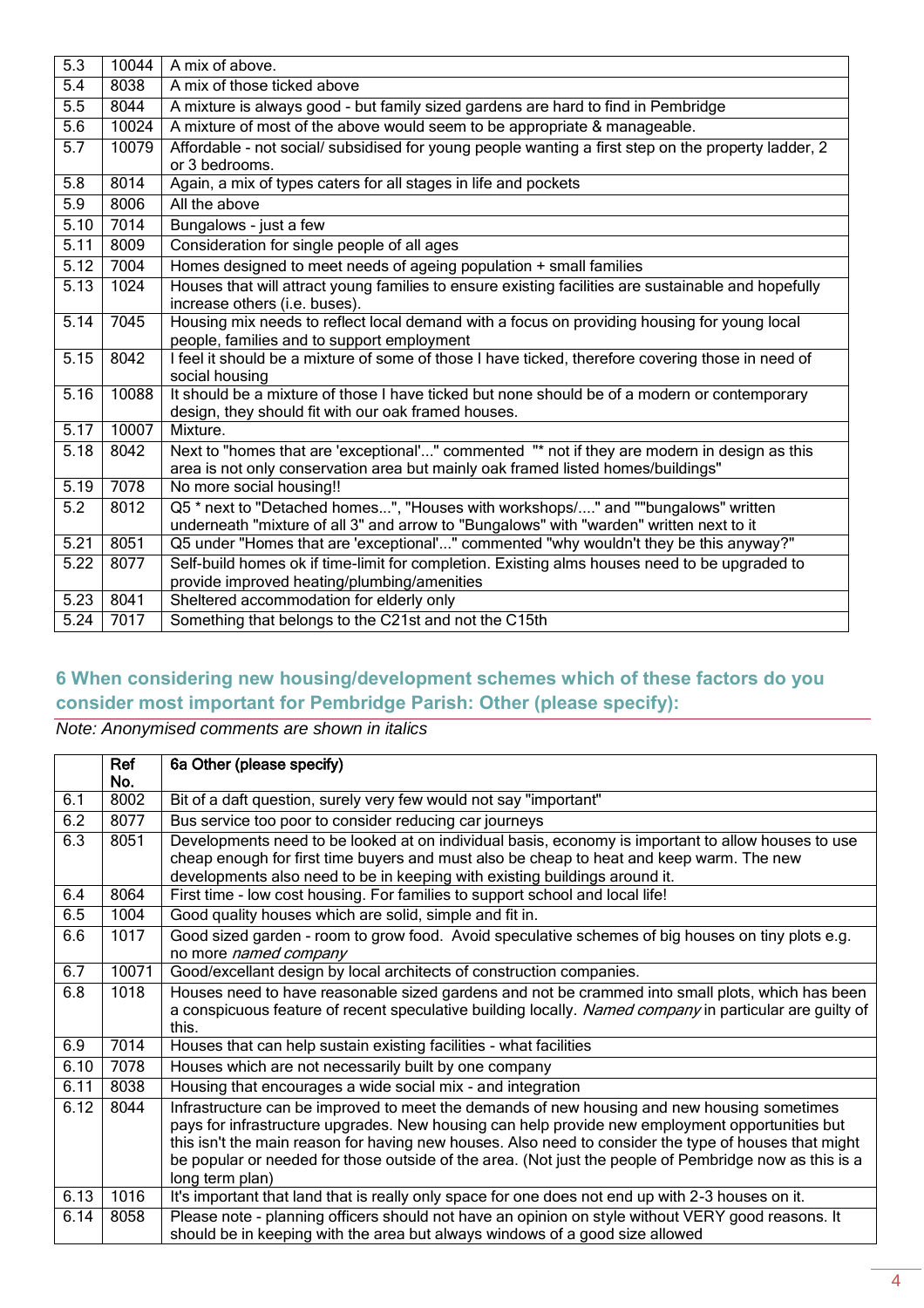| | | |
|---|---|---|
| 5.3 | 10044 | A mix of above. |
| 5.4 | 8038 | A mix of those ticked above |
| 5.5 | 8044 | A mixture is always good - but family sized gardens are hard to find in Pembridge |
| 5.6 | 10024 | A mixture of most of the above would seem to be appropriate & manageable. |
| 5.7 | 10079 | Affordable - not social/ subsidised for young people wanting a first step on the property ladder, 2 or 3 bedrooms. |
| 5.8 | 8014 | Again, a mix of types caters for all stages in life and pockets |
| 5.9 | 8006 | All the above |
| 5.10 | 7014 | Bungalows - just a few |
| 5.11 | 8009 | Consideration for single people of all ages |
| 5.12 | 7004 | Homes designed to meet needs of ageing population + small families |
| 5.13 | 1024 | Houses that will attract young families to ensure existing facilities are sustainable and hopefully increase others (i.e. buses). |
| 5.14 | 7045 | Housing mix needs to reflect local demand with a focus on providing housing for young local people, families and to support employment |
| 5.15 | 8042 | I feel it should be a mixture of some of those I have ticked, therefore covering those in need of social housing |
| 5.16 | 10088 | It should be a mixture of those I have ticked but none should be of a modern or contemporary design, they should fit with our oak framed houses. |
| 5.17 | 10007 | Mixture. |
| 5.18 | 8042 | Next to "homes that are 'exceptional'..." commented "* not if they are modern in design as this area is not only conservation area but mainly oak framed listed homes/buildings" |
| 5.19 | 7078 | No more social housing!! |
| 5.2 | 8012 | Q5 * next to "Detached homes...", "Houses with workshops/...." and ""bungalows" written underneath "mixture of all 3" and arrow to "Bungalows" with "warden" written next to it |
| 5.21 | 8051 | Q5 under "Homes that are 'exceptional'..." commented "why wouldn't they be this anyway?" |
| 5.22 | 8077 | Self-build homes ok if time-limit for completion. Existing alms houses need to be upgraded to provide improved heating/plumbing/amenities |
| 5.23 | 8041 | Sheltered accommodation for elderly only |
| 5.24 | 7017 | Something that belongs to the C21st and not the C15th |

## 6 When considering new housing/development schemes which of these factors do you consider most important for Pembridge Parish: Other (please specify):

*Note: Anonymised comments are shown in italics*

| | Ref No. | 6a Other (please specify) |
|---|---|---|
| 6.1 | 8002 | Bit of a daft question, surely very few would not say "important" |
| 6.2 | 8077 | Bus service too poor to consider reducing car journeys |
| 6.3 | 8051 | Developments need to be looked at on individual basis, economy is important to allow houses to use cheap enough for first time buyers and must also be cheap to heat and keep warm. The new developments also need to be in keeping with existing buildings around it. |
| 6.4 | 8064 | First time - low cost housing. For families to support school and local life! |
| 6.5 | 1004 | Good quality houses which are solid, simple and fit in. |
| 6.6 | 1017 | Good sized garden - room to grow food. Avoid speculative schemes of big houses on tiny plots e.g. no more *named company* |
| 6.7 | 10071 | Good/excellant design by local architects of construction companies. |
| 6.8 | 1018 | Houses need to have reasonable sized gardens and not be crammed into small plots, which has been a conspicuous feature of recent speculative building locally. *Named company* in particular are guilty of this. |
| 6.9 | 7014 | Houses that can help sustain existing facilities - what facilities |
| 6.10 | 7078 | Houses which are not necessarily built by one company |
| 6.11 | 8038 | Housing that encourages a wide social mix - and integration |
| 6.12 | 8044 | Infrastructure can be improved to meet the demands of new housing and new housing sometimes pays for infrastructure upgrades. New housing can help provide new employment opportunities but this isn't the main reason for having new houses. Also need to consider the type of houses that might be popular or needed for those outside of the area. (Not just the people of Pembridge now as this is a long term plan) |
| 6.13 | 1016 | It's important that land that is really only space for one does not end up with 2-3 houses on it. |
| 6.14 | 8058 | Please note - planning officers should not have an opinion on style without VERY good reasons. It should be in keeping with the area but always windows of a good size allowed |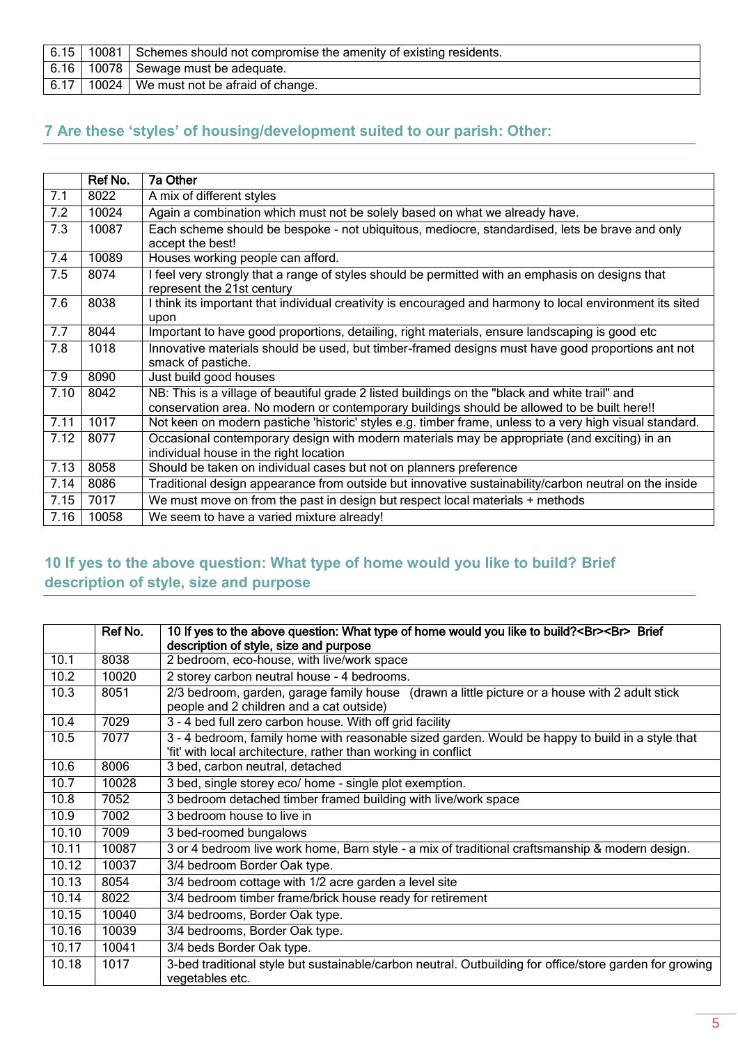| | | |
|---|---|---|
| 6.15 | 10081 | Schemes should not compromise the amenity of existing residents. |
| 6.16 | 10078 | Sewage must be adequate. |
| 6.17 | 10024 | We must not be afraid of change. |

## 7 Are these 'styles' of housing/development suited to our parish: Other:

| | Ref No. | 7a Other |
|---|---|---|
| 7.1 | 8022 | A mix of different styles |
| 7.2 | 10024 | Again a combination which must not be solely based on what we already have. |
| 7.3 | 10087 | Each scheme should be bespoke - not ubiquitous, mediocre, standardised, lets be brave and only accept the best! |
| 7.4 | 10089 | Houses working people can afford. |
| 7.5 | 8074 | I feel very strongly that a range of styles should be permitted with an emphasis on designs that represent the 21st century |
| 7.6 | 8038 | I think its important that individual creativity is encouraged and harmony to local environment its sited upon |
| 7.7 | 8044 | Important to have good proportions, detailing, right materials, ensure landscaping is good etc |
| 7.8 | 1018 | Innovative materials should be used, but timber-framed designs must have good proportions ant not smack of pastiche. |
| 7.9 | 8090 | Just build good houses |
| 7.10 | 8042 | NB: This is a village of beautiful grade 2 listed buildings on the "black and white trail" and conservation area. No modern or contemporary buildings should be allowed to be built here!! |
| 7.11 | 1017 | Not keen on modern pastiche 'historic' styles e.g. timber frame, unless to a very high visual standard. |
| 7.12 | 8077 | Occasional contemporary design with modern materials may be appropriate (and exciting) in an individual house in the right location |
| 7.13 | 8058 | Should be taken on individual cases but not on planners preference |
| 7.14 | 8086 | Traditional design appearance from outside but innovative sustainability/carbon neutral on the inside |
| 7.15 | 7017 | We must move on from the past in design but respect local materials + methods |
| 7.16 | 10058 | We seem to have a varied mixture already! |

## 10 If yes to the above question: What type of home would you like to build? Brief description of style, size and purpose

| | Ref No. | 10 If yes to the above question: What type of home would you like to build?<Br><Br> Brief description of style, size and purpose |
|---|---|---|
| 10.1 | 8038 | 2 bedroom, eco-house, with live/work space |
| 10.2 | 10020 | 2 storey carbon neutral house - 4 bedrooms. |
| 10.3 | 8051 | 2/3 bedroom, garden, garage family house (drawn a little picture or a house with 2 adult stick people and 2 children and a cat outside) |
| 10.4 | 7029 | 3 - 4 bed full zero carbon house. With off grid facility |
| 10.5 | 7077 | 3 - 4 bedroom, family home with reasonable sized garden. Would be happy to build in a style that 'fit' with local architecture, rather than working in conflict |
| 10.6 | 8006 | 3 bed, carbon neutral, detached |
| 10.7 | 10028 | 3 bed, single storey eco/ home - single plot exemption. |
| 10.8 | 7052 | 3 bedroom detached timber framed building with live/work space |
| 10.9 | 7002 | 3 bedroom house to live in |
| 10.10 | 7009 | 3 bed-roomed bungalows |
| 10.11 | 10087 | 3 or 4 bedroom live work home, Barn style - a mix of traditional craftsmanship & modern design. |
| 10.12 | 10037 | 3/4 bedroom Border Oak type. |
| 10.13 | 8054 | 3/4 bedroom cottage with 1/2 acre garden a level site |
| 10.14 | 8022 | 3/4 bedroom timber frame/brick house ready for retirement |
| 10.15 | 10040 | 3/4 bedrooms, Border Oak type. |
| 10.16 | 10039 | 3/4 bedrooms, Border Oak type. |
| 10.17 | 10041 | 3/4 beds Border Oak type. |
| 10.18 | 1017 | 3-bed traditional style but sustainable/carbon neutral. Outbuilding for office/store garden for growing vegetables etc. |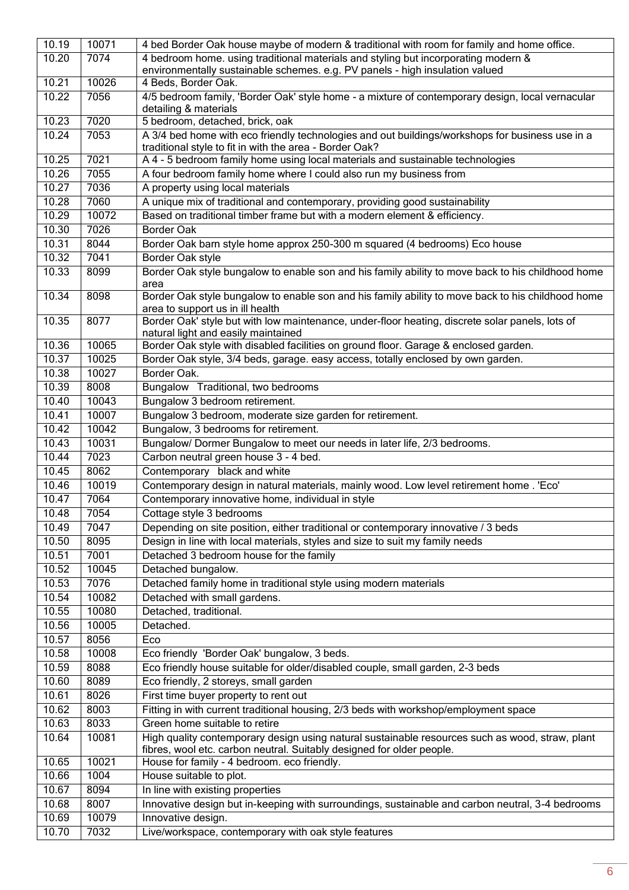| 10.19 | 10071 | 4 bed Border Oak house maybe of modern & traditional with room for family and home office. |
|---|---|---|
| 10.20 | 7074 | 4 bedroom home. using traditional materials and styling but incorporating modern & environmentally sustainable schemes. e.g. PV panels - high insulation valued |
| 10.21 | 10026 | 4 Beds, Border Oak. |
| 10.22 | 7056 | 4/5 bedroom family, 'Border Oak' style home - a mixture of contemporary design, local vernacular detailing & materials |
| 10.23 | 7020 | 5 bedroom, detached, brick, oak |
| 10.24 | 7053 | A 3/4 bed home with eco friendly technologies and out buildings/workshops for business use in a traditional style to fit in with the area - Border Oak? |
| 10.25 | 7021 | A 4 - 5 bedroom family home using local materials and sustainable technologies |
| 10.26 | 7055 | A four bedroom family home where I could also run my business from |
| 10.27 | 7036 | A property using local materials |
| 10.28 | 7060 | A unique mix of traditional and contemporary, providing good sustainability |
| 10.29 | 10072 | Based on traditional timber frame but with a modern element & efficiency. |
| 10.30 | 7026 | Border Oak |
| 10.31 | 8044 | Border Oak barn style home approx 250-300 m squared (4 bedrooms) Eco house |
| 10.32 | 7041 | Border Oak style |
| 10.33 | 8099 | Border Oak style bungalow to enable son and his family ability to move back to his childhood home area |
| 10.34 | 8098 | Border Oak style bungalow to enable son and his family ability to move back to his childhood home area to support us in ill health |
| 10.35 | 8077 | Border Oak' style but with low maintenance, under-floor heating, discrete solar panels, lots of natural light and easily maintained |
| 10.36 | 10065 | Border Oak style with disabled facilities on ground floor. Garage & enclosed garden. |
| 10.37 | 10025 | Border Oak style, 3/4 beds, garage. easy access, totally enclosed by own garden. |
| 10.38 | 10027 | Border Oak. |
| 10.39 | 8008 | Bungalow Traditional, two bedrooms |
| 10.40 | 10043 | Bungalow 3 bedroom retirement. |
| 10.41 | 10007 | Bungalow 3 bedroom, moderate size garden for retirement. |
| 10.42 | 10042 | Bungalow, 3 bedrooms for retirement. |
| 10.43 | 10031 | Bungalow/ Dormer Bungalow to meet our needs in later life, 2/3 bedrooms. |
| 10.44 | 7023 | Carbon neutral green house 3 - 4 bed. |
| 10.45 | 8062 | Contemporary black and white |
| 10.46 | 10019 | Contemporary design in natural materials, mainly wood. Low level retirement home . 'Eco' |
| 10.47 | 7064 | Contemporary innovative home, individual in style |
| 10.48 | 7054 | Cottage style 3 bedrooms |
| 10.49 | 7047 | Depending on site position, either traditional or contemporary innovative / 3 beds |
| 10.50 | 8095 | Design in line with local materials, styles and size to suit my family needs |
| 10.51 | 7001 | Detached 3 bedroom house for the family |
| 10.52 | 10045 | Detached bungalow. |
| 10.53 | 7076 | Detached family home in traditional style using modern materials |
| 10.54 | 10082 | Detached with small gardens. |
| 10.55 | 10080 | Detached, traditional. |
| 10.56 | 10005 | Detached. |
| 10.57 | 8056 | Eco |
| 10.58 | 10008 | Eco friendly 'Border Oak' bungalow, 3 beds. |
| 10.59 | 8088 | Eco friendly house suitable for older/disabled couple, small garden, 2-3 beds |
| 10.60 | 8089 | Eco friendly, 2 storeys, small garden |
| 10.61 | 8026 | First time buyer property to rent out |
| 10.62 | 8003 | Fitting in with current traditional housing, 2/3 beds with workshop/employment space |
| 10.63 | 8033 | Green home suitable to retire |
| 10.64 | 10081 | High quality contemporary design using natural sustainable resources such as wood, straw, plant fibres, wool etc. carbon neutral. Suitably designed for older people. |
| 10.65 | 10021 | House for family - 4 bedroom. eco friendly. |
| 10.66 | 1004 | House suitable to plot. |
| 10.67 | 8094 | In line with existing properties |
| 10.68 | 8007 | Innovative design but in-keeping with surroundings, sustainable and carbon neutral, 3-4 bedrooms |
| 10.69 | 10079 | Innovative design. |
| 10.70 | 7032 | Live/workspace, contemporary with oak style features |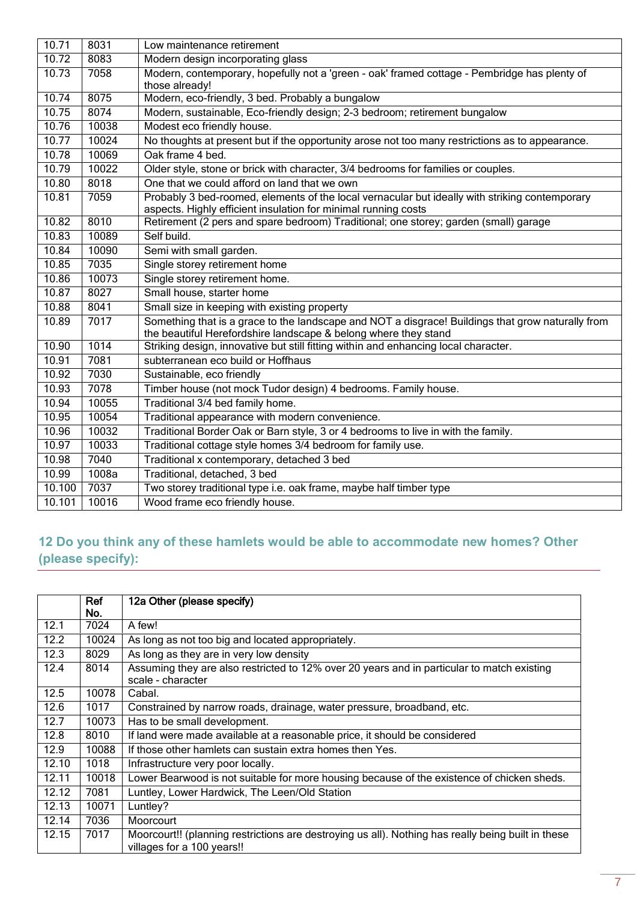| | | |
|---|---|---|
| 10.71 | 8031 | Low maintenance retirement |
| 10.72 | 8083 | Modern design incorporating glass |
| 10.73 | 7058 | Modern, contemporary, hopefully not a 'green - oak' framed cottage - Pembridge has plenty of those already! |
| 10.74 | 8075 | Modern, eco-friendly, 3 bed. Probably a bungalow |
| 10.75 | 8074 | Modern, sustainable, Eco-friendly design; 2-3 bedroom; retirement bungalow |
| 10.76 | 10038 | Modest eco friendly house. |
| 10.77 | 10024 | No thoughts at present but if the opportunity arose not too many restrictions as to appearance. |
| 10.78 | 10069 | Oak frame 4 bed. |
| 10.79 | 10022 | Older style, stone or brick with character, 3/4 bedrooms for families or couples. |
| 10.80 | 8018 | One that we could afford on land that we own |
| 10.81 | 7059 | Probably 3 bed-roomed, elements of the local vernacular but ideally with striking contemporary aspects. Highly efficient insulation for minimal running costs |
| 10.82 | 8010 | Retirement (2 pers and spare bedroom) Traditional; one storey; garden (small) garage |
| 10.83 | 10089 | Self build. |
| 10.84 | 10090 | Semi with small garden. |
| 10.85 | 7035 | Single storey retirement home |
| 10.86 | 10073 | Single storey retirement home. |
| 10.87 | 8027 | Small house, starter home |
| 10.88 | 8041 | Small size in keeping with existing property |
| 10.89 | 7017 | Something that is a grace to the landscape and NOT a disgrace! Buildings that grow naturally from the beautiful Herefordshire landscape & belong where they stand |
| 10.90 | 1014 | Striking design, innovative but still fitting within and enhancing local character. |
| 10.91 | 7081 | subterranean eco build or Hoffhaus |
| 10.92 | 7030 | Sustainable, eco friendly |
| 10.93 | 7078 | Timber house (not mock Tudor design) 4 bedrooms. Family house. |
| 10.94 | 10055 | Traditional 3/4 bed family home. |
| 10.95 | 10054 | Traditional appearance with modern convenience. |
| 10.96 | 10032 | Traditional Border Oak or Barn style, 3 or 4 bedrooms to live in with the family. |
| 10.97 | 10033 | Traditional cottage style homes 3/4 bedroom for family use. |
| 10.98 | 7040 | Traditional x contemporary, detached 3 bed |
| 10.99 | 1008a | Traditional, detached, 3 bed |
| 10.100 | 7037 | Two storey traditional type i.e. oak frame, maybe half timber type |
| 10.101 | 10016 | Wood frame eco friendly house. |

## 12 Do you think any of these hamlets would be able to accommodate new homes? Other (please specify):

| | Ref No. | 12a Other (please specify) |
|---|---|---|
| 12.1 | 7024 | A few! |
| 12.2 | 10024 | As long as not too big and located appropriately. |
| 12.3 | 8029 | As long as they are in very low density |
| 12.4 | 8014 | Assuming they are also restricted to 12% over 20 years and in particular to match existing scale - character |
| 12.5 | 10078 | Cabal. |
| 12.6 | 1017 | Constrained by narrow roads, drainage, water pressure, broadband, etc. |
| 12.7 | 10073 | Has to be small development. |
| 12.8 | 8010 | If land were made available at a reasonable price, it should be considered |
| 12.9 | 10088 | If those other hamlets can sustain extra homes then Yes. |
| 12.10 | 1018 | Infrastructure very poor locally. |
| 12.11 | 10018 | Lower Bearwood is not suitable for more housing because of the existence of chicken sheds. |
| 12.12 | 7081 | Luntley, Lower Hardwick, The Leen/Old Station |
| 12.13 | 10071 | Luntley? |
| 12.14 | 7036 | Moorcourt |
| 12.15 | 7017 | Moorcourt!! (planning restrictions are destroying us all). Nothing has really being built in these villages for a 100 years!! |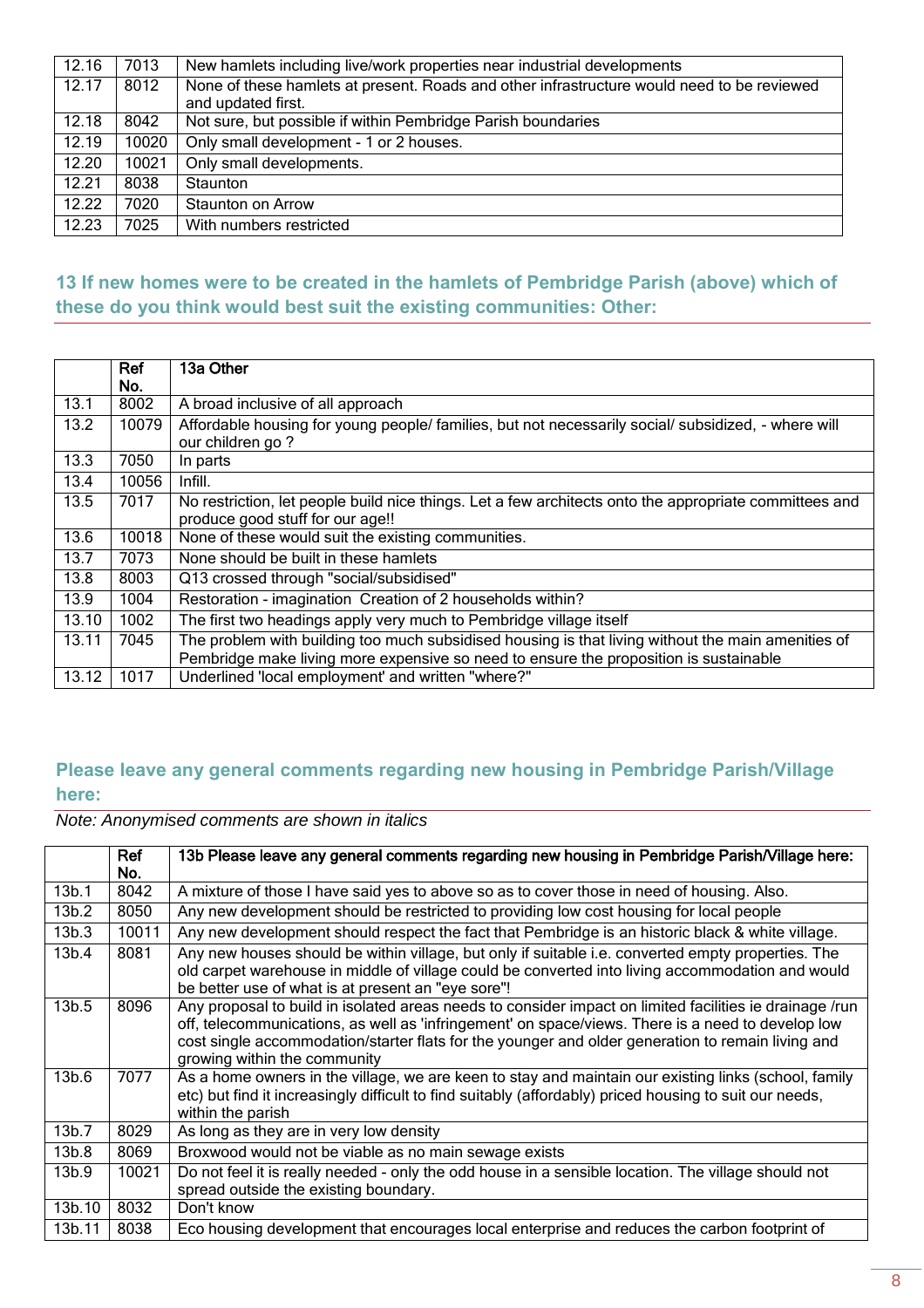| | | |
|---|---|---|
| 12.16 | 7013 | New hamlets including live/work properties near industrial developments |
| 12.17 | 8012 | None of these hamlets at present. Roads and other infrastructure would need to be reviewed and updated first. |
| 12.18 | 8042 | Not sure, but possible if within Pembridge Parish boundaries |
| 12.19 | 10020 | Only small development - 1 or 2 houses. |
| 12.20 | 10021 | Only small developments. |
| 12.21 | 8038 | Staunton |
| 12.22 | 7020 | Staunton on Arrow |
| 12.23 | 7025 | With numbers restricted |

## 13 If new homes were to be created in the hamlets of Pembridge Parish (above) which of these do you think would best suit the existing communities: Other:

| | Ref No. | 13a Other |
|---|---|---|
| 13.1 | 8002 | A broad inclusive of all approach |
| 13.2 | 10079 | Affordable housing for young people/ families, but not necessarily social/ subsidized, - where will our children go ? |
| 13.3 | 7050 | In parts |
| 13.4 | 10056 | Infill. |
| 13.5 | 7017 | No restriction, let people build nice things. Let a few architects onto the appropriate committees and produce good stuff for our age!! |
| 13.6 | 10018 | None of these would suit the existing communities. |
| 13.7 | 7073 | None should be built in these hamlets |
| 13.8 | 8003 | Q13 crossed through "social/subsidised" |
| 13.9 | 1004 | Restoration - imagination Creation of 2 households within? |
| 13.10 | 1002 | The first two headings apply very much to Pembridge village itself |
| 13.11 | 7045 | The problem with building too much subsidised housing is that living without the main amenities of Pembridge make living more expensive so need to ensure the proposition is sustainable |
| 13.12 | 1017 | Underlined 'local employment' and written "where?" |

## Please leave any general comments regarding new housing in Pembridge Parish/Village here:

*Note: Anonymised comments are shown in italics*

| | Ref No. | 13b Please leave any general comments regarding new housing in Pembridge Parish/Village here: |
|---|---|---|
| 13b.1 | 8042 | A mixture of those I have said yes to above so as to cover those in need of housing. Also. |
| 13b.2 | 8050 | Any new development should be restricted to providing low cost housing for local people |
| 13b.3 | 10011 | Any new development should respect the fact that Pembridge is an historic black & white village. |
| 13b.4 | 8081 | Any new houses should be within village, but only if suitable i.e. converted empty properties. The old carpet warehouse in middle of village could be converted into living accommodation and would be better use of what is at present an "eye sore"! |
| 13b.5 | 8096 | Any proposal to build in isolated areas needs to consider impact on limited facilities ie drainage /run off, telecommunications, as well as 'infringement' on space/views. There is a need to develop low cost single accommodation/starter flats for the younger and older generation to remain living and growing within the community |
| 13b.6 | 7077 | As a home owners in the village, we are keen to stay and maintain our existing links (school, family etc) but find it increasingly difficult to find suitably (affordably) priced housing to suit our needs, within the parish |
| 13b.7 | 8029 | As long as they are in very low density |
| 13b.8 | 8069 | Broxwood would not be viable as no main sewage exists |
| 13b.9 | 10021 | Do not feel it is really needed - only the odd house in a sensible location. The village should not spread outside the existing boundary. |
| 13b.10 | 8032 | Don't know |
| 13b.11 | 8038 | Eco housing development that encourages local enterprise and reduces the carbon footprint of |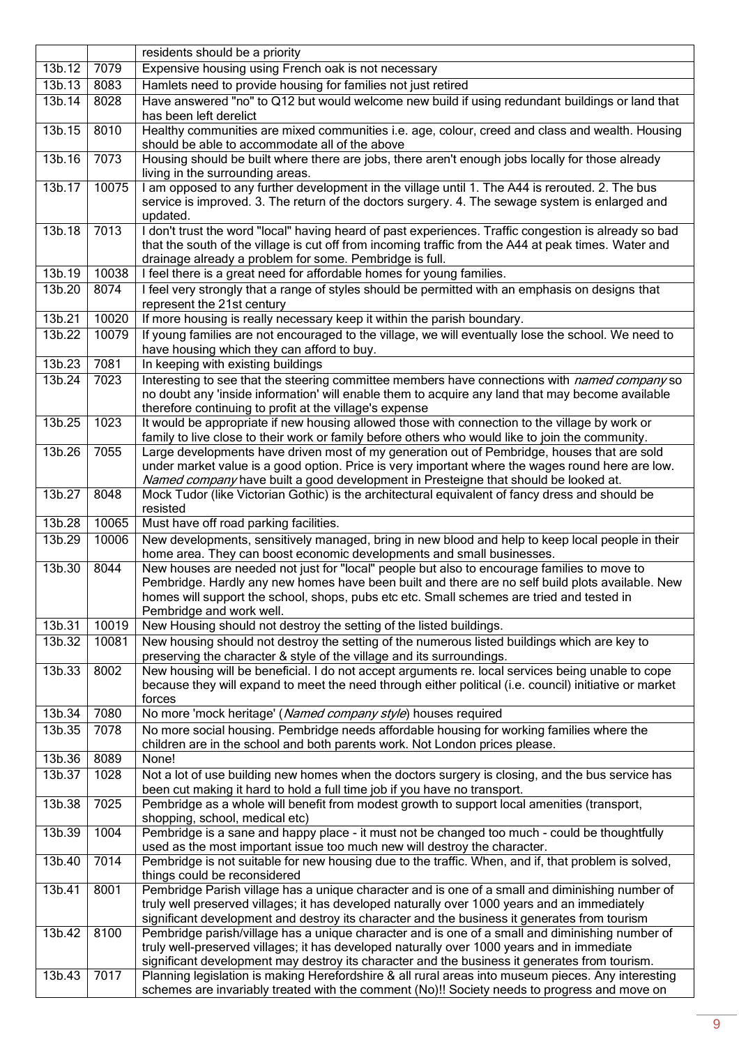| | | |
|---|---|---|
| | | residents should be a priority |
| 13b.12 | 7079 | Expensive housing using French oak is not necessary |
| 13b.13 | 8083 | Hamlets need to provide housing for families not just retired |
| 13b.14 | 8028 | Have answered "no" to Q12 but would welcome new build if using redundant buildings or land that has been left derelict |
| 13b.15 | 8010 | Healthy communities are mixed communities i.e. age, colour, creed and class and wealth. Housing should be able to accommodate all of the above |
| 13b.16 | 7073 | Housing should be built where there are jobs, there aren't enough jobs locally for those already living in the surrounding areas. |
| 13b.17 | 10075 | I am opposed to any further development in the village until 1. The A44 is rerouted. 2. The bus service is improved. 3. The return of the doctors surgery. 4. The sewage system is enlarged and updated. |
| 13b.18 | 7013 | I don't trust the word "local" having heard of past experiences. Traffic congestion is already so bad that the south of the village is cut off from incoming traffic from the A44 at peak times. Water and drainage already a problem for some. Pembridge is full. |
| 13b.19 | 10038 | I feel there is a great need for affordable homes for young families. |
| 13b.20 | 8074 | I feel very strongly that a range of styles should be permitted with an emphasis on designs that represent the 21st century |
| 13b.21 | 10020 | If more housing is really necessary keep it within the parish boundary. |
| 13b.22 | 10079 | If young families are not encouraged to the village, we will eventually lose the school. We need to have housing which they can afford to buy. |
| 13b.23 | 7081 | In keeping with existing buildings |
| 13b.24 | 7023 | Interesting to see that the steering committee members have connections with *named company* so no doubt any 'inside information' will enable them to acquire any land that may become available therefore continuing to profit at the village's expense |
| 13b.25 | 1023 | It would be appropriate if new housing allowed those with connection to the village by work or family to live close to their work or family before others who would like to join the community. |
| 13b.26 | 7055 | Large developments have driven most of my generation out of Pembridge, houses that are sold under market value is a good option. Price is very important where the wages round here are low. *Named company* have built a good development in Presteigne that should be looked at. |
| 13b.27 | 8048 | Mock Tudor (like Victorian Gothic) is the architectural equivalent of fancy dress and should be resisted |
| 13b.28 | 10065 | Must have off road parking facilities. |
| 13b.29 | 10006 | New developments, sensitively managed, bring in new blood and help to keep local people in their home area. They can boost economic developments and small businesses. |
| 13b.30 | 8044 | New houses are needed not just for "local" people but also to encourage families to move to Pembridge. Hardly any new homes have been built and there are no self build plots available. New homes will support the school, shops, pubs etc etc. Small schemes are tried and tested in Pembridge and work well. |
| 13b.31 | 10019 | New Housing should not destroy the setting of the listed buildings. |
| 13b.32 | 10081 | New housing should not destroy the setting of the numerous listed buildings which are key to preserving the character & style of the village and its surroundings. |
| 13b.33 | 8002 | New housing will be beneficial. I do not accept arguments re. local services being unable to cope because they will expand to meet the need through either political (i.e. council) initiative or market forces |
| 13b.34 | 7080 | No more 'mock heritage' (*Named company style*) houses required |
| 13b.35 | 7078 | No more social housing. Pembridge needs affordable housing for working families where the children are in the school and both parents work. Not London prices please. |
| 13b.36 | 8089 | None! |
| 13b.37 | 1028 | Not a lot of use building new homes when the doctors surgery is closing, and the bus service has been cut making it hard to hold a full time job if you have no transport. |
| 13b.38 | 7025 | Pembridge as a whole will benefit from modest growth to support local amenities (transport, shopping, school, medical etc) |
| 13b.39 | 1004 | Pembridge is a sane and happy place - it must not be changed too much - could be thoughtfully used as the most important issue too much new will destroy the character. |
| 13b.40 | 7014 | Pembridge is not suitable for new housing due to the traffic. When, and if, that problem is solved, things could be reconsidered |
| 13b.41 | 8001 | Pembridge Parish village has a unique character and is one of a small and diminishing number of truly well preserved villages; it has developed naturally over 1000 years and an immediately significant development and destroy its character and the business it generates from tourism |
| 13b.42 | 8100 | Pembridge parish/village has a unique character and is one of a small and diminishing number of truly well-preserved villages; it has developed naturally over 1000 years and in immediate significant development may destroy its character and the business it generates from tourism. |
| 13b.43 | 7017 | Planning legislation is making Herefordshire & all rural areas into museum pieces. Any interesting schemes are invariably treated with the comment (No)!! Society needs to progress and move on |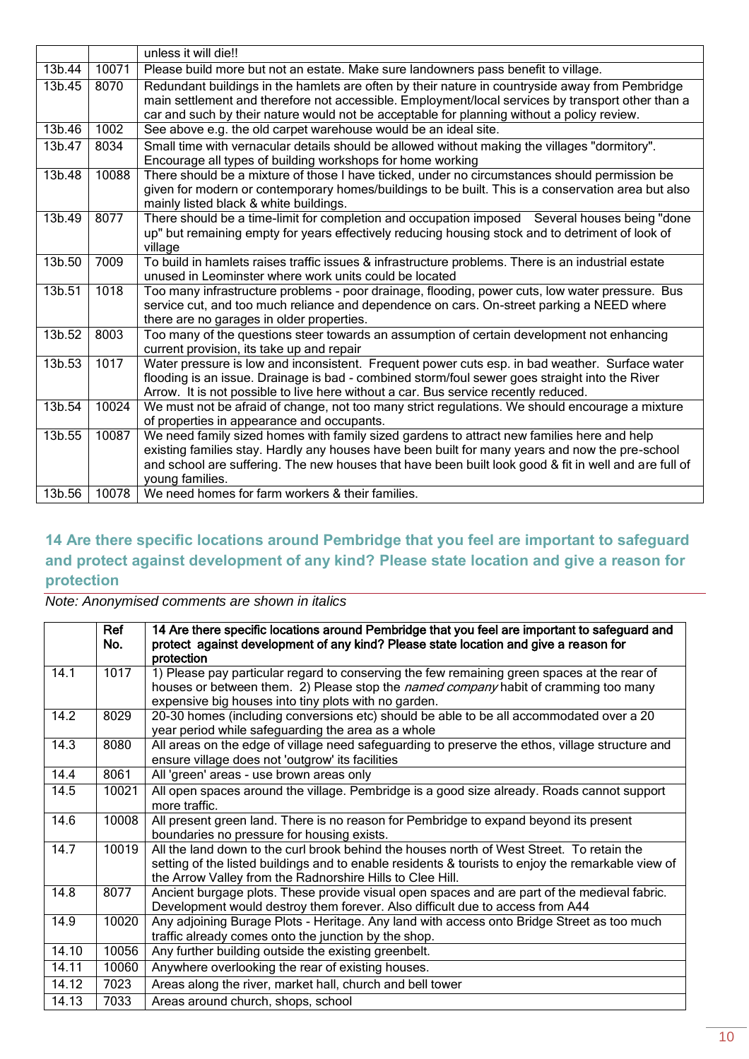| | | unless it will die!! |
|---|---|---|
| 13b.44 | 10071 | Please build more but not an estate. Make sure landowners pass benefit to village. |
| 13b.45 | 8070 | Redundant buildings in the hamlets are often by their nature in countryside away from Pembridge main settlement and therefore not accessible. Employment/local services by transport other than a car and such by their nature would not be acceptable for planning without a policy review. |
| 13b.46 | 1002 | See above e.g. the old carpet warehouse would be an ideal site. |
| 13b.47 | 8034 | Small time with vernacular details should be allowed without making the villages "dormitory". Encourage all types of building workshops for home working |
| 13b.48 | 10088 | There should be a mixture of those I have ticked, under no circumstances should permission be given for modern or contemporary homes/buildings to be built. This is a conservation area but also mainly listed black & white buildings. |
| 13b.49 | 8077 | There should be a time-limit for completion and occupation imposed Several houses being "done up" but remaining empty for years effectively reducing housing stock and to detriment of look of village |
| 13b.50 | 7009 | To build in hamlets raises traffic issues & infrastructure problems. There is an industrial estate unused in Leominster where work units could be located |
| 13b.51 | 1018 | Too many infrastructure problems - poor drainage, flooding, power cuts, low water pressure. Bus service cut, and too much reliance and dependence on cars. On-street parking a NEED where there are no garages in older properties. |
| 13b.52 | 8003 | Too many of the questions steer towards an assumption of certain development not enhancing current provision, its take up and repair |
| 13b.53 | 1017 | Water pressure is low and inconsistent. Frequent power cuts esp. in bad weather. Surface water flooding is an issue. Drainage is bad - combined storm/foul sewer goes straight into the River Arrow. It is not possible to live here without a car. Bus service recently reduced. |
| 13b.54 | 10024 | We must not be afraid of change, not too many strict regulations. We should encourage a mixture of properties in appearance and occupants. |
| 13b.55 | 10087 | We need family sized homes with family sized gardens to attract new families here and help existing families stay. Hardly any houses have been built for many years and now the pre-school and school are suffering. The new houses that have been built look good & fit in well and are full of young families. |
| 13b.56 | 10078 | We need homes for farm workers & their families. |

## 14 Are there specific locations around Pembridge that you feel are important to safeguard and protect against development of any kind? Please state location and give a reason for protection

*Note: Anonymised comments are shown in italics*

| | Ref No. | 14 Are there specific locations around Pembridge that you feel are important to safeguard and protect against development of any kind? Please state location and give a reason for protection |
|---|---|---|
| 14.1 | 1017 | 1) Please pay particular regard to conserving the few remaining green spaces at the rear of houses or between them. 2) Please stop the *named company* habit of cramming too many expensive big houses into tiny plots with no garden. |
| 14.2 | 8029 | 20-30 homes (including conversions etc) should be able to be all accommodated over a 20 year period while safeguarding the area as a whole |
| 14.3 | 8080 | All areas on the edge of village need safeguarding to preserve the ethos, village structure and ensure village does not 'outgrow' its facilities |
| 14.4 | 8061 | All 'green' areas - use brown areas only |
| 14.5 | 10021 | All open spaces around the village. Pembridge is a good size already. Roads cannot support more traffic. |
| 14.6 | 10008 | All present green land. There is no reason for Pembridge to expand beyond its present boundaries no pressure for housing exists. |
| 14.7 | 10019 | All the land down to the curl brook behind the houses north of West Street. To retain the setting of the listed buildings and to enable residents & tourists to enjoy the remarkable view of the Arrow Valley from the Radnorshire Hills to Clee Hill. |
| 14.8 | 8077 | Ancient burgage plots. These provide visual open spaces and are part of the medieval fabric. Development would destroy them forever. Also difficult due to access from A44 |
| 14.9 | 10020 | Any adjoining Burage Plots - Heritage. Any land with access onto Bridge Street as too much traffic already comes onto the junction by the shop. |
| 14.10 | 10056 | Any further building outside the existing greenbelt. |
| 14.11 | 10060 | Anywhere overlooking the rear of existing houses. |
| 14.12 | 7023 | Areas along the river, market hall, church and bell tower |
| 14.13 | 7033 | Areas around church, shops, school |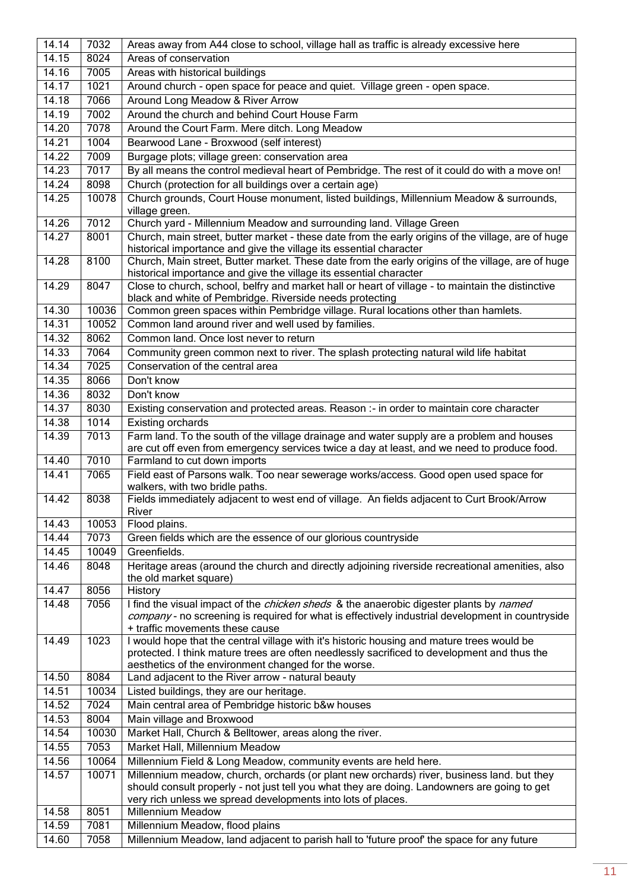| 14.14 | 7032 | Areas away from A44 close to school, village hall as traffic is already excessive here |
|---|---|---|
| 14.15 | 8024 | Areas of conservation |
| 14.16 | 7005 | Areas with historical buildings |
| 14.17 | 1021 | Around church - open space for peace and quiet. Village green - open space. |
| 14.18 | 7066 | Around Long Meadow & River Arrow |
| 14.19 | 7002 | Around the church and behind Court House Farm |
| 14.20 | 7078 | Around the Court Farm. Mere ditch. Long Meadow |
| 14.21 | 1004 | Bearwood Lane - Broxwood (self interest) |
| 14.22 | 7009 | Burgage plots; village green: conservation area |
| 14.23 | 7017 | By all means the control medieval heart of Pembridge. The rest of it could do with a move on! |
| 14.24 | 8098 | Church (protection for all buildings over a certain age) |
| 14.25 | 10078 | Church grounds, Court House monument, listed buildings, Millennium Meadow & surrounds, village green. |
| 14.26 | 7012 | Church yard - Millennium Meadow and surrounding land. Village Green |
| 14.27 | 8001 | Church, main street, butter market - these date from the early origins of the village, are of huge historical importance and give the village its essential character |
| 14.28 | 8100 | Church, Main street, Butter market. These date from the early origins of the village, are of huge historical importance and give the village its essential character |
| 14.29 | 8047 | Close to church, school, belfry and market hall or heart of village - to maintain the distinctive black and white of Pembridge. Riverside needs protecting |
| 14.30 | 10036 | Common green spaces within Pembridge village. Rural locations other than hamlets. |
| 14.31 | 10052 | Common land around river and well used by families. |
| 14.32 | 8062 | Common land. Once lost never to return |
| 14.33 | 7064 | Community green common next to river. The splash protecting natural wild life habitat |
| 14.34 | 7025 | Conservation of the central area |
| 14.35 | 8066 | Don't know |
| 14.36 | 8032 | Don't know |
| 14.37 | 8030 | Existing conservation and protected areas. Reason :- in order to maintain core character |
| 14.38 | 1014 | Existing orchards |
| 14.39 | 7013 | Farm land. To the south of the village drainage and water supply are a problem and houses are cut off even from emergency services twice a day at least, and we need to produce food. |
| 14.40 | 7010 | Farmland to cut down imports |
| 14.41 | 7065 | Field east of Parsons walk. Too near sewerage works/access. Good open used space for walkers, with two bridle paths. |
| 14.42 | 8038 | Fields immediately adjacent to west end of village. An fields adjacent to Curt Brook/Arrow River |
| 14.43 | 10053 | Flood plains. |
| 14.44 | 7073 | Green fields which are the essence of our glorious countryside |
| 14.45 | 10049 | Greenfields. |
| 14.46 | 8048 | Heritage areas (around the church and directly adjoining riverside recreational amenities, also the old market square) |
| 14.47 | 8056 | History |
| 14.48 | 7056 | I find the visual impact of the *chicken sheds* & the anaerobic digester plants by *named company* - no screening is required for what is effectively industrial development in countryside + traffic movements these cause |
| 14.49 | 1023 | I would hope that the central village with it's historic housing and mature trees would be protected. I think mature trees are often needlessly sacrificed to development and thus the aesthetics of the environment changed for the worse. |
| 14.50 | 8084 | Land adjacent to the River arrow - natural beauty |
| 14.51 | 10034 | Listed buildings, they are our heritage. |
| 14.52 | 7024 | Main central area of Pembridge historic b&w houses |
| 14.53 | 8004 | Main village and Broxwood |
| 14.54 | 10030 | Market Hall, Church & Belltower, areas along the river. |
| 14.55 | 7053 | Market Hall, Millennium Meadow |
| 14.56 | 10064 | Millennium Field & Long Meadow, community events are held here. |
| 14.57 | 10071 | Millennium meadow, church, orchards (or plant new orchards) river, business land. but they should consult properly - not just tell you what they are doing. Landowners are going to get very rich unless we spread developments into lots of places. |
| 14.58 | 8051 | Millennium Meadow |
| 14.59 | 7081 | Millennium Meadow, flood plains |
| 14.60 | 7058 | Millennium Meadow, land adjacent to parish hall to 'future proof' the space for any future |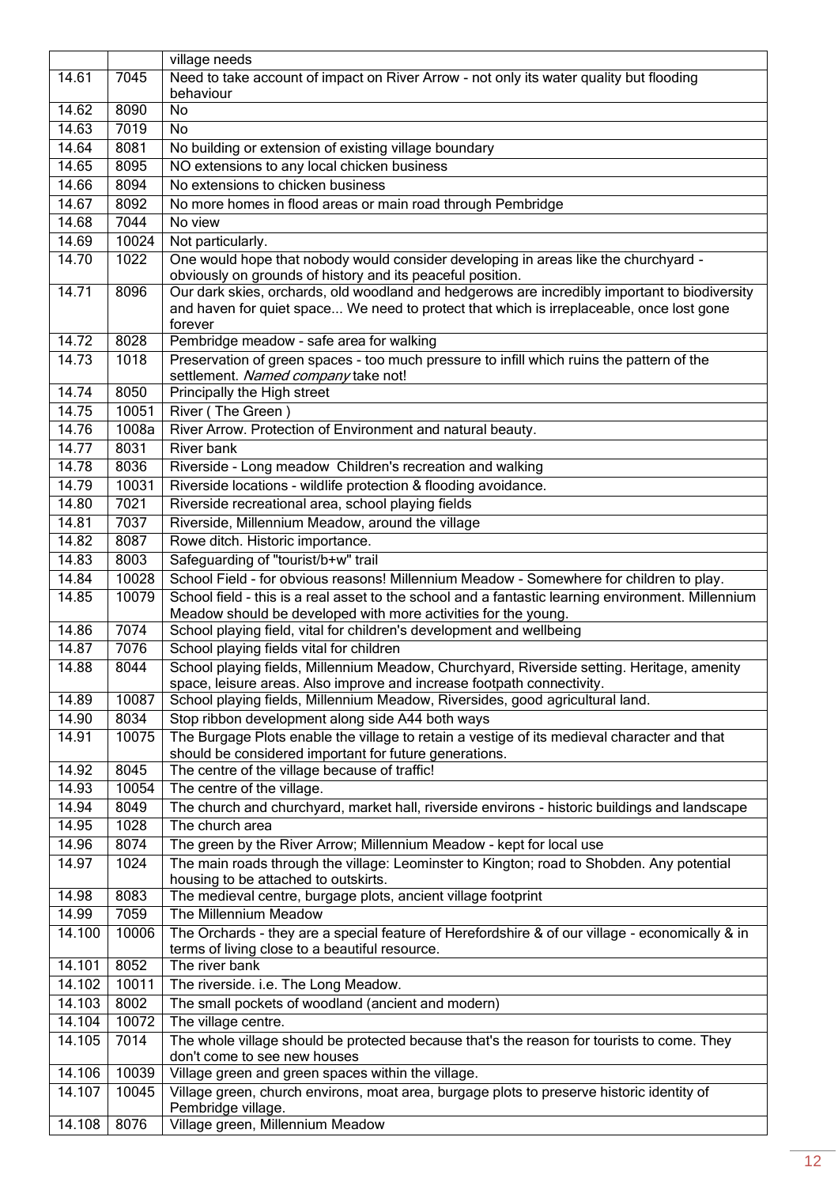| | | village needs |
|---|---|---|
| 14.61 | 7045 | Need to take account of impact on River Arrow - not only its water quality but flooding behaviour |
| 14.62 | 8090 | No |
| 14.63 | 7019 | No |
| 14.64 | 8081 | No building or extension of existing village boundary |
| 14.65 | 8095 | NO extensions to any local chicken business |
| 14.66 | 8094 | No extensions to chicken business |
| 14.67 | 8092 | No more homes in flood areas or main road through Pembridge |
| 14.68 | 7044 | No view |
| 14.69 | 10024 | Not particularly. |
| 14.70 | 1022 | One would hope that nobody would consider developing in areas like the churchyard - obviously on grounds of history and its peaceful position. |
| 14.71 | 8096 | Our dark skies, orchards, old woodland and hedgerows are incredibly important to biodiversity and haven for quiet space... We need to protect that which is irreplaceable, once lost gone forever |
| 14.72 | 8028 | Pembridge meadow - safe area for walking |
| 14.73 | 1018 | Preservation of green spaces - too much pressure to infill which ruins the pattern of the settlement. *Named company* take not! |
| 14.74 | 8050 | Principally the High street |
| 14.75 | 10051 | River ( The Green ) |
| 14.76 | 1008a | River Arrow. Protection of Environment and natural beauty. |
| 14.77 | 8031 | River bank |
| 14.78 | 8036 | Riverside - Long meadow Children's recreation and walking |
| 14.79 | 10031 | Riverside locations - wildlife protection & flooding avoidance. |
| 14.80 | 7021 | Riverside recreational area, school playing fields |
| 14.81 | 7037 | Riverside, Millennium Meadow, around the village |
| 14.82 | 8087 | Rowe ditch. Historic importance. |
| 14.83 | 8003 | Safeguarding of "tourist/b+w" trail |
| 14.84 | 10028 | School Field - for obvious reasons! Millennium Meadow - Somewhere for children to play. |
| 14.85 | 10079 | School field - this is a real asset to the school and a fantastic learning environment. Millennium Meadow should be developed with more activities for the young. |
| 14.86 | 7074 | School playing field, vital for children's development and wellbeing |
| 14.87 | 7076 | School playing fields vital for children |
| 14.88 | 8044 | School playing fields, Millennium Meadow, Churchyard, Riverside setting. Heritage, amenity space, leisure areas. Also improve and increase footpath connectivity. |
| 14.89 | 10087 | School playing fields, Millennium Meadow, Riversides, good agricultural land. |
| 14.90 | 8034 | Stop ribbon development along side A44 both ways |
| 14.91 | 10075 | The Burgage Plots enable the village to retain a vestige of its medieval character and that should be considered important for future generations. |
| 14.92 | 8045 | The centre of the village because of traffic! |
| 14.93 | 10054 | The centre of the village. |
| 14.94 | 8049 | The church and churchyard, market hall, riverside environs - historic buildings and landscape |
| 14.95 | 1028 | The church area |
| 14.96 | 8074 | The green by the River Arrow; Millennium Meadow - kept for local use |
| 14.97 | 1024 | The main roads through the village: Leominster to Kington; road to Shobden. Any potential housing to be attached to outskirts. |
| 14.98 | 8083 | The medieval centre, burgage plots, ancient village footprint |
| 14.99 | 7059 | The Millennium Meadow |
| 14.100 | 10006 | The Orchards - they are a special feature of Herefordshire & of our village - economically & in terms of living close to a beautiful resource. |
| 14.101 | 8052 | The river bank |
| 14.102 | 10011 | The riverside. i.e. The Long Meadow. |
| 14.103 | 8002 | The small pockets of woodland (ancient and modern) |
| 14.104 | 10072 | The village centre. |
| 14.105 | 7014 | The whole village should be protected because that's the reason for tourists to come. They don't come to see new houses |
| 14.106 | 10039 | Village green and green spaces within the village. |
| 14.107 | 10045 | Village green, church environs, moat area, burgage plots to preserve historic identity of Pembridge village. |
| 14.108 | 8076 | Village green, Millennium Meadow |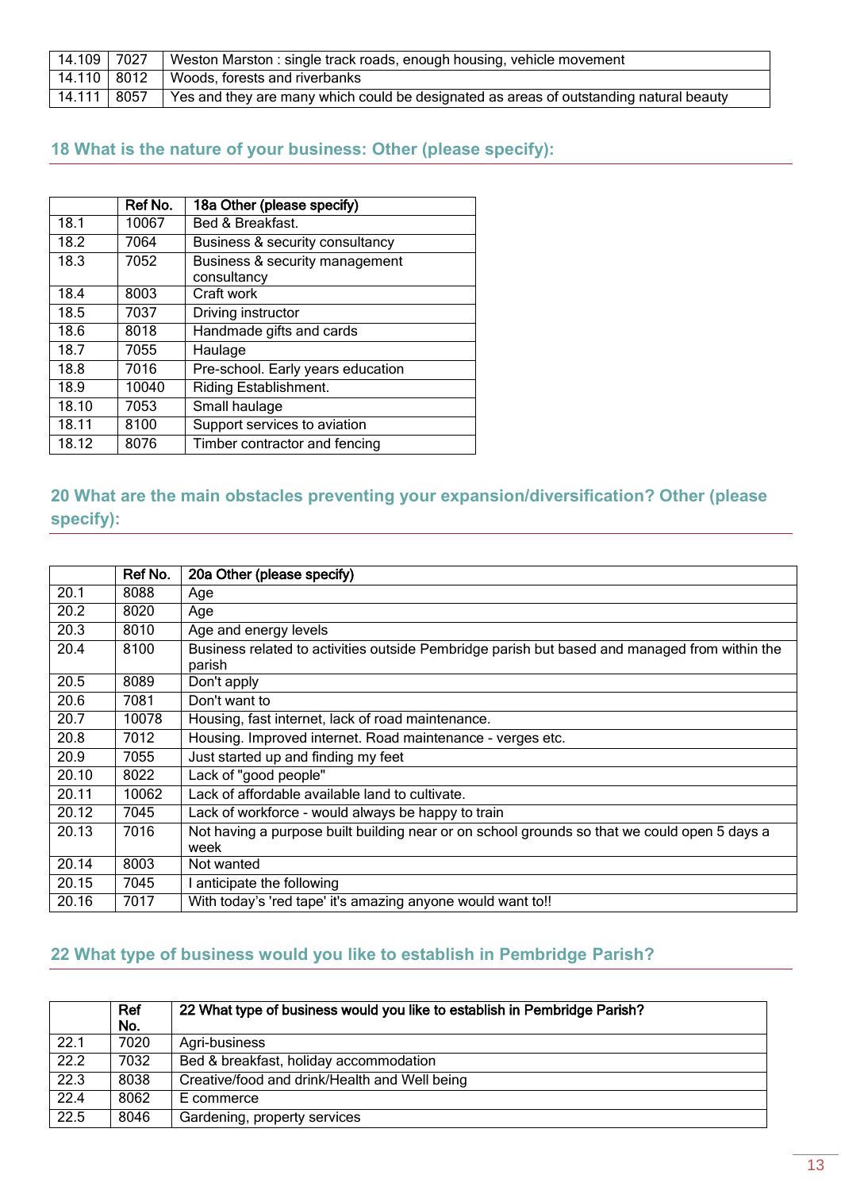| 14.109 | 7027 | Weston Marston : single track roads, enough housing, vehicle movement |
|---|---|---|
| 14.110 | 8012 | Woods, forests and riverbanks |
| 14.111 | 8057 | Yes and they are many which could be designated as areas of outstanding natural beauty |

## 18 What is the nature of your business: Other (please specify):

| | Ref No. | 18a Other (please specify) |
|---|---|---|
| 18.1 | 10067 | Bed & Breakfast. |
| 18.2 | 7064 | Business & security consultancy |
| 18.3 | 7052 | Business & security management consultancy |
| 18.4 | 8003 | Craft work |
| 18.5 | 7037 | Driving instructor |
| 18.6 | 8018 | Handmade gifts and cards |
| 18.7 | 7055 | Haulage |
| 18.8 | 7016 | Pre-school. Early years education |
| 18.9 | 10040 | Riding Establishment. |
| 18.10 | 7053 | Small haulage |
| 18.11 | 8100 | Support services to aviation |
| 18.12 | 8076 | Timber contractor and fencing |

## 20 What are the main obstacles preventing your expansion/diversification? Other (please specify):

| | Ref No. | 20a Other (please specify) |
|---|---|---|
| 20.1 | 8088 | Age |
| 20.2 | 8020 | Age |
| 20.3 | 8010 | Age and energy levels |
| 20.4 | 8100 | Business related to activities outside Pembridge parish but based and managed from within the parish |
| 20.5 | 8089 | Don't apply |
| 20.6 | 7081 | Don't want to |
| 20.7 | 10078 | Housing, fast internet, lack of road maintenance. |
| 20.8 | 7012 | Housing. Improved internet. Road maintenance - verges etc. |
| 20.9 | 7055 | Just started up and finding my feet |
| 20.10 | 8022 | Lack of "good people" |
| 20.11 | 10062 | Lack of affordable available land to cultivate. |
| 20.12 | 7045 | Lack of workforce - would always be happy to train |
| 20.13 | 7016 | Not having a purpose built building near or on school grounds so that we could open 5 days a week |
| 20.14 | 8003 | Not wanted |
| 20.15 | 7045 | I anticipate the following |
| 20.16 | 7017 | With today's 'red tape' it's amazing anyone would want to!! |

## 22 What type of business would you like to establish in Pembridge Parish?

| | Ref No. | 22 What type of business would you like to establish in Pembridge Parish? |
|---|---|---|
| 22.1 | 7020 | Agri-business |
| 22.2 | 7032 | Bed & breakfast, holiday accommodation |
| 22.3 | 8038 | Creative/food and drink/Health and Well being |
| 22.4 | 8062 | E commerce |
| 22.5 | 8046 | Gardening, property services |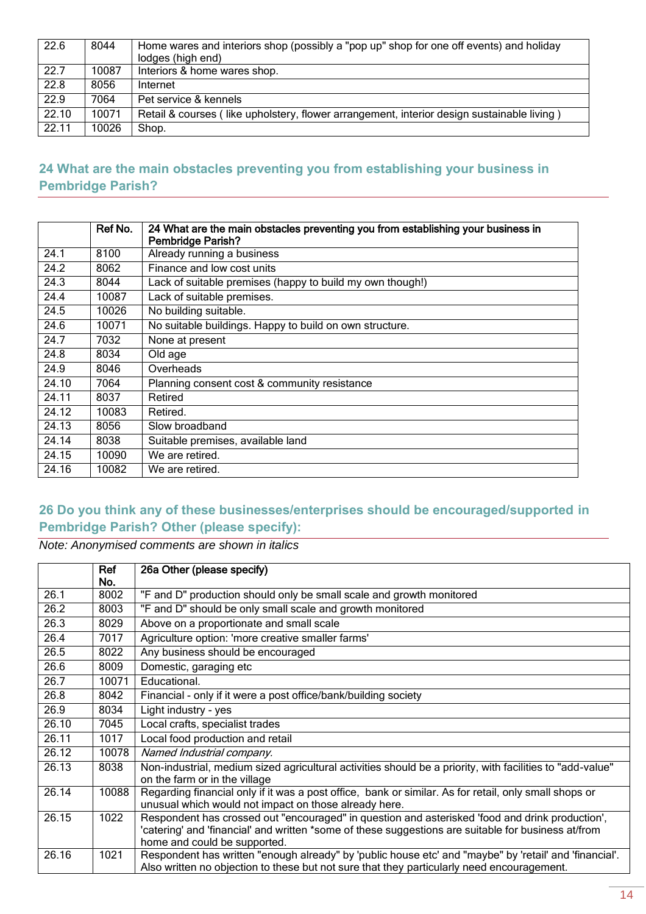| | | |
|---|---|---|
| 22.6 | 8044 | Home wares and interiors shop (possibly a "pop up" shop for one off events) and holiday lodges (high end) |
| 22.7 | 10087 | Interiors & home wares shop. |
| 22.8 | 8056 | Internet |
| 22.9 | 7064 | Pet service & kennels |
| 22.10 | 10071 | Retail & courses ( like upholstery, flower arrangement, interior design sustainable living ) |
| 22.11 | 10026 | Shop. |

## 24 What are the main obstacles preventing you from establishing your business in Pembridge Parish?

| | Ref No. | 24 What are the main obstacles preventing you from establishing your business in Pembridge Parish? |
|---|---|---|
| 24.1 | 8100 | Already running a business |
| 24.2 | 8062 | Finance and low cost units |
| 24.3 | 8044 | Lack of suitable premises (happy to build my own though!) |
| 24.4 | 10087 | Lack of suitable premises. |
| 24.5 | 10026 | No building suitable. |
| 24.6 | 10071 | No suitable buildings. Happy to build on own structure. |
| 24.7 | 7032 | None at present |
| 24.8 | 8034 | Old age |
| 24.9 | 8046 | Overheads |
| 24.10 | 7064 | Planning consent cost & community resistance |
| 24.11 | 8037 | Retired |
| 24.12 | 10083 | Retired. |
| 24.13 | 8056 | Slow broadband |
| 24.14 | 8038 | Suitable premises, available land |
| 24.15 | 10090 | We are retired. |
| 24.16 | 10082 | We are retired. |

## 26 Do you think any of these businesses/enterprises should be encouraged/supported in Pembridge Parish? Other (please specify):

*Note: Anonymised comments are shown in italics*

| | Ref No. | 26a Other (please specify) |
|---|---|---|
| 26.1 | 8002 | "F and D" production should only be small scale and growth monitored |
| 26.2 | 8003 | "F and D" should be only small scale and growth monitored |
| 26.3 | 8029 | Above on a proportionate and small scale |
| 26.4 | 7017 | Agriculture option: 'more creative smaller farms' |
| 26.5 | 8022 | Any business should be encouraged |
| 26.6 | 8009 | Domestic, garaging etc |
| 26.7 | 10071 | Educational. |
| 26.8 | 8042 | Financial - only if it were a post office/bank/building society |
| 26.9 | 8034 | Light industry - yes |
| 26.10 | 7045 | Local crafts, specialist trades |
| 26.11 | 1017 | Local food production and retail |
| 26.12 | 10078 | *Named Industrial company.* |
| 26.13 | 8038 | Non-industrial, medium sized agricultural activities should be a priority, with facilities to "add-value" on the farm or in the village |
| 26.14 | 10088 | Regarding financial only if it was a post office, bank or similar. As for retail, only small shops or unusual which would not impact on those already here. |
| 26.15 | 1022 | Respondent has crossed out "encouraged" in question and asterisked 'food and drink production', 'catering' and 'financial' and written *some of these suggestions are suitable for business at/from home and could be supported. |
| 26.16 | 1021 | Respondent has written "enough already" by 'public house etc' and "maybe" by 'retail' and 'financial'. Also written no objection to these but not sure that they particularly need encouragement. |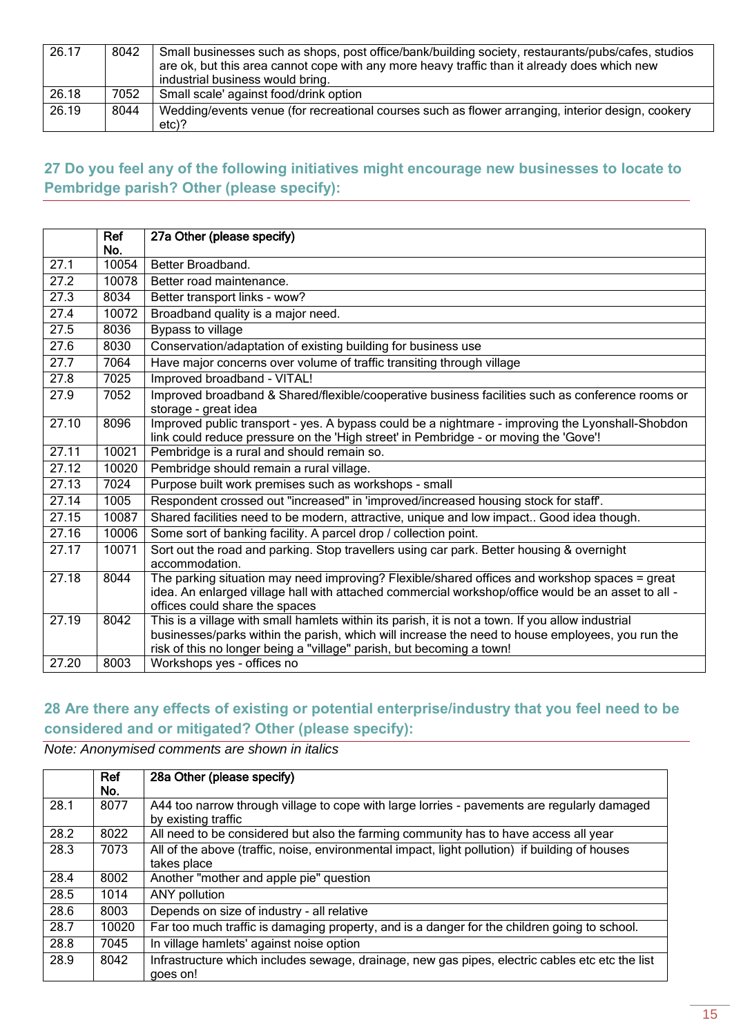| | | |
|---|---|---|
| 26.17 | 8042 | Small businesses such as shops, post office/bank/building society, restaurants/pubs/cafes, studios are ok, but this area cannot cope with any more heavy traffic than it already does which new industrial business would bring. |
| 26.18 | 7052 | Small scale' against food/drink option |
| 26.19 | 8044 | Wedding/events venue (for recreational courses such as flower arranging, interior design, cookery etc)? |

## 27 Do you feel any of the following initiatives might encourage new businesses to locate to Pembridge parish? Other (please specify):

| | Ref No. | 27a Other (please specify) |
|---|---|---|
| 27.1 | 10054 | Better Broadband. |
| 27.2 | 10078 | Better road maintenance. |
| 27.3 | 8034 | Better transport links - wow? |
| 27.4 | 10072 | Broadband quality is a major need. |
| 27.5 | 8036 | Bypass to village |
| 27.6 | 8030 | Conservation/adaptation of existing building for business use |
| 27.7 | 7064 | Have major concerns over volume of traffic transiting through village |
| 27.8 | 7025 | Improved broadband - VITAL! |
| 27.9 | 7052 | Improved broadband & Shared/flexible/cooperative business facilities such as conference rooms or storage - great idea |
| 27.10 | 8096 | Improved public transport - yes. A bypass could be a nightmare - improving the Lyonshall-Shobdon link could reduce pressure on the 'High street' in Pembridge - or moving the 'Gove'! |
| 27.11 | 10021 | Pembridge is a rural and should remain so. |
| 27.12 | 10020 | Pembridge should remain a rural village. |
| 27.13 | 7024 | Purpose built work premises such as workshops - small |
| 27.14 | 1005 | Respondent crossed out "increased" in 'improved/increased housing stock for staff'. |
| 27.15 | 10087 | Shared facilities need to be modern, attractive, unique and low impact.. Good idea though. |
| 27.16 | 10006 | Some sort of banking facility. A parcel drop / collection point. |
| 27.17 | 10071 | Sort out the road and parking. Stop travellers using car park. Better housing & overnight accommodation. |
| 27.18 | 8044 | The parking situation may need improving? Flexible/shared offices and workshop spaces = great idea. An enlarged village hall with attached commercial workshop/office would be an asset to all - offices could share the spaces |
| 27.19 | 8042 | This is a village with small hamlets within its parish, it is not a town. If you allow industrial businesses/parks within the parish, which will increase the need to house employees, you run the risk of this no longer being a "village" parish, but becoming a town! |
| 27.20 | 8003 | Workshops yes - offices no |

## 28 Are there any effects of existing or potential enterprise/industry that you feel need to be considered and or mitigated? Other (please specify):

*Note: Anonymised comments are shown in italics*

| | Ref No. | 28a Other (please specify) |
|---|---|---|
| 28.1 | 8077 | A44 too narrow through village to cope with large lorries - pavements are regularly damaged by existing traffic |
| 28.2 | 8022 | All need to be considered but also the farming community has to have access all year |
| 28.3 | 7073 | All of the above (traffic, noise, environmental impact, light pollution) if building of houses takes place |
| 28.4 | 8002 | Another "mother and apple pie" question |
| 28.5 | 1014 | ANY pollution |
| 28.6 | 8003 | Depends on size of industry - all relative |
| 28.7 | 10020 | Far too much traffic is damaging property, and is a danger for the children going to school. |
| 28.8 | 7045 | In village hamlets' against noise option |
| 28.9 | 8042 | Infrastructure which includes sewage, drainage, new gas pipes, electric cables etc etc the list goes on! |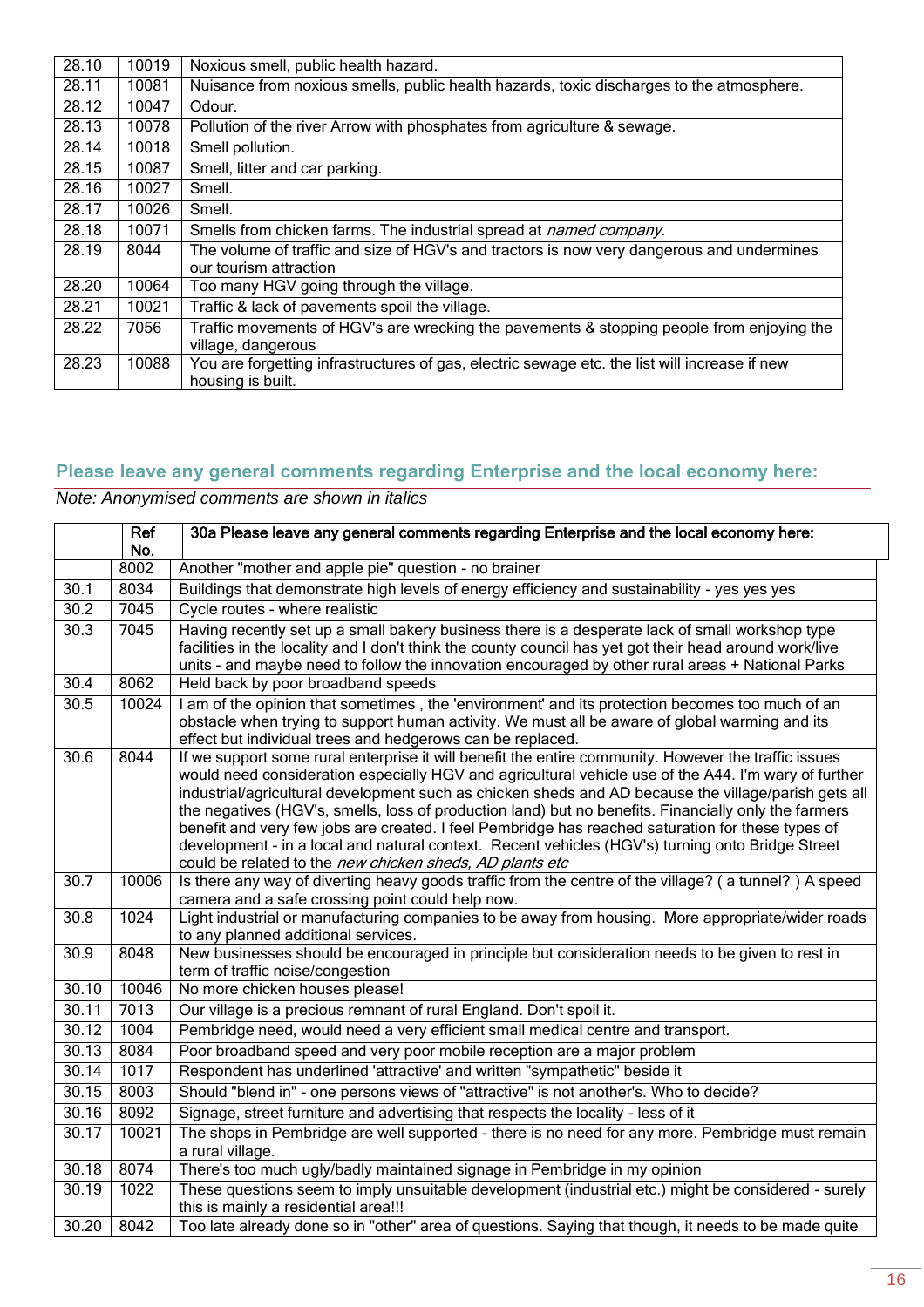| | | |
|---|---|---|
| 28.10 | 10019 | Noxious smell, public health hazard. |
| 28.11 | 10081 | Nuisance from noxious smells, public health hazards, toxic discharges to the atmosphere. |
| 28.12 | 10047 | Odour. |
| 28.13 | 10078 | Pollution of the river Arrow with phosphates from agriculture & sewage. |
| 28.14 | 10018 | Smell pollution. |
| 28.15 | 10087 | Smell, litter and car parking. |
| 28.16 | 10027 | Smell. |
| 28.17 | 10026 | Smell. |
| 28.18 | 10071 | Smells from chicken farms. The industrial spread at *named company*. |
| 28.19 | 8044 | The volume of traffic and size of HGV's and tractors is now very dangerous and undermines our tourism attraction |
| 28.20 | 10064 | Too many HGV going through the village. |
| 28.21 | 10021 | Traffic & lack of pavements spoil the village. |
| 28.22 | 7056 | Traffic movements of HGV's are wrecking the pavements & stopping people from enjoying the village, dangerous |
| 28.23 | 10088 | You are forgetting infrastructures of gas, electric sewage etc. the list will increase if new housing is built. |

## Please leave any general comments regarding Enterprise and the local economy here:

*Note: Anonymised comments are shown in italics*

| | Ref No. | 30a Please leave any general comments regarding Enterprise and the local economy here: |
|---|---|---|
| | 8002 | Another "mother and apple pie" question - no brainer |
| 30.1 | 8034 | Buildings that demonstrate high levels of energy efficiency and sustainability - yes yes yes |
| 30.2 | 7045 | Cycle routes - where realistic |
| 30.3 | 7045 | Having recently set up a small bakery business there is a desperate lack of small workshop type facilities in the locality and I don't think the county council has yet got their head around work/live units - and maybe need to follow the innovation encouraged by other rural areas + National Parks |
| 30.4 | 8062 | Held back by poor broadband speeds |
| 30.5 | 10024 | I am of the opinion that sometimes , the 'environment' and its protection becomes too much of an obstacle when trying to support human activity. We must all be aware of global warming and its effect but individual trees and hedgerows can be replaced. |
| 30.6 | 8044 | If we support some rural enterprise it will benefit the entire community. However the traffic issues would need consideration especially HGV and agricultural vehicle use of the A44. I'm wary of further industrial/agricultural development such as chicken sheds and AD because the village/parish gets all the negatives (HGV's, smells, loss of production land) but no benefits. Financially only the farmers benefit and very few jobs are created. I feel Pembridge has reached saturation for these types of development - in a local and natural context. Recent vehicles (HGV's) turning onto Bridge Street could be related to the *new chicken sheds, AD plants etc* |
| 30.7 | 10006 | Is there any way of diverting heavy goods traffic from the centre of the village? ( a tunnel? ) A speed camera and a safe crossing point could help now. |
| 30.8 | 1024 | Light industrial or manufacturing companies to be away from housing. More appropriate/wider roads to any planned additional services. |
| 30.9 | 8048 | New businesses should be encouraged in principle but consideration needs to be given to rest in term of traffic noise/congestion |
| 30.10 | 10046 | No more chicken houses please! |
| 30.11 | 7013 | Our village is a precious remnant of rural England. Don't spoil it. |
| 30.12 | 1004 | Pembridge need, would need a very efficient small medical centre and transport. |
| 30.13 | 8084 | Poor broadband speed and very poor mobile reception are a major problem |
| 30.14 | 1017 | Respondent has underlined 'attractive' and written "sympathetic" beside it |
| 30.15 | 8003 | Should "blend in" - one persons views of "attractive" is not another's. Who to decide? |
| 30.16 | 8092 | Signage, street furniture and advertising that respects the locality - less of it |
| 30.17 | 10021 | The shops in Pembridge are well supported - there is no need for any more. Pembridge must remain a rural village. |
| 30.18 | 8074 | There's too much ugly/badly maintained signage in Pembridge in my opinion |
| 30.19 | 1022 | These questions seem to imply unsuitable development (industrial etc.) might be considered - surely this is mainly a residential area!!! |
| 30.20 | 8042 | Too late already done so in "other" area of questions. Saying that though, it needs to be made quite |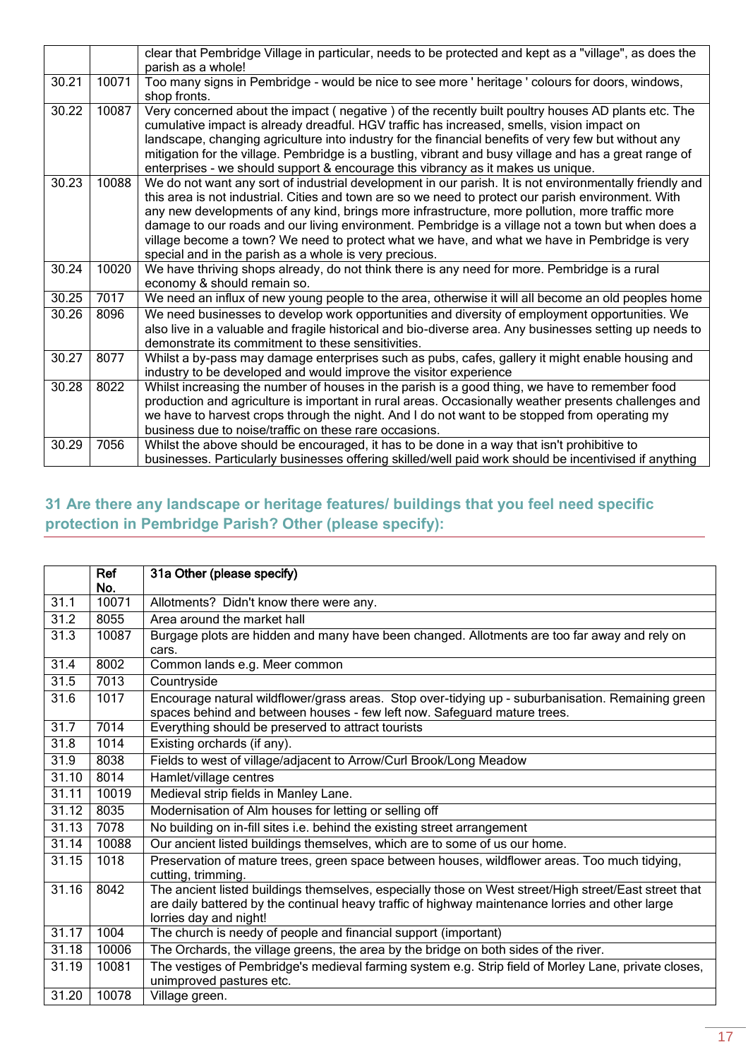| | | |
|---|---|---|
| | | clear that Pembridge Village in particular, needs to be protected and kept as a "village", as does the parish as a whole! |
| 30.21 | 10071 | Too many signs in Pembridge - would be nice to see more ' heritage ' colours for doors, windows, shop fronts. |
| 30.22 | 10087 | Very concerned about the impact ( negative ) of the recently built poultry houses AD plants etc. The cumulative impact is already dreadful. HGV traffic has increased, smells, vision impact on landscape, changing agriculture into industry for the financial benefits of very few but without any mitigation for the village. Pembridge is a bustling, vibrant and busy village and has a great range of enterprises - we should support & encourage this vibrancy as it makes us unique. |
| 30.23 | 10088 | We do not want any sort of industrial development in our parish. It is not environmentally friendly and this area is not industrial. Cities and town are so we need to protect our parish environment. With any new developments of any kind, brings more infrastructure, more pollution, more traffic more damage to our roads and our living environment. Pembridge is a village not a town but when does a village become a town? We need to protect what we have, and what we have in Pembridge is very special and in the parish as a whole is very precious. |
| 30.24 | 10020 | We have thriving shops already, do not think there is any need for more. Pembridge is a rural economy & should remain so. |
| 30.25 | 7017 | We need an influx of new young people to the area, otherwise it will all become an old peoples home |
| 30.26 | 8096 | We need businesses to develop work opportunities and diversity of employment opportunities. We also live in a valuable and fragile historical and bio-diverse area. Any businesses setting up needs to demonstrate its commitment to these sensitivities. |
| 30.27 | 8077 | Whilst a by-pass may damage enterprises such as pubs, cafes, gallery it might enable housing and industry to be developed and would improve the visitor experience |
| 30.28 | 8022 | Whilst increasing the number of houses in the parish is a good thing, we have to remember food production and agriculture is important in rural areas. Occasionally weather presents challenges and we have to harvest crops through the night. And I do not want to be stopped from operating my business due to noise/traffic on these rare occasions. |
| 30.29 | 7056 | Whilst the above should be encouraged, it has to be done in a way that isn't prohibitive to businesses. Particularly businesses offering skilled/well paid work should be incentivised if anything |

## 31 Are there any landscape or heritage features/ buildings that you feel need specific protection in Pembridge Parish? Other (please specify):

| | Ref No. | 31a Other (please specify) |
|---|---|---|
| 31.1 | 10071 | Allotments? Didn't know there were any. |
| 31.2 | 8055 | Area around the market hall |
| 31.3 | 10087 | Burgage plots are hidden and many have been changed. Allotments are too far away and rely on cars. |
| 31.4 | 8002 | Common lands e.g. Meer common |
| 31.5 | 7013 | Countryside |
| 31.6 | 1017 | Encourage natural wildflower/grass areas. Stop over-tidying up - suburbanisation. Remaining green spaces behind and between houses - few left now. Safeguard mature trees. |
| 31.7 | 7014 | Everything should be preserved to attract tourists |
| 31.8 | 1014 | Existing orchards (if any). |
| 31.9 | 8038 | Fields to west of village/adjacent to Arrow/Curl Brook/Long Meadow |
| 31.10 | 8014 | Hamlet/village centres |
| 31.11 | 10019 | Medieval strip fields in Manley Lane. |
| 31.12 | 8035 | Modernisation of Alm houses for letting or selling off |
| 31.13 | 7078 | No building on in-fill sites i.e. behind the existing street arrangement |
| 31.14 | 10088 | Our ancient listed buildings themselves, which are to some of us our home. |
| 31.15 | 1018 | Preservation of mature trees, green space between houses, wildflower areas. Too much tidying, cutting, trimming. |
| 31.16 | 8042 | The ancient listed buildings themselves, especially those on West street/High street/East street that are daily battered by the continual heavy traffic of highway maintenance lorries and other large lorries day and night! |
| 31.17 | 1004 | The church is needy of people and financial support (important) |
| 31.18 | 10006 | The Orchards, the village greens, the area by the bridge on both sides of the river. |
| 31.19 | 10081 | The vestiges of Pembridge's medieval farming system e.g. Strip field of Morley Lane, private closes, unimproved pastures etc. |
| 31.20 | 10078 | Village green. |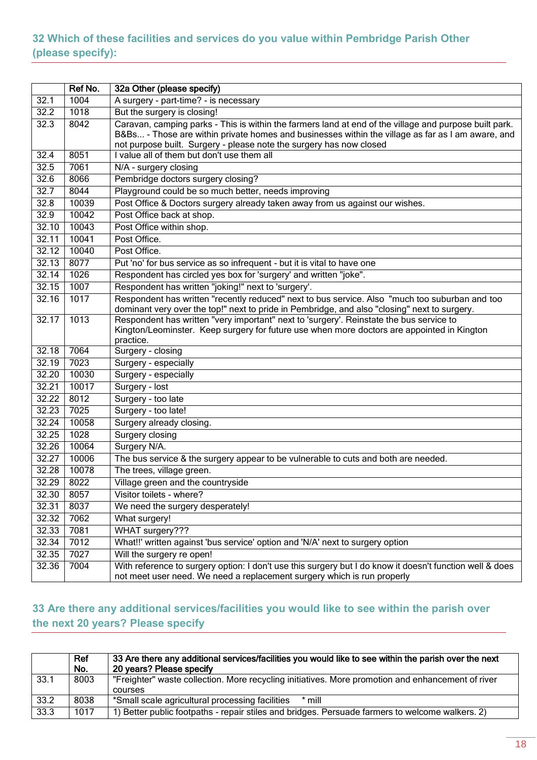## 32 Which of these facilities and services do you value within Pembridge Parish Other (please specify):

| | Ref No. | 32a Other (please specify) |
|---|---|---|
| 32.1 | 1004 | A surgery - part-time? - is necessary |
| 32.2 | 1018 | But the surgery is closing! |
| 32.3 | 8042 | Caravan, camping parks - This is within the farmers land at end of the village and purpose built park. B&Bs... - Those are within private homes and businesses within the village as far as I am aware, and not purpose built. Surgery - please note the surgery has now closed |
| 32.4 | 8051 | I value all of them but don't use them all |
| 32.5 | 7061 | N/A - surgery closing |
| 32.6 | 8066 | Pembridge doctors surgery closing? |
| 32.7 | 8044 | Playground could be so much better, needs improving |
| 32.8 | 10039 | Post Office & Doctors surgery already taken away from us against our wishes. |
| 32.9 | 10042 | Post Office back at shop. |
| 32.10 | 10043 | Post Office within shop. |
| 32.11 | 10041 | Post Office. |
| 32.12 | 10040 | Post Office. |
| 32.13 | 8077 | Put 'no' for bus service as so infrequent - but it is vital to have one |
| 32.14 | 1026 | Respondent has circled yes box for 'surgery' and written "joke". |
| 32.15 | 1007 | Respondent has written "joking!" next to 'surgery'. |
| 32.16 | 1017 | Respondent has written "recently reduced" next to bus service. Also "much too suburban and too dominant very over the top!" next to pride in Pembridge, and also "closing" next to surgery. |
| 32.17 | 1013 | Respondent has written "very important" next to 'surgery'. Reinstate the bus service to Kington/Leominster. Keep surgery for future use when more doctors are appointed in Kington practice. |
| 32.18 | 7064 | Surgery - closing |
| 32.19 | 7023 | Surgery - especially |
| 32.20 | 10030 | Surgery - especially |
| 32.21 | 10017 | Surgery - lost |
| 32.22 | 8012 | Surgery - too late |
| 32.23 | 7025 | Surgery - too late! |
| 32.24 | 10058 | Surgery already closing. |
| 32.25 | 1028 | Surgery closing |
| 32.26 | 10064 | Surgery N/A. |
| 32.27 | 10006 | The bus service & the surgery appear to be vulnerable to cuts and both are needed. |
| 32.28 | 10078 | The trees, village green. |
| 32.29 | 8022 | Village green and the countryside |
| 32.30 | 8057 | Visitor toilets - where? |
| 32.31 | 8037 | We need the surgery desperately! |
| 32.32 | 7062 | What surgery! |
| 32.33 | 7081 | WHAT surgery??? |
| 32.34 | 7012 | What!!' written against 'bus service' option and 'N/A' next to surgery option |
| 32.35 | 7027 | Will the surgery re open! |
| 32.36 | 7004 | With reference to surgery option: I don't use this surgery but I do know it doesn't function well & does not meet user need. We need a replacement surgery which is run properly |

## 33 Are there any additional services/facilities you would like to see within the parish over the next 20 years? Please specify

| | Ref No. | 33 Are there any additional services/facilities you would like to see within the parish over the next 20 years? Please specify |
|---|---|---|
| 33.1 | 8003 | "Freighter" waste collection. More recycling initiatives. More promotion and enhancement of river courses |
| 33.2 | 8038 | *Small scale agricultural processing facilities * mill |
| 33.3 | 1017 | 1) Better public footpaths - repair stiles and bridges. Persuade farmers to welcome walkers. 2) |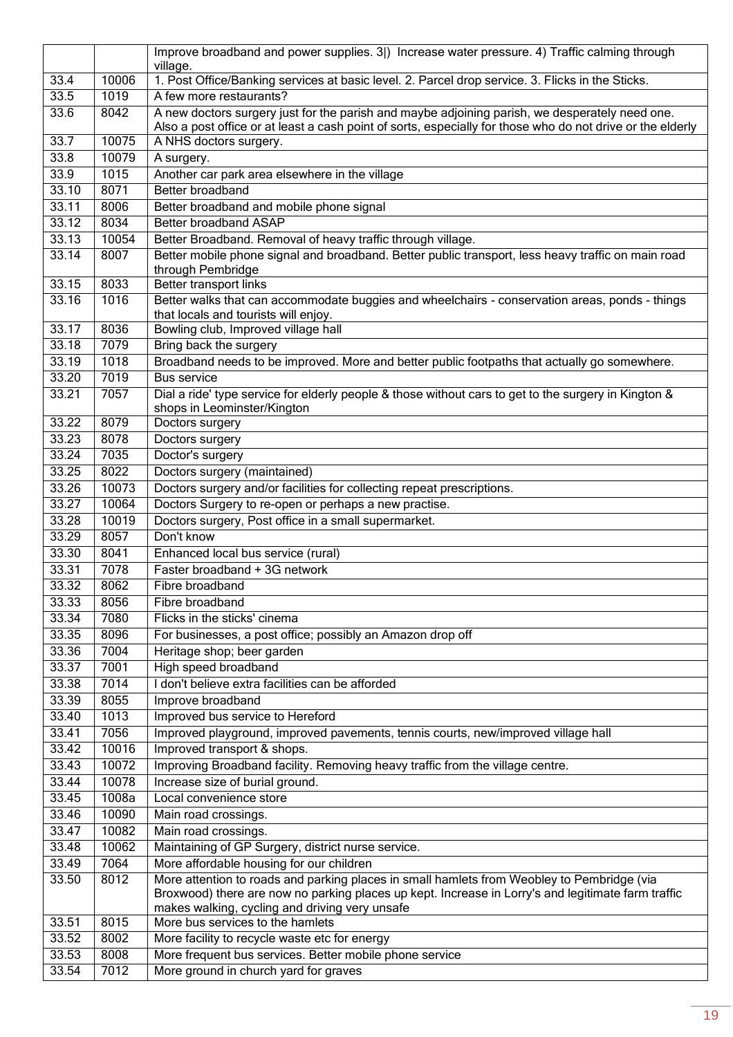| | | |
|---|---|---|
| | | Improve broadband and power supplies. 3|) Increase water pressure. 4) Traffic calming through village. |
| 33.4 | 10006 | 1. Post Office/Banking services at basic level. 2. Parcel drop service. 3. Flicks in the Sticks. |
| 33.5 | 1019 | A few more restaurants? |
| 33.6 | 8042 | A new doctors surgery just for the parish and maybe adjoining parish, we desperately need one. Also a post office or at least a cash point of sorts, especially for those who do not drive or the elderly |
| 33.7 | 10075 | A NHS doctors surgery. |
| 33.8 | 10079 | A surgery. |
| 33.9 | 1015 | Another car park area elsewhere in the village |
| 33.10 | 8071 | Better broadband |
| 33.11 | 8006 | Better broadband and mobile phone signal |
| 33.12 | 8034 | Better broadband ASAP |
| 33.13 | 10054 | Better Broadband. Removal of heavy traffic through village. |
| 33.14 | 8007 | Better mobile phone signal and broadband. Better public transport, less heavy traffic on main road through Pembridge |
| 33.15 | 8033 | Better transport links |
| 33.16 | 1016 | Better walks that can accommodate buggies and wheelchairs - conservation areas, ponds - things that locals and tourists will enjoy. |
| 33.17 | 8036 | Bowling club, Improved village hall |
| 33.18 | 7079 | Bring back the surgery |
| 33.19 | 1018 | Broadband needs to be improved. More and better public footpaths that actually go somewhere. |
| 33.20 | 7019 | Bus service |
| 33.21 | 7057 | Dial a ride' type service for elderly people & those without cars to get to the surgery in Kington & shops in Leominster/Kington |
| 33.22 | 8079 | Doctors surgery |
| 33.23 | 8078 | Doctors surgery |
| 33.24 | 7035 | Doctor's surgery |
| 33.25 | 8022 | Doctors surgery (maintained) |
| 33.26 | 10073 | Doctors surgery and/or facilities for collecting repeat prescriptions. |
| 33.27 | 10064 | Doctors Surgery to re-open or perhaps a new practise. |
| 33.28 | 10019 | Doctors surgery, Post office in a small supermarket. |
| 33.29 | 8057 | Don't know |
| 33.30 | 8041 | Enhanced local bus service (rural) |
| 33.31 | 7078 | Faster broadband + 3G network |
| 33.32 | 8062 | Fibre broadband |
| 33.33 | 8056 | Fibre broadband |
| 33.34 | 7080 | Flicks in the sticks' cinema |
| 33.35 | 8096 | For businesses, a post office; possibly an Amazon drop off |
| 33.36 | 7004 | Heritage shop; beer garden |
| 33.37 | 7001 | High speed broadband |
| 33.38 | 7014 | I don't believe extra facilities can be afforded |
| 33.39 | 8055 | Improve broadband |
| 33.40 | 1013 | Improved bus service to Hereford |
| 33.41 | 7056 | Improved playground, improved pavements, tennis courts, new/improved village hall |
| 33.42 | 10016 | Improved transport & shops. |
| 33.43 | 10072 | Improving Broadband facility. Removing heavy traffic from the village centre. |
| 33.44 | 10078 | Increase size of burial ground. |
| 33.45 | 1008a | Local convenience store |
| 33.46 | 10090 | Main road crossings. |
| 33.47 | 10082 | Main road crossings. |
| 33.48 | 10062 | Maintaining of GP Surgery, district nurse service. |
| 33.49 | 7064 | More affordable housing for our children |
| 33.50 | 8012 | More attention to roads and parking places in small hamlets from Weobley to Pembridge (via Broxwood) there are now no parking places up kept. Increase in Lorry's and legitimate farm traffic makes walking, cycling and driving very unsafe |
| 33.51 | 8015 | More bus services to the hamlets |
| 33.52 | 8002 | More facility to recycle waste etc for energy |
| 33.53 | 8008 | More frequent bus services. Better mobile phone service |
| 33.54 | 7012 | More ground in church yard for graves |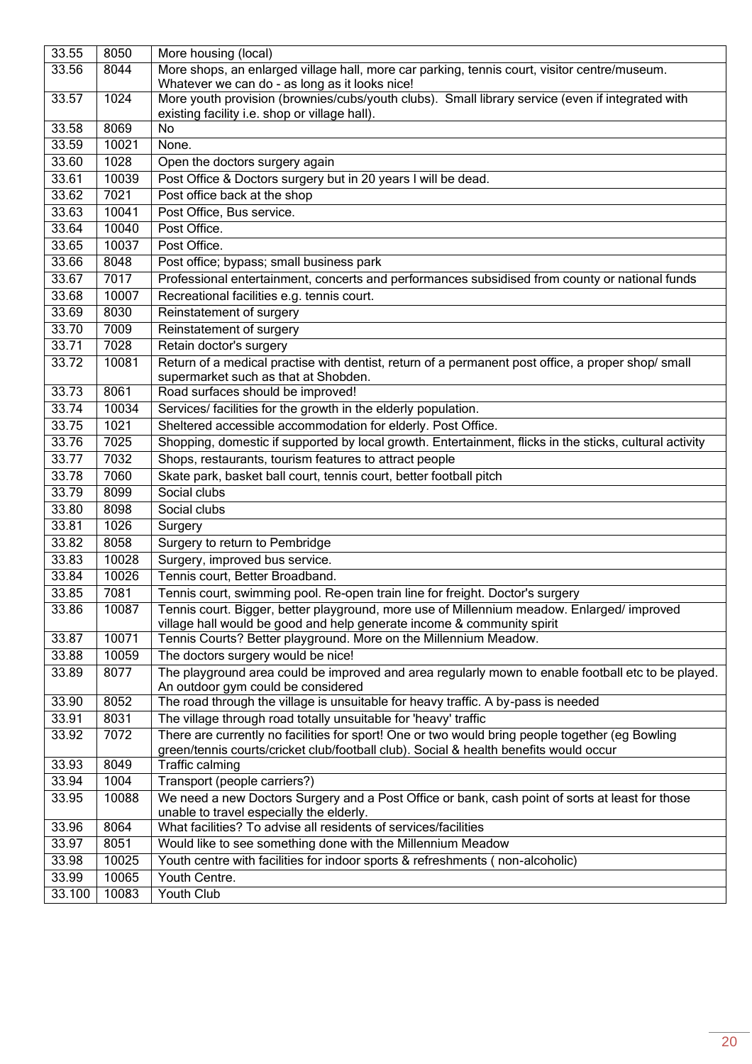| 33.55 | 8050 | More housing (local) |
|---|---|---|
| 33.56 | 8044 | More shops, an enlarged village hall, more car parking, tennis court, visitor centre/museum. Whatever we can do - as long as it looks nice! |
| 33.57 | 1024 | More youth provision (brownies/cubs/youth clubs). Small library service (even if integrated with existing facility i.e. shop or village hall). |
| 33.58 | 8069 | No |
| 33.59 | 10021 | None. |
| 33.60 | 1028 | Open the doctors surgery again |
| 33.61 | 10039 | Post Office & Doctors surgery but in 20 years I will be dead. |
| 33.62 | 7021 | Post office back at the shop |
| 33.63 | 10041 | Post Office, Bus service. |
| 33.64 | 10040 | Post Office. |
| 33.65 | 10037 | Post Office. |
| 33.66 | 8048 | Post office; bypass; small business park |
| 33.67 | 7017 | Professional entertainment, concerts and performances subsidised from county or national funds |
| 33.68 | 10007 | Recreational facilities e.g. tennis court. |
| 33.69 | 8030 | Reinstatement of surgery |
| 33.70 | 7009 | Reinstatement of surgery |
| 33.71 | 7028 | Retain doctor's surgery |
| 33.72 | 10081 | Return of a medical practise with dentist, return of a permanent post office, a proper shop/ small supermarket such as that at Shobden. |
| 33.73 | 8061 | Road surfaces should be improved! |
| 33.74 | 10034 | Services/ facilities for the growth in the elderly population. |
| 33.75 | 1021 | Sheltered accessible accommodation for elderly. Post Office. |
| 33.76 | 7025 | Shopping, domestic if supported by local growth. Entertainment, flicks in the sticks, cultural activity |
| 33.77 | 7032 | Shops, restaurants, tourism features to attract people |
| 33.78 | 7060 | Skate park, basket ball court, tennis court, better football pitch |
| 33.79 | 8099 | Social clubs |
| 33.80 | 8098 | Social clubs |
| 33.81 | 1026 | Surgery |
| 33.82 | 8058 | Surgery to return to Pembridge |
| 33.83 | 10028 | Surgery, improved bus service. |
| 33.84 | 10026 | Tennis court, Better Broadband. |
| 33.85 | 7081 | Tennis court, swimming pool. Re-open train line for freight. Doctor's surgery |
| 33.86 | 10087 | Tennis court. Bigger, better playground, more use of Millennium meadow. Enlarged/ improved village hall would be good and help generate income & community spirit |
| 33.87 | 10071 | Tennis Courts? Better playground. More on the Millennium Meadow. |
| 33.88 | 10059 | The doctors surgery would be nice! |
| 33.89 | 8077 | The playground area could be improved and area regularly mown to enable football etc to be played. An outdoor gym could be considered |
| 33.90 | 8052 | The road through the village is unsuitable for heavy traffic. A by-pass is needed |
| 33.91 | 8031 | The village through road totally unsuitable for 'heavy' traffic |
| 33.92 | 7072 | There are currently no facilities for sport! One or two would bring people together (eg Bowling green/tennis courts/cricket club/football club). Social & health benefits would occur |
| 33.93 | 8049 | Traffic calming |
| 33.94 | 1004 | Transport (people carriers?) |
| 33.95 | 10088 | We need a new Doctors Surgery and a Post Office or bank, cash point of sorts at least for those unable to travel especially the elderly. |
| 33.96 | 8064 | What facilities? To advise all residents of services/facilities |
| 33.97 | 8051 | Would like to see something done with the Millennium Meadow |
| 33.98 | 10025 | Youth centre with facilities for indoor sports & refreshments ( non-alcoholic) |
| 33.99 | 10065 | Youth Centre. |
| 33.100 | 10083 | Youth Club |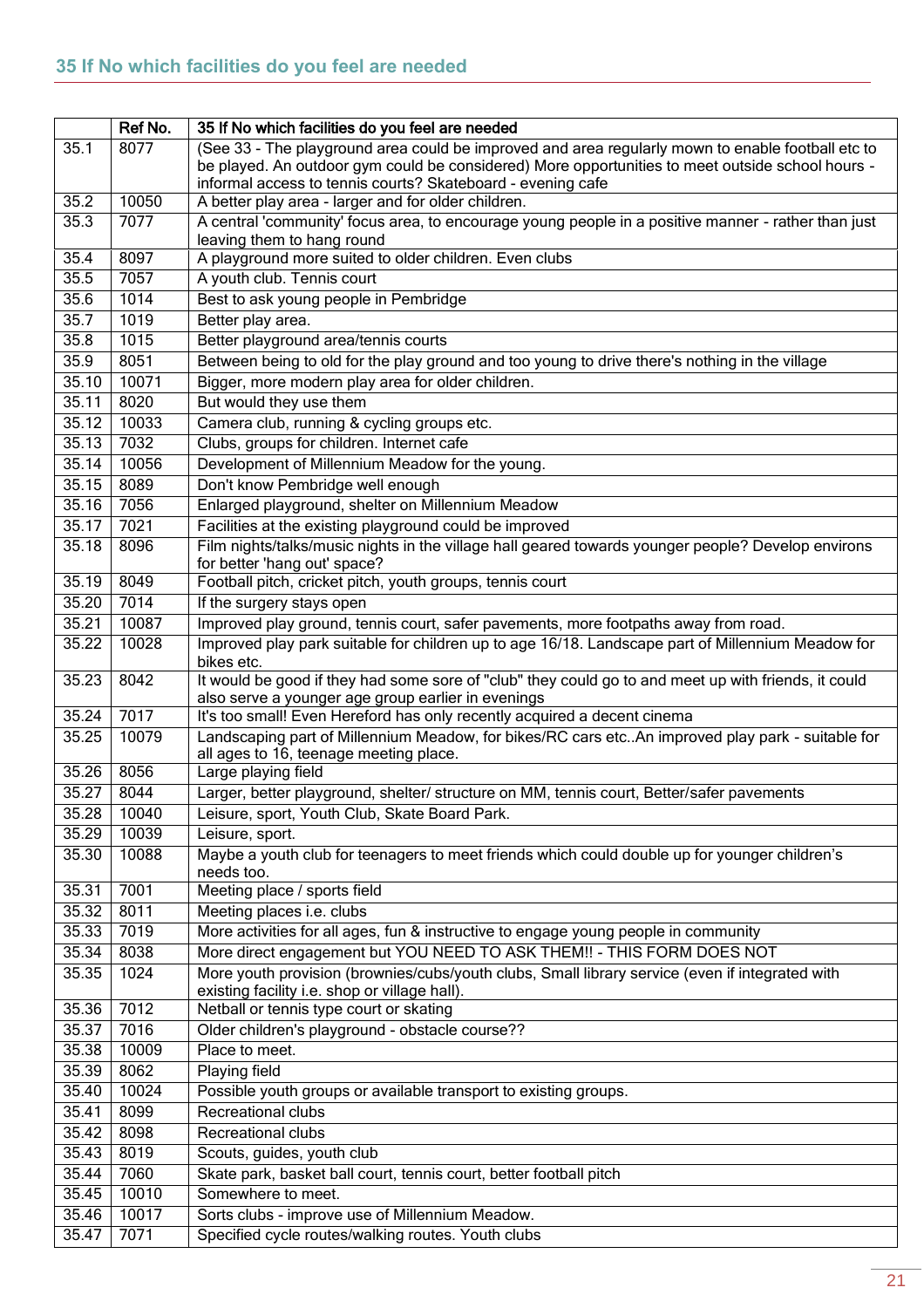## 35 If No which facilities do you feel are needed

| | Ref No. | 35 If No which facilities do you feel are needed |
|---|---|---|
| 35.1 | 8077 | (See 33 - The playground area could be improved and area regularly mown to enable football etc to be played. An outdoor gym could be considered) More opportunities to meet outside school hours - informal access to tennis courts? Skateboard - evening cafe |
| 35.2 | 10050 | A better play area - larger and for older children. |
| 35.3 | 7077 | A central 'community' focus area, to encourage young people in a positive manner - rather than just leaving them to hang round |
| 35.4 | 8097 | A playground more suited to older children. Even clubs |
| 35.5 | 7057 | A youth club. Tennis court |
| 35.6 | 1014 | Best to ask young people in Pembridge |
| 35.7 | 1019 | Better play area. |
| 35.8 | 1015 | Better playground area/tennis courts |
| 35.9 | 8051 | Between being to old for the play ground and too young to drive there's nothing in the village |
| 35.10 | 10071 | Bigger, more modern play area for older children. |
| 35.11 | 8020 | But would they use them |
| 35.12 | 10033 | Camera club, running & cycling groups etc. |
| 35.13 | 7032 | Clubs, groups for children. Internet cafe |
| 35.14 | 10056 | Development of Millennium Meadow for the young. |
| 35.15 | 8089 | Don't know Pembridge well enough |
| 35.16 | 7056 | Enlarged playground, shelter on Millennium Meadow |
| 35.17 | 7021 | Facilities at the existing playground could be improved |
| 35.18 | 8096 | Film nights/talks/music nights in the village hall geared towards younger people? Develop environs for better 'hang out' space? |
| 35.19 | 8049 | Football pitch, cricket pitch, youth groups, tennis court |
| 35.20 | 7014 | If the surgery stays open |
| 35.21 | 10087 | Improved play ground, tennis court, safer pavements, more footpaths away from road. |
| 35.22 | 10028 | Improved play park suitable for children up to age 16/18. Landscape part of Millennium Meadow for bikes etc. |
| 35.23 | 8042 | It would be good if they had some sore of "club" they could go to and meet up with friends, it could also serve a younger age group earlier in evenings |
| 35.24 | 7017 | It's too small! Even Hereford has only recently acquired a decent cinema |
| 35.25 | 10079 | Landscaping part of Millennium Meadow, for bikes/RC cars etc..An improved play park - suitable for all ages to 16, teenage meeting place. |
| 35.26 | 8056 | Large playing field |
| 35.27 | 8044 | Larger, better playground, shelter/ structure on MM, tennis court, Better/safer pavements |
| 35.28 | 10040 | Leisure, sport, Youth Club, Skate Board Park. |
| 35.29 | 10039 | Leisure, sport. |
| 35.30 | 10088 | Maybe a youth club for teenagers to meet friends which could double up for younger children's needs too. |
| 35.31 | 7001 | Meeting place / sports field |
| 35.32 | 8011 | Meeting places i.e. clubs |
| 35.33 | 7019 | More activities for all ages, fun & instructive to engage young people in community |
| 35.34 | 8038 | More direct engagement but YOU NEED TO ASK THEM!! - THIS FORM DOES NOT |
| 35.35 | 1024 | More youth provision (brownies/cubs/youth clubs, Small library service (even if integrated with existing facility i.e. shop or village hall). |
| 35.36 | 7012 | Netball or tennis type court or skating |
| 35.37 | 7016 | Older children's playground - obstacle course?? |
| 35.38 | 10009 | Place to meet. |
| 35.39 | 8062 | Playing field |
| 35.40 | 10024 | Possible youth groups or available transport to existing groups. |
| 35.41 | 8099 | Recreational clubs |
| 35.42 | 8098 | Recreational clubs |
| 35.43 | 8019 | Scouts, guides, youth club |
| 35.44 | 7060 | Skate park, basket ball court, tennis court, better football pitch |
| 35.45 | 10010 | Somewhere to meet. |
| 35.46 | 10017 | Sorts clubs - improve use of Millennium Meadow. |
| 35.47 | 7071 | Specified cycle routes/walking routes. Youth clubs |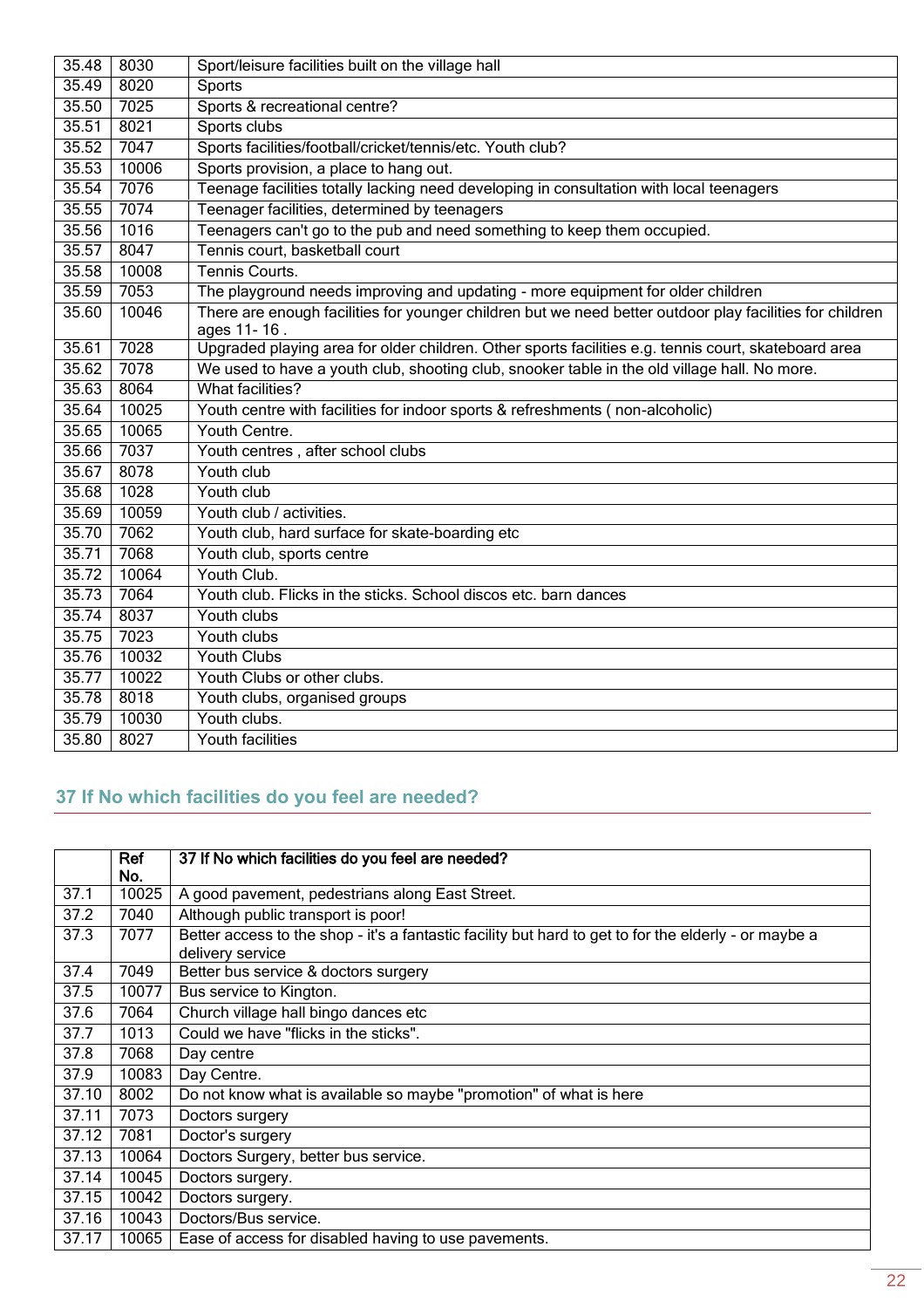| | | |
|---|---|---|
| 35.48 | 8030 | Sport/leisure facilities built on the village hall |
| 35.49 | 8020 | Sports |
| 35.50 | 7025 | Sports & recreational centre? |
| 35.51 | 8021 | Sports clubs |
| 35.52 | 7047 | Sports facilities/football/cricket/tennis/etc. Youth club? |
| 35.53 | 10006 | Sports provision, a place to hang out. |
| 35.54 | 7076 | Teenage facilities totally lacking need developing in consultation with local teenagers |
| 35.55 | 7074 | Teenager facilities, determined by teenagers |
| 35.56 | 1016 | Teenagers can't go to the pub and need something to keep them occupied. |
| 35.57 | 8047 | Tennis court, basketball court |
| 35.58 | 10008 | Tennis Courts. |
| 35.59 | 7053 | The playground needs improving and updating - more equipment for older children |
| 35.60 | 10046 | There are enough facilities for younger children but we need better outdoor play facilities for children ages 11- 16 . |
| 35.61 | 7028 | Upgraded playing area for older children. Other sports facilities e.g. tennis court, skateboard area |
| 35.62 | 7078 | We used to have a youth club, shooting club, snooker table in the old village hall. No more. |
| 35.63 | 8064 | What facilities? |
| 35.64 | 10025 | Youth centre with facilities for indoor sports & refreshments ( non-alcoholic) |
| 35.65 | 10065 | Youth Centre. |
| 35.66 | 7037 | Youth centres , after school clubs |
| 35.67 | 8078 | Youth club |
| 35.68 | 1028 | Youth club |
| 35.69 | 10059 | Youth club / activities. |
| 35.70 | 7062 | Youth club, hard surface for skate-boarding etc |
| 35.71 | 7068 | Youth club, sports centre |
| 35.72 | 10064 | Youth Club. |
| 35.73 | 7064 | Youth club. Flicks in the sticks. School discos etc. barn dances |
| 35.74 | 8037 | Youth clubs |
| 35.75 | 7023 | Youth clubs |
| 35.76 | 10032 | Youth Clubs |
| 35.77 | 10022 | Youth Clubs or other clubs. |
| 35.78 | 8018 | Youth clubs, organised groups |
| 35.79 | 10030 | Youth clubs. |
| 35.80 | 8027 | Youth facilities |

## 37 If No which facilities do you feel are needed?

| | Ref No. | 37 If No which facilities do you feel are needed? |
|---|---|---|
| 37.1 | 10025 | A good pavement, pedestrians along East Street. |
| 37.2 | 7040 | Although public transport is poor! |
| 37.3 | 7077 | Better access to the shop - it's a fantastic facility but hard to get to for the elderly - or maybe a delivery service |
| 37.4 | 7049 | Better bus service & doctors surgery |
| 37.5 | 10077 | Bus service to Kington. |
| 37.6 | 7064 | Church village hall bingo dances etc |
| 37.7 | 1013 | Could we have "flicks in the sticks". |
| 37.8 | 7068 | Day centre |
| 37.9 | 10083 | Day Centre. |
| 37.10 | 8002 | Do not know what is available so maybe "promotion" of what is here |
| 37.11 | 7073 | Doctors surgery |
| 37.12 | 7081 | Doctor's surgery |
| 37.13 | 10064 | Doctors Surgery, better bus service. |
| 37.14 | 10045 | Doctors surgery. |
| 37.15 | 10042 | Doctors surgery. |
| 37.16 | 10043 | Doctors/Bus service. |
| 37.17 | 10065 | Ease of access for disabled having to use pavements. |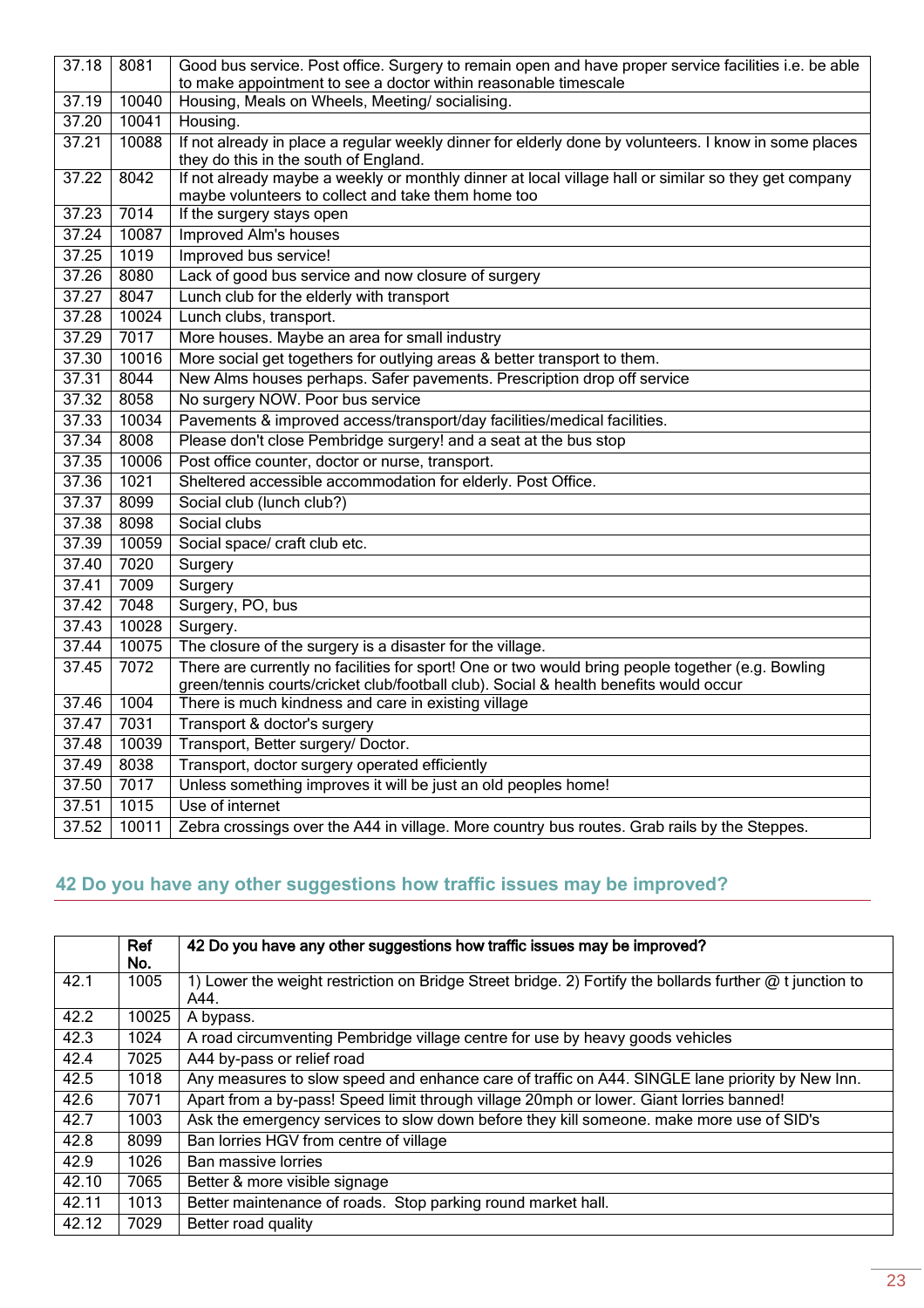| | | |
|---|---|---|
| 37.18 | 8081 | Good bus service. Post office. Surgery to remain open and have proper service facilities i.e. be able to make appointment to see a doctor within reasonable timescale |
| 37.19 | 10040 | Housing, Meals on Wheels, Meeting/ socialising. |
| 37.20 | 10041 | Housing. |
| 37.21 | 10088 | If not already in place a regular weekly dinner for elderly done by volunteers. I know in some places they do this in the south of England. |
| 37.22 | 8042 | If not already maybe a weekly or monthly dinner at local village hall or similar so they get company maybe volunteers to collect and take them home too |
| 37.23 | 7014 | If the surgery stays open |
| 37.24 | 10087 | Improved Alm's houses |
| 37.25 | 1019 | Improved bus service! |
| 37.26 | 8080 | Lack of good bus service and now closure of surgery |
| 37.27 | 8047 | Lunch club for the elderly with transport |
| 37.28 | 10024 | Lunch clubs, transport. |
| 37.29 | 7017 | More houses. Maybe an area for small industry |
| 37.30 | 10016 | More social get togethers for outlying areas & better transport to them. |
| 37.31 | 8044 | New Alms houses perhaps. Safer pavements. Prescription drop off service |
| 37.32 | 8058 | No surgery NOW. Poor bus service |
| 37.33 | 10034 | Pavements & improved access/transport/day facilities/medical facilities. |
| 37.34 | 8008 | Please don't close Pembridge surgery! and a seat at the bus stop |
| 37.35 | 10006 | Post office counter, doctor or nurse, transport. |
| 37.36 | 1021 | Sheltered accessible accommodation for elderly. Post Office. |
| 37.37 | 8099 | Social club (lunch club?) |
| 37.38 | 8098 | Social clubs |
| 37.39 | 10059 | Social space/ craft club etc. |
| 37.40 | 7020 | Surgery |
| 37.41 | 7009 | Surgery |
| 37.42 | 7048 | Surgery, PO, bus |
| 37.43 | 10028 | Surgery. |
| 37.44 | 10075 | The closure of the surgery is a disaster for the village. |
| 37.45 | 7072 | There are currently no facilities for sport! One or two would bring people together (e.g. Bowling green/tennis courts/cricket club/football club). Social & health benefits would occur |
| 37.46 | 1004 | There is much kindness and care in existing village |
| 37.47 | 7031 | Transport & doctor's surgery |
| 37.48 | 10039 | Transport, Better surgery/ Doctor. |
| 37.49 | 8038 | Transport, doctor surgery operated efficiently |
| 37.50 | 7017 | Unless something improves it will be just an old peoples home! |
| 37.51 | 1015 | Use of internet |
| 37.52 | 10011 | Zebra crossings over the A44 in village. More country bus routes. Grab rails by the Steppes. |

## 42 Do you have any other suggestions how traffic issues may be improved?

| | Ref No. | 42 Do you have any other suggestions how traffic issues may be improved? |
|---|---|---|
| 42.1 | 1005 | 1) Lower the weight restriction on Bridge Street bridge. 2) Fortify the bollards further @ t junction to A44. |
| 42.2 | 10025 | A bypass. |
| 42.3 | 1024 | A road circumventing Pembridge village centre for use by heavy goods vehicles |
| 42.4 | 7025 | A44 by-pass or relief road |
| 42.5 | 1018 | Any measures to slow speed and enhance care of traffic on A44. SINGLE lane priority by New Inn. |
| 42.6 | 7071 | Apart from a by-pass! Speed limit through village 20mph or lower. Giant lorries banned! |
| 42.7 | 1003 | Ask the emergency services to slow down before they kill someone. make more use of SID's |
| 42.8 | 8099 | Ban lorries HGV from centre of village |
| 42.9 | 1026 | Ban massive lorries |
| 42.10 | 7065 | Better & more visible signage |
| 42.11 | 1013 | Better maintenance of roads. Stop parking round market hall. |
| 42.12 | 7029 | Better road quality |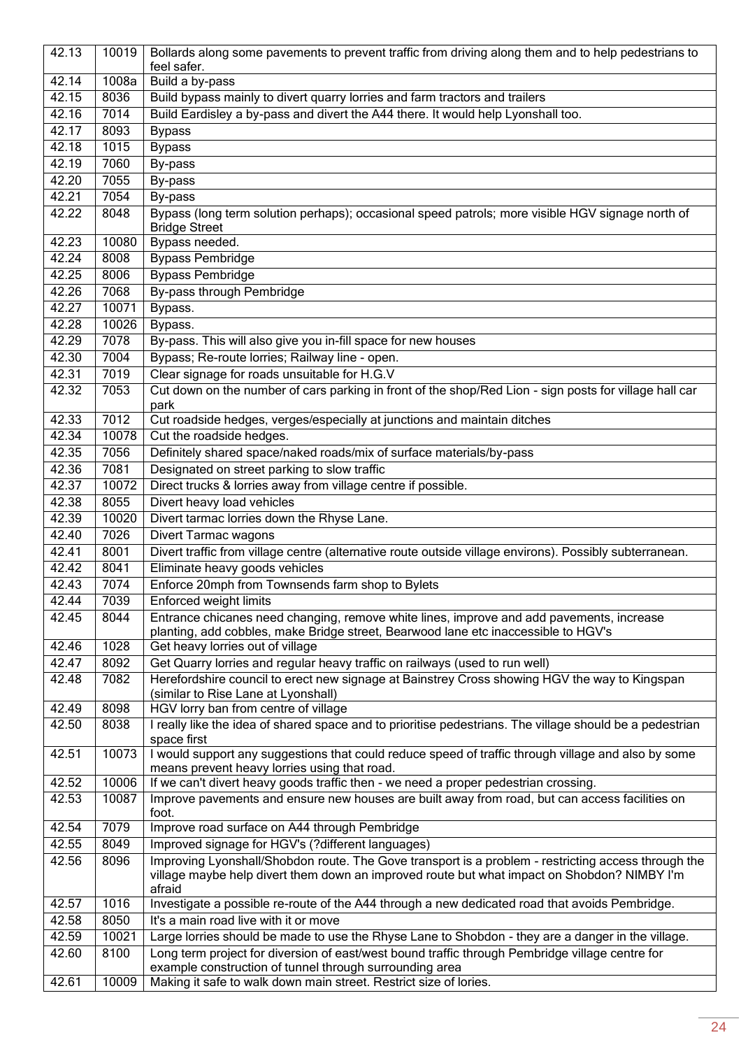| 42.13 | 10019 | Bollards along some pavements to prevent traffic from driving along them and to help pedestrians to feel safer. |
|---|---|---|
| 42.14 | 1008a | Build a by-pass |
| 42.15 | 8036 | Build bypass mainly to divert quarry lorries and farm tractors and trailers |
| 42.16 | 7014 | Build Eardisley a by-pass and divert the A44 there. It would help Lyonshall too. |
| 42.17 | 8093 | Bypass |
| 42.18 | 1015 | Bypass |
| 42.19 | 7060 | By-pass |
| 42.20 | 7055 | By-pass |
| 42.21 | 7054 | By-pass |
| 42.22 | 8048 | Bypass (long term solution perhaps); occasional speed patrols; more visible HGV signage north of Bridge Street |
| 42.23 | 10080 | Bypass needed. |
| 42.24 | 8008 | Bypass Pembridge |
| 42.25 | 8006 | Bypass Pembridge |
| 42.26 | 7068 | By-pass through Pembridge |
| 42.27 | 10071 | Bypass. |
| 42.28 | 10026 | Bypass. |
| 42.29 | 7078 | By-pass. This will also give you in-fill space for new houses |
| 42.30 | 7004 | Bypass; Re-route lorries; Railway line - open. |
| 42.31 | 7019 | Clear signage for roads unsuitable for H.G.V |
| 42.32 | 7053 | Cut down on the number of cars parking in front of the shop/Red Lion - sign posts for village hall car park |
| 42.33 | 7012 | Cut roadside hedges, verges/especially at junctions and maintain ditches |
| 42.34 | 10078 | Cut the roadside hedges. |
| 42.35 | 7056 | Definitely shared space/naked roads/mix of surface materials/by-pass |
| 42.36 | 7081 | Designated on street parking to slow traffic |
| 42.37 | 10072 | Direct trucks & lorries away from village centre if possible. |
| 42.38 | 8055 | Divert heavy load vehicles |
| 42.39 | 10020 | Divert tarmac lorries down the Rhyse Lane. |
| 42.40 | 7026 | Divert Tarmac wagons |
| 42.41 | 8001 | Divert traffic from village centre (alternative route outside village environs). Possibly subterranean. |
| 42.42 | 8041 | Eliminate heavy goods vehicles |
| 42.43 | 7074 | Enforce 20mph from Townsends farm shop to Bylets |
| 42.44 | 7039 | Enforced weight limits |
| 42.45 | 8044 | Entrance chicanes need changing, remove white lines, improve and add pavements, increase planting, add cobbles, make Bridge street, Bearwood lane etc inaccessible to HGV's |
| 42.46 | 1028 | Get heavy lorries out of village |
| 42.47 | 8092 | Get Quarry lorries and regular heavy traffic on railways (used to run well) |
| 42.48 | 7082 | Herefordshire council to erect new signage at Bainstrey Cross showing HGV the way to Kingspan (similar to Rise Lane at Lyonshall) |
| 42.49 | 8098 | HGV lorry ban from centre of village |
| 42.50 | 8038 | I really like the idea of shared space and to prioritise pedestrians. The village should be a pedestrian space first |
| 42.51 | 10073 | I would support any suggestions that could reduce speed of traffic through village and also by some means prevent heavy lorries using that road. |
| 42.52 | 10006 | If we can't divert heavy goods traffic then - we need a proper pedestrian crossing. |
| 42.53 | 10087 | Improve pavements and ensure new houses are built away from road, but can access facilities on foot. |
| 42.54 | 7079 | Improve road surface on A44 through Pembridge |
| 42.55 | 8049 | Improved signage for HGV's (?different languages) |
| 42.56 | 8096 | Improving Lyonshall/Shobdon route. The Gove transport is a problem - restricting access through the village maybe help divert them down an improved route but what impact on Shobdon? NIMBY I'm afraid |
| 42.57 | 1016 | Investigate a possible re-route of the A44 through a new dedicated road that avoids Pembridge. |
| 42.58 | 8050 | It's a main road live with it or move |
| 42.59 | 10021 | Large lorries should be made to use the Rhyse Lane to Shobdon - they are a danger in the village. |
| 42.60 | 8100 | Long term project for diversion of east/west bound traffic through Pembridge village centre for example construction of tunnel through surrounding area |
| 42.61 | 10009 | Making it safe to walk down main street. Restrict size of lories. |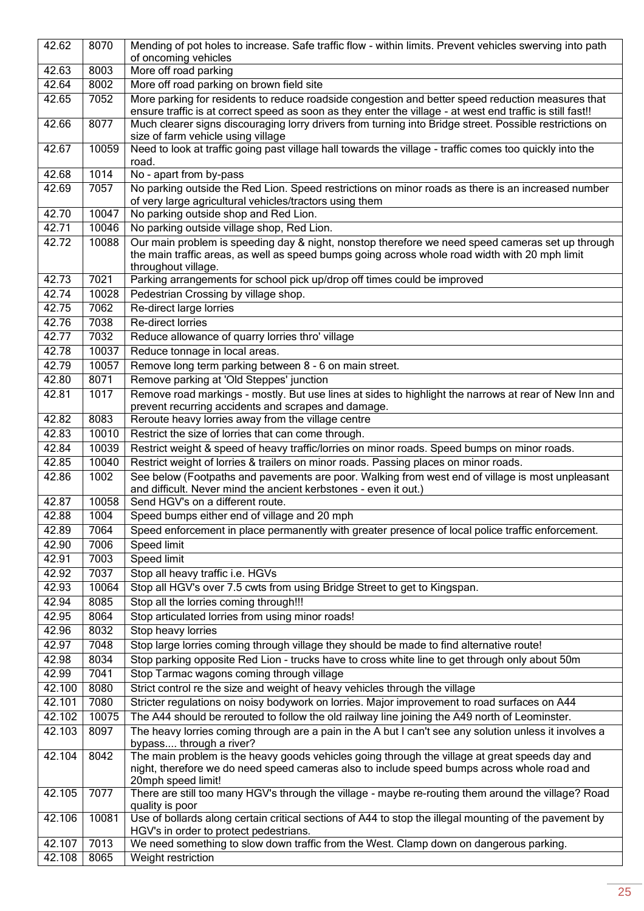| 42.62 | 8070 | Mending of pot holes to increase. Safe traffic flow - within limits. Prevent vehicles swerving into path of oncoming vehicles |
|---|---|---|
| 42.63 | 8003 | More off road parking |
| 42.64 | 8002 | More off road parking on brown field site |
| 42.65 | 7052 | More parking for residents to reduce roadside congestion and better speed reduction measures that ensure traffic is at correct speed as soon as they enter the village - at west end traffic is still fast!! |
| 42.66 | 8077 | Much clearer signs discouraging lorry drivers from turning into Bridge street. Possible restrictions on size of farm vehicle using village |
| 42.67 | 10059 | Need to look at traffic going past village hall towards the village - traffic comes too quickly into the road. |
| 42.68 | 1014 | No - apart from by-pass |
| 42.69 | 7057 | No parking outside the Red Lion. Speed restrictions on minor roads as there is an increased number of very large agricultural vehicles/tractors using them |
| 42.70 | 10047 | No parking outside shop and Red Lion. |
| 42.71 | 10046 | No parking outside village shop, Red Lion. |
| 42.72 | 10088 | Our main problem is speeding day & night, nonstop therefore we need speed cameras set up through the main traffic areas, as well as speed bumps going across whole road width with 20 mph limit throughout village. |
| 42.73 | 7021 | Parking arrangements for school pick up/drop off times could be improved |
| 42.74 | 10028 | Pedestrian Crossing by village shop. |
| 42.75 | 7062 | Re-direct large lorries |
| 42.76 | 7038 | Re-direct lorries |
| 42.77 | 7032 | Reduce allowance of quarry lorries thro' village |
| 42.78 | 10037 | Reduce tonnage in local areas. |
| 42.79 | 10057 | Remove long term parking between 8 - 6 on main street. |
| 42.80 | 8071 | Remove parking at 'Old Steppes' junction |
| 42.81 | 1017 | Remove road markings - mostly. But use lines at sides to highlight the narrows at rear of New Inn and prevent recurring accidents and scrapes and damage. |
| 42.82 | 8083 | Reroute heavy lorries away from the village centre |
| 42.83 | 10010 | Restrict the size of lorries that can come through. |
| 42.84 | 10039 | Restrict weight & speed of heavy traffic/lorries on minor roads. Speed bumps on minor roads. |
| 42.85 | 10040 | Restrict weight of lorries & trailers on minor roads. Passing places on minor roads. |
| 42.86 | 1002 | See below (Footpaths and pavements are poor. Walking from west end of village is most unpleasant and difficult. Never mind the ancient kerbstones - even it out.) |
| 42.87 | 10058 | Send HGV's on a different route. |
| 42.88 | 1004 | Speed bumps either end of village and 20 mph |
| 42.89 | 7064 | Speed enforcement in place permanently with greater presence of local police traffic enforcement. |
| 42.90 | 7006 | Speed limit |
| 42.91 | 7003 | Speed limit |
| 42.92 | 7037 | Stop all heavy traffic i.e. HGVs |
| 42.93 | 10064 | Stop all HGV's over 7.5 cwts from using Bridge Street to get to Kingspan. |
| 42.94 | 8085 | Stop all the lorries coming through!!! |
| 42.95 | 8064 | Stop articulated lorries from using minor roads! |
| 42.96 | 8032 | Stop heavy lorries |
| 42.97 | 7048 | Stop large lorries coming through village they should be made to find alternative route! |
| 42.98 | 8034 | Stop parking opposite Red Lion - trucks have to cross white line to get through only about 50m |
| 42.99 | 7041 | Stop Tarmac wagons coming through village |
| 42.100 | 8080 | Strict control re the size and weight of heavy vehicles through the village |
| 42.101 | 7080 | Stricter regulations on noisy bodywork on lorries. Major improvement to road surfaces on A44 |
| 42.102 | 10075 | The A44 should be rerouted to follow the old railway line joining the A49 north of Leominster. |
| 42.103 | 8097 | The heavy lorries coming through are a pain in the A but I can't see any solution unless it involves a bypass.... through a river? |
| 42.104 | 8042 | The main problem is the heavy goods vehicles going through the village at great speeds day and night, therefore we do need speed cameras also to include speed bumps across whole road and 20mph speed limit! |
| 42.105 | 7077 | There are still too many HGV's through the village - maybe re-routing them around the village? Road quality is poor |
| 42.106 | 10081 | Use of bollards along certain critical sections of A44 to stop the illegal mounting of the pavement by HGV's in order to protect pedestrians. |
| 42.107 | 7013 | We need something to slow down traffic from the West. Clamp down on dangerous parking. |
| 42.108 | 8065 | Weight restriction |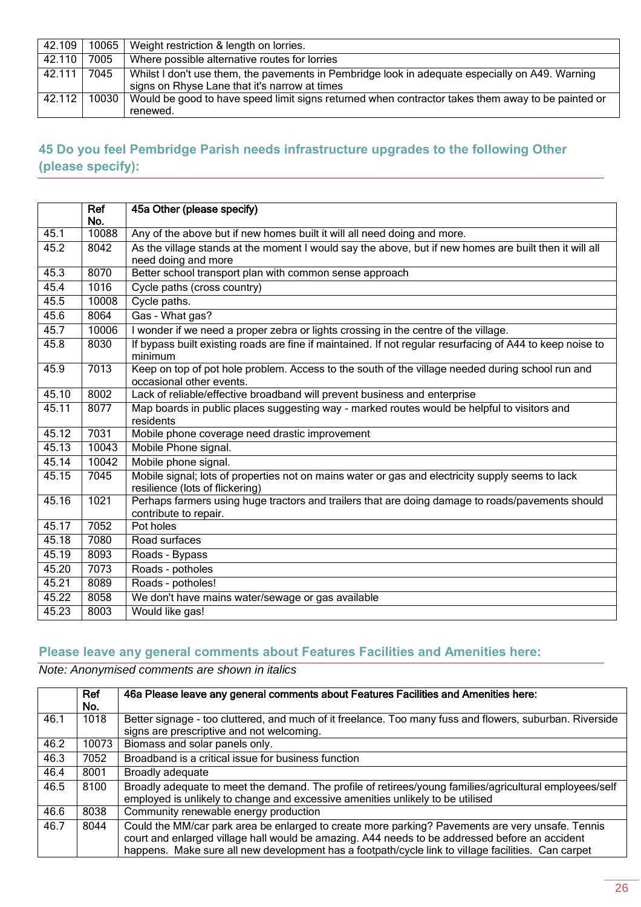| | | |
|---|---|---|
| 42.109 | 10065 | Weight restriction & length on lorries. |
| 42.110 | 7005 | Where possible alternative routes for lorries |
| 42.111 | 7045 | Whilst I don't use them, the pavements in Pembridge look in adequate especially on A49. Warning signs on Rhyse Lane that it's narrow at times |
| 42.112 | 10030 | Would be good to have speed limit signs returned when contractor takes them away to be painted or renewed. |

## 45 Do you feel Pembridge Parish needs infrastructure upgrades to the following Other (please specify):

| | Ref No. | 45a Other (please specify) |
|---|---|---|
| 45.1 | 10088 | Any of the above but if new homes built it will all need doing and more. |
| 45.2 | 8042 | As the village stands at the moment I would say the above, but if new homes are built then it will all need doing and more |
| 45.3 | 8070 | Better school transport plan with common sense approach |
| 45.4 | 1016 | Cycle paths (cross country) |
| 45.5 | 10008 | Cycle paths. |
| 45.6 | 8064 | Gas - What gas? |
| 45.7 | 10006 | I wonder if we need a proper zebra or lights crossing in the centre of the village. |
| 45.8 | 8030 | If bypass built existing roads are fine if maintained. If not regular resurfacing of A44 to keep noise to minimum |
| 45.9 | 7013 | Keep on top of pot hole problem. Access to the south of the village needed during school run and occasional other events. |
| 45.10 | 8002 | Lack of reliable/effective broadband will prevent business and enterprise |
| 45.11 | 8077 | Map boards in public places suggesting way - marked routes would be helpful to visitors and residents |
| 45.12 | 7031 | Mobile phone coverage need drastic improvement |
| 45.13 | 10043 | Mobile Phone signal. |
| 45.14 | 10042 | Mobile phone signal. |
| 45.15 | 7045 | Mobile signal; lots of properties not on mains water or gas and electricity supply seems to lack resilience (lots of flickering) |
| 45.16 | 1021 | Perhaps farmers using huge tractors and trailers that are doing damage to roads/pavements should contribute to repair. |
| 45.17 | 7052 | Pot holes |
| 45.18 | 7080 | Road surfaces |
| 45.19 | 8093 | Roads - Bypass |
| 45.20 | 7073 | Roads - potholes |
| 45.21 | 8089 | Roads - potholes! |
| 45.22 | 8058 | We don't have mains water/sewage or gas available |
| 45.23 | 8003 | Would like gas! |

## Please leave any general comments about Features Facilities and Amenities here:

*Note: Anonymised comments are shown in italics*

| | Ref No. | 46a Please leave any general comments about Features Facilities and Amenities here: |
|---|---|---|
| 46.1 | 1018 | Better signage - too cluttered, and much of it freelance. Too many fuss and flowers, suburban. Riverside signs are prescriptive and not welcoming. |
| 46.2 | 10073 | Biomass and solar panels only. |
| 46.3 | 7052 | Broadband is a critical issue for business function |
| 46.4 | 8001 | Broadly adequate |
| 46.5 | 8100 | Broadly adequate to meet the demand. The profile of retirees/young families/agricultural employees/self employed is unlikely to change and excessive amenities unlikely to be utilised |
| 46.6 | 8038 | Community renewable energy production |
| 46.7 | 8044 | Could the MM/car park area be enlarged to create more parking? Pavements are very unsafe. Tennis court and enlarged village hall would be amazing. A44 needs to be addressed before an accident happens. Make sure all new development has a footpath/cycle link to village facilities. Can carpet |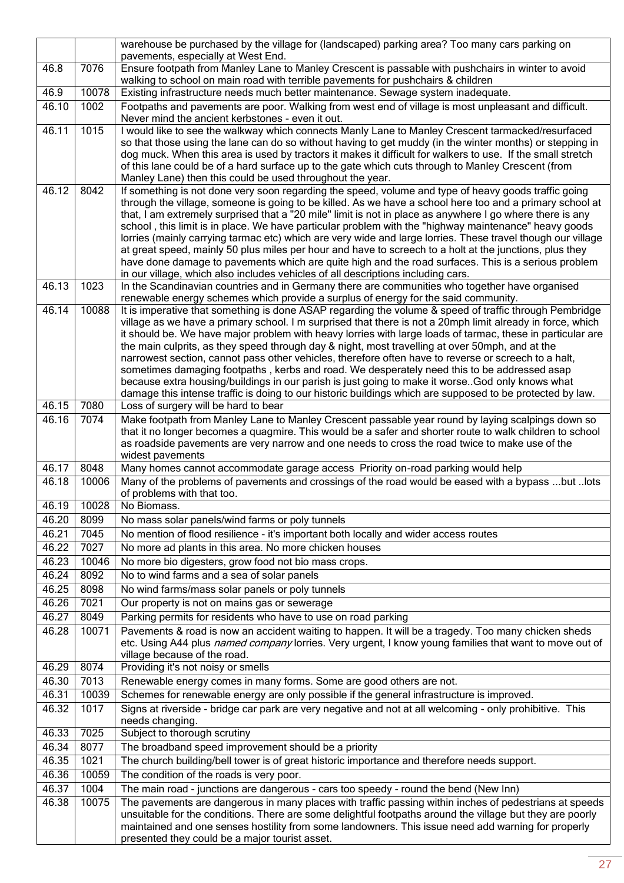| | | |
|---|---|---|
| | | warehouse be purchased by the village for (landscaped) parking area? Too many cars parking on pavements, especially at West End. |
| 46.8 | 7076 | Ensure footpath from Manley Lane to Manley Crescent is passable with pushchairs in winter to avoid walking to school on main road with terrible pavements for pushchairs & children |
| 46.9 | 10078 | Existing infrastructure needs much better maintenance. Sewage system inadequate. |
| 46.10 | 1002 | Footpaths and pavements are poor. Walking from west end of village is most unpleasant and difficult. Never mind the ancient kerbstones - even it out. |
| 46.11 | 1015 | I would like to see the walkway which connects Manly Lane to Manley Crescent tarmacked/resurfaced so that those using the lane can do so without having to get muddy (in the winter months) or stepping in dog muck. When this area is used by tractors it makes it difficult for walkers to use. If the small stretch of this lane could be of a hard surface up to the gate which cuts through to Manley Crescent (from Manley Lane) then this could be used throughout the year. |
| 46.12 | 8042 | If something is not done very soon regarding the speed, volume and type of heavy goods traffic going through the village, someone is going to be killed. As we have a school here too and a primary school at that, I am extremely surprised that a "20 mile" limit is not in place as anywhere I go where there is any school , this limit is in place. We have particular problem with the "highway maintenance" heavy goods lorries (mainly carrying tarmac etc) which are very wide and large lorries. These travel though our village at great speed, mainly 50 plus miles per hour and have to screech to a holt at the junctions, plus they have done damage to pavements which are quite high and the road surfaces. This is a serious problem in our village, which also includes vehicles of all descriptions including cars. |
| 46.13 | 1023 | In the Scandinavian countries and in Germany there are communities who together have organised renewable energy schemes which provide a surplus of energy for the said community. |
| 46.14 | 10088 | It is imperative that something is done ASAP regarding the volume & speed of traffic through Pembridge village as we have a primary school. I m surprised that there is not a 20mph limit already in force, which it should be. We have major problem with heavy lorries with large loads of tarmac, these in particular are the main culprits, as they speed through day & night, most travelling at over 50mph, and at the narrowest section, cannot pass other vehicles, therefore often have to reverse or screech to a halt, sometimes damaging footpaths , kerbs and road. We desperately need this to be addressed asap because extra housing/buildings in our parish is just going to make it worse..God only knows what damage this intense traffic is doing to our historic buildings which are supposed to be protected by law. |
| 46.15 | 7080 | Loss of surgery will be hard to bear |
| 46.16 | 7074 | Make footpath from Manley Lane to Manley Crescent passable year round by laying scalpings down so that it no longer becomes a quagmire. This would be a safer and shorter route to walk children to school as roadside pavements are very narrow and one needs to cross the road twice to make use of the widest pavements |
| 46.17 | 8048 | Many homes cannot accommodate garage access Priority on-road parking would help |
| 46.18 | 10006 | Many of the problems of pavements and crossings of the road would be eased with a bypass ...but ..lots of problems with that too. |
| 46.19 | 10028 | No Biomass. |
| 46.20 | 8099 | No mass solar panels/wind farms or poly tunnels |
| 46.21 | 7045 | No mention of flood resilience - it's important both locally and wider access routes |
| 46.22 | 7027 | No more ad plants in this area. No more chicken houses |
| 46.23 | 10046 | No more bio digesters, grow food not bio mass crops. |
| 46.24 | 8092 | No to wind farms and a sea of solar panels |
| 46.25 | 8098 | No wind farms/mass solar panels or poly tunnels |
| 46.26 | 7021 | Our property is not on mains gas or sewerage |
| 46.27 | 8049 | Parking permits for residents who have to use on road parking |
| 46.28 | 10071 | Pavements & road is now an accident waiting to happen. It will be a tragedy. Too many chicken sheds etc. Using A44 plus *named company* lorries. Very urgent, I know young families that want to move out of village because of the road. |
| 46.29 | 8074 | Providing it's not noisy or smells |
| 46.30 | 7013 | Renewable energy comes in many forms. Some are good others are not. |
| 46.31 | 10039 | Schemes for renewable energy are only possible if the general infrastructure is improved. |
| 46.32 | 1017 | Signs at riverside - bridge car park are very negative and not at all welcoming - only prohibitive. This needs changing. |
| 46.33 | 7025 | Subject to thorough scrutiny |
| 46.34 | 8077 | The broadband speed improvement should be a priority |
| 46.35 | 1021 | The church building/bell tower is of great historic importance and therefore needs support. |
| 46.36 | 10059 | The condition of the roads is very poor. |
| 46.37 | 1004 | The main road - junctions are dangerous - cars too speedy - round the bend (New Inn) |
| 46.38 | 10075 | The pavements are dangerous in many places with traffic passing within inches of pedestrians at speeds unsuitable for the conditions. There are some delightful footpaths around the village but they are poorly maintained and one senses hostility from some landowners. This issue need add warning for properly presented they could be a major tourist asset. |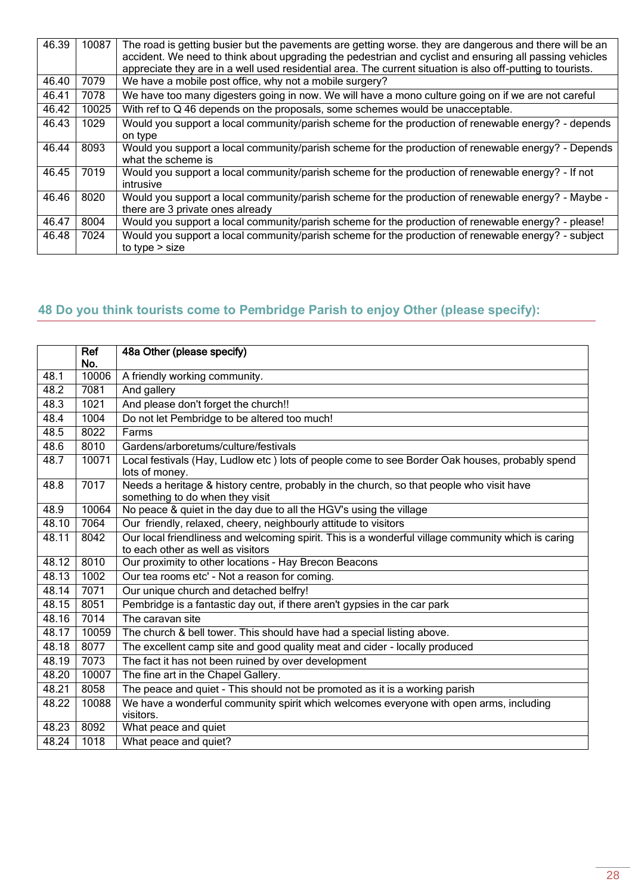| | | |
|---|---|---|
| 46.39 | 10087 | The road is getting busier but the pavements are getting worse. they are dangerous and there will be an accident. We need to think about upgrading the pedestrian and cyclist and ensuring all passing vehicles appreciate they are in a well used residential area. The current situation is also off-putting to tourists. |
| 46.40 | 7079 | We have a mobile post office, why not a mobile surgery? |
| 46.41 | 7078 | We have too many digesters going in now. We will have a mono culture going on if we are not careful |
| 46.42 | 10025 | With ref to Q 46 depends on the proposals, some schemes would be unacceptable. |
| 46.43 | 1029 | Would you support a local community/parish scheme for the production of renewable energy? - depends on type |
| 46.44 | 8093 | Would you support a local community/parish scheme for the production of renewable energy? - Depends what the scheme is |
| 46.45 | 7019 | Would you support a local community/parish scheme for the production of renewable energy? - If not intrusive |
| 46.46 | 8020 | Would you support a local community/parish scheme for the production of renewable energy? - Maybe - there are 3 private ones already |
| 46.47 | 8004 | Would you support a local community/parish scheme for the production of renewable energy? - please! |
| 46.48 | 7024 | Would you support a local community/parish scheme for the production of renewable energy? - subject to type > size |

## 48 Do you think tourists come to Pembridge Parish to enjoy Other (please specify):

| | Ref No. | 48a Other (please specify) |
|---|---|---|
| 48.1 | 10006 | A friendly working community. |
| 48.2 | 7081 | And gallery |
| 48.3 | 1021 | And please don't forget the church!! |
| 48.4 | 1004 | Do not let Pembridge to be altered too much! |
| 48.5 | 8022 | Farms |
| 48.6 | 8010 | Gardens/arboretums/culture/festivals |
| 48.7 | 10071 | Local festivals (Hay, Ludlow etc ) lots of people come to see Border Oak houses, probably spend lots of money. |
| 48.8 | 7017 | Needs a heritage & history centre, probably in the church, so that people who visit have something to do when they visit |
| 48.9 | 10064 | No peace & quiet in the day due to all the HGV's using the village |
| 48.10 | 7064 | Our friendly, relaxed, cheery, neighbourly attitude to visitors |
| 48.11 | 8042 | Our local friendliness and welcoming spirit. This is a wonderful village community which is caring to each other as well as visitors |
| 48.12 | 8010 | Our proximity to other locations - Hay Brecon Beacons |
| 48.13 | 1002 | Our tea rooms etc' - Not a reason for coming. |
| 48.14 | 7071 | Our unique church and detached belfry! |
| 48.15 | 8051 | Pembridge is a fantastic day out, if there aren't gypsies in the car park |
| 48.16 | 7014 | The caravan site |
| 48.17 | 10059 | The church & bell tower. This should have had a special listing above. |
| 48.18 | 8077 | The excellent camp site and good quality meat and cider - locally produced |
| 48.19 | 7073 | The fact it has not been ruined by over development |
| 48.20 | 10007 | The fine art in the Chapel Gallery. |
| 48.21 | 8058 | The peace and quiet - This should not be promoted as it is a working parish |
| 48.22 | 10088 | We have a wonderful community spirit which welcomes everyone with open arms, including visitors. |
| 48.23 | 8092 | What peace and quiet |
| 48.24 | 1018 | What peace and quiet? |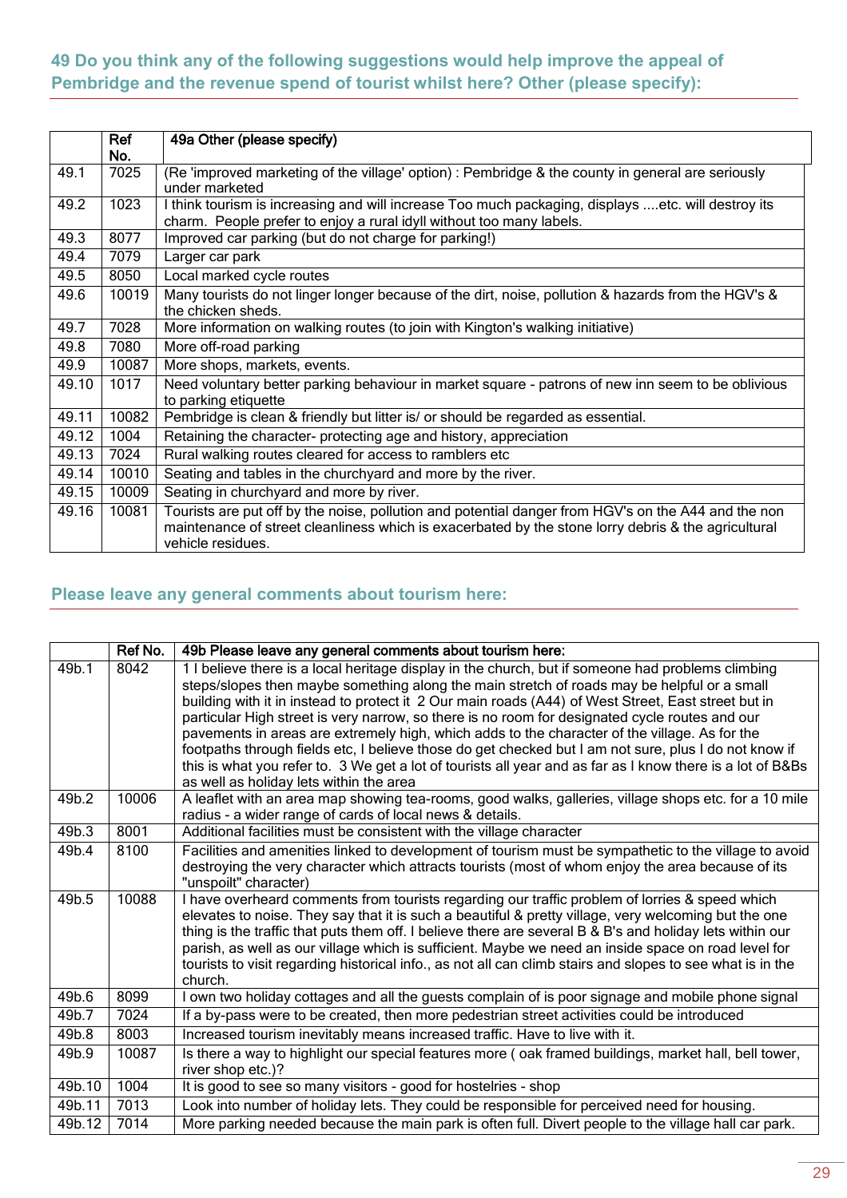## 49 Do you think any of the following suggestions would help improve the appeal of Pembridge and the revenue spend of tourist whilst here? Other (please specify):

| | Ref No. | 49a Other (please specify) |
|---|---|---|
| 49.1 | 7025 | (Re 'improved marketing of the village' option) : Pembridge & the county in general are seriously under marketed |
| 49.2 | 1023 | I think tourism is increasing and will increase Too much packaging, displays ....etc. will destroy its charm. People prefer to enjoy a rural idyll without too many labels. |
| 49.3 | 8077 | Improved car parking (but do not charge for parking!) |
| 49.4 | 7079 | Larger car park |
| 49.5 | 8050 | Local marked cycle routes |
| 49.6 | 10019 | Many tourists do not linger longer because of the dirt, noise, pollution & hazards from the HGV's & the chicken sheds. |
| 49.7 | 7028 | More information on walking routes (to join with Kington's walking initiative) |
| 49.8 | 7080 | More off-road parking |
| 49.9 | 10087 | More shops, markets, events. |
| 49.10 | 1017 | Need voluntary better parking behaviour in market square - patrons of new inn seem to be oblivious to parking etiquette |
| 49.11 | 10082 | Pembridge is clean & friendly but litter is/ or should be regarded as essential. |
| 49.12 | 1004 | Retaining the character- protecting age and history, appreciation |
| 49.13 | 7024 | Rural walking routes cleared for access to ramblers etc |
| 49.14 | 10010 | Seating and tables in the churchyard and more by the river. |
| 49.15 | 10009 | Seating in churchyard and more by river. |
| 49.16 | 10081 | Tourists are put off by the noise, pollution and potential danger from HGV's on the A44 and the non maintenance of street cleanliness which is exacerbated by the stone lorry debris & the agricultural vehicle residues. |

## Please leave any general comments about tourism here:

| | Ref No. | 49b Please leave any general comments about tourism here: |
|---|---|---|
| 49b.1 | 8042 | 1 I believe there is a local heritage display in the church, but if someone had problems climbing steps/slopes then maybe something along the main stretch of roads may be helpful or a small building with it in instead to protect it 2 Our main roads (A44) of West Street, East street but in particular High street is very narrow, so there is no room for designated cycle routes and our pavements in areas are extremely high, which adds to the character of the village. As for the footpaths through fields etc, I believe those do get checked but I am not sure, plus I do not know if this is what you refer to. 3 We get a lot of tourists all year and as far as I know there is a lot of B&Bs as well as holiday lets within the area |
| 49b.2 | 10006 | A leaflet with an area map showing tea-rooms, good walks, galleries, village shops etc. for a 10 mile radius - a wider range of cards of local news & details. |
| 49b.3 | 8001 | Additional facilities must be consistent with the village character |
| 49b.4 | 8100 | Facilities and amenities linked to development of tourism must be sympathetic to the village to avoid destroying the very character which attracts tourists (most of whom enjoy the area because of its "unspoilt" character) |
| 49b.5 | 10088 | I have overheard comments from tourists regarding our traffic problem of lorries & speed which elevates to noise. They say that it is such a beautiful & pretty village, very welcoming but the one thing is the traffic that puts them off. I believe there are several B & B's and holiday lets within our parish, as well as our village which is sufficient. Maybe we need an inside space on road level for tourists to visit regarding historical info., as not all can climb stairs and slopes to see what is in the church. |
| 49b.6 | 8099 | I own two holiday cottages and all the guests complain of is poor signage and mobile phone signal |
| 49b.7 | 7024 | If a by-pass were to be created, then more pedestrian street activities could be introduced |
| 49b.8 | 8003 | Increased tourism inevitably means increased traffic. Have to live with it. |
| 49b.9 | 10087 | Is there a way to highlight our special features more ( oak framed buildings, market hall, bell tower, river shop etc.)? |
| 49b.10 | 1004 | It is good to see so many visitors - good for hostelries - shop |
| 49b.11 | 7013 | Look into number of holiday lets. They could be responsible for perceived need for housing. |
| 49b.12 | 7014 | More parking needed because the main park is often full. Divert people to the village hall car park. |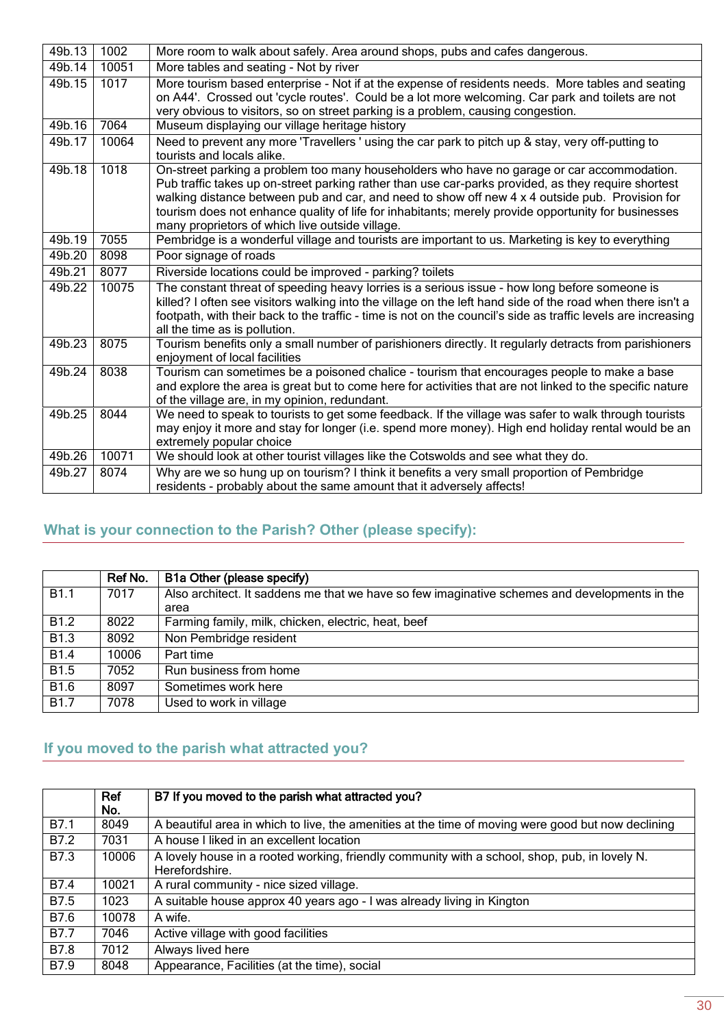| | | |
|---|---|---|
| 49b.13 | 1002 | More room to walk about safely. Area around shops, pubs and cafes dangerous. |
| 49b.14 | 10051 | More tables and seating - Not by river |
| 49b.15 | 1017 | More tourism based enterprise - Not if at the expense of residents needs. More tables and seating on A44'. Crossed out 'cycle routes'. Could be a lot more welcoming. Car park and toilets are not very obvious to visitors, so on street parking is a problem, causing congestion. |
| 49b.16 | 7064 | Museum displaying our village heritage history |
| 49b.17 | 10064 | Need to prevent any more 'Travellers ' using the car park to pitch up & stay, very off-putting to tourists and locals alike. |
| 49b.18 | 1018 | On-street parking a problem too many householders who have no garage or car accommodation. Pub traffic takes up on-street parking rather than use car-parks provided, as they require shortest walking distance between pub and car, and need to show off new 4 x 4 outside pub. Provision for tourism does not enhance quality of life for inhabitants; merely provide opportunity for businesses many proprietors of which live outside village. |
| 49b.19 | 7055 | Pembridge is a wonderful village and tourists are important to us. Marketing is key to everything |
| 49b.20 | 8098 | Poor signage of roads |
| 49b.21 | 8077 | Riverside locations could be improved - parking? toilets |
| 49b.22 | 10075 | The constant threat of speeding heavy lorries is a serious issue - how long before someone is killed? I often see visitors walking into the village on the left hand side of the road when there isn't a footpath, with their back to the traffic - time is not on the council's side as traffic levels are increasing all the time as is pollution. |
| 49b.23 | 8075 | Tourism benefits only a small number of parishioners directly. It regularly detracts from parishioners enjoyment of local facilities |
| 49b.24 | 8038 | Tourism can sometimes be a poisoned chalice - tourism that encourages people to make a base and explore the area is great but to come here for activities that are not linked to the specific nature of the village are, in my opinion, redundant. |
| 49b.25 | 8044 | We need to speak to tourists to get some feedback. If the village was safer to walk through tourists may enjoy it more and stay for longer (i.e. spend more money). High end holiday rental would be an extremely popular choice |
| 49b.26 | 10071 | We should look at other tourist villages like the Cotswolds and see what they do. |
| 49b.27 | 8074 | Why are we so hung up on tourism? I think it benefits a very small proportion of Pembridge residents - probably about the same amount that it adversely affects! |

## What is your connection to the Parish? Other (please specify):

| | Ref No. | B1a Other (please specify) |
|---|---|---|
| B1.1 | 7017 | Also architect. It saddens me that we have so few imaginative schemes and developments in the area |
| B1.2 | 8022 | Farming family, milk, chicken, electric, heat, beef |
| B1.3 | 8092 | Non Pembridge resident |
| B1.4 | 10006 | Part time |
| B1.5 | 7052 | Run business from home |
| B1.6 | 8097 | Sometimes work here |
| B1.7 | 7078 | Used to work in village |

## If you moved to the parish what attracted you?

| | Ref No. | B7 If you moved to the parish what attracted you? |
|---|---|---|
| B7.1 | 8049 | A beautiful area in which to live, the amenities at the time of moving were good but now declining |
| B7.2 | 7031 | A house I liked in an excellent location |
| B7.3 | 10006 | A lovely house in a rooted working, friendly community with a school, shop, pub, in lovely N. Herefordshire. |
| B7.4 | 10021 | A rural community - nice sized village. |
| B7.5 | 1023 | A suitable house approx 40 years ago - I was already living in Kington |
| B7.6 | 10078 | A wife. |
| B7.7 | 7046 | Active village with good facilities |
| B7.8 | 7012 | Always lived here |
| B7.9 | 8048 | Appearance, Facilities (at the time), social |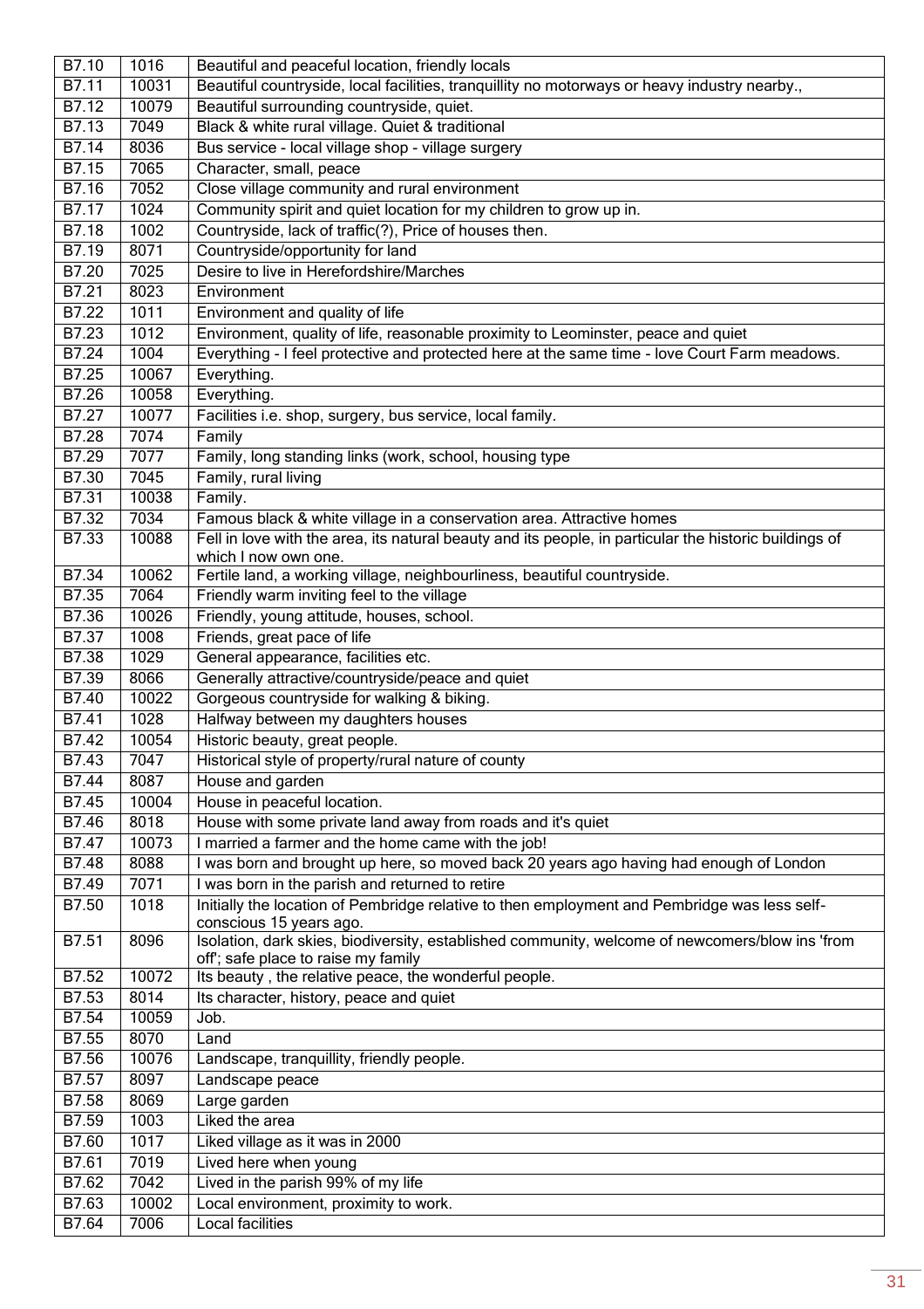| | | |
|---|---|---|
| B7.10 | 1016 | Beautiful and peaceful location, friendly locals |
| B7.11 | 10031 | Beautiful countryside, local facilities, tranquillity no motorways or heavy industry nearby., |
| B7.12 | 10079 | Beautiful surrounding countryside, quiet. |
| B7.13 | 7049 | Black & white rural village. Quiet & traditional |
| B7.14 | 8036 | Bus service - local village shop - village surgery |
| B7.15 | 7065 | Character, small, peace |
| B7.16 | 7052 | Close village community and rural environment |
| B7.17 | 1024 | Community spirit and quiet location for my children to grow up in. |
| B7.18 | 1002 | Countryside, lack of traffic(?), Price of houses then. |
| B7.19 | 8071 | Countryside/opportunity for land |
| B7.20 | 7025 | Desire to live in Herefordshire/Marches |
| B7.21 | 8023 | Environment |
| B7.22 | 1011 | Environment and quality of life |
| B7.23 | 1012 | Environment, quality of life, reasonable proximity to Leominster, peace and quiet |
| B7.24 | 1004 | Everything - I feel protective and protected here at the same time - love Court Farm meadows. |
| B7.25 | 10067 | Everything. |
| B7.26 | 10058 | Everything. |
| B7.27 | 10077 | Facilities i.e. shop, surgery, bus service, local family. |
| B7.28 | 7074 | Family |
| B7.29 | 7077 | Family, long standing links (work, school, housing type |
| B7.30 | 7045 | Family, rural living |
| B7.31 | 10038 | Family. |
| B7.32 | 7034 | Famous black & white village in a conservation area. Attractive homes |
| B7.33 | 10088 | Fell in love with the area, its natural beauty and its people, in particular the historic buildings of which I now own one. |
| B7.34 | 10062 | Fertile land, a working village, neighbourliness, beautiful countryside. |
| B7.35 | 7064 | Friendly warm inviting feel to the village |
| B7.36 | 10026 | Friendly, young attitude, houses, school. |
| B7.37 | 1008 | Friends, great pace of life |
| B7.38 | 1029 | General appearance, facilities etc. |
| B7.39 | 8066 | Generally attractive/countryside/peace and quiet |
| B7.40 | 10022 | Gorgeous countryside for walking & biking. |
| B7.41 | 1028 | Halfway between my daughters houses |
| B7.42 | 10054 | Historic beauty, great people. |
| B7.43 | 7047 | Historical style of property/rural nature of county |
| B7.44 | 8087 | House and garden |
| B7.45 | 10004 | House in peaceful location. |
| B7.46 | 8018 | House with some private land away from roads and it's quiet |
| B7.47 | 10073 | I married a farmer and the home came with the job! |
| B7.48 | 8088 | I was born and brought up here, so moved back 20 years ago having had enough of London |
| B7.49 | 7071 | I was born in the parish and returned to retire |
| B7.50 | 1018 | Initially the location of Pembridge relative to then employment and Pembridge was less self-conscious 15 years ago. |
| B7.51 | 8096 | Isolation, dark skies, biodiversity, established community, welcome of newcomers/blow ins 'from off'; safe place to raise my family |
| B7.52 | 10072 | Its beauty , the relative peace, the wonderful people. |
| B7.53 | 8014 | Its character, history, peace and quiet |
| B7.54 | 10059 | Job. |
| B7.55 | 8070 | Land |
| B7.56 | 10076 | Landscape, tranquillity, friendly people. |
| B7.57 | 8097 | Landscape peace |
| B7.58 | 8069 | Large garden |
| B7.59 | 1003 | Liked the area |
| B7.60 | 1017 | Liked village as it was in 2000 |
| B7.61 | 7019 | Lived here when young |
| B7.62 | 7042 | Lived in the parish 99% of my life |
| B7.63 | 10002 | Local environment, proximity to work. |
| B7.64 | 7006 | Local facilities |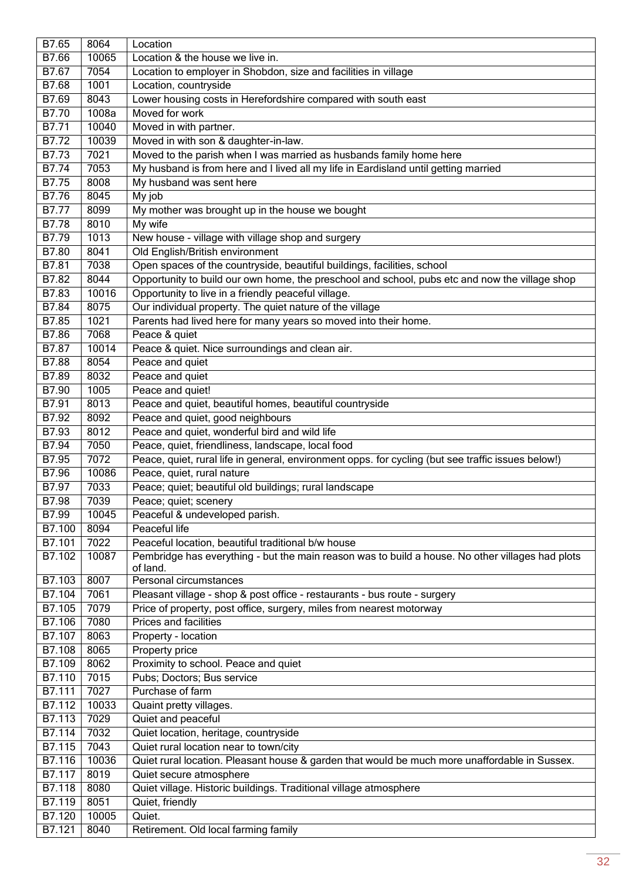| B7.65 | 8064 | Location |
|---|---|---|
| B7.66 | 10065 | Location & the house we live in. |
| B7.67 | 7054 | Location to employer in Shobdon, size and facilities in village |
| B7.68 | 1001 | Location, countryside |
| B7.69 | 8043 | Lower housing costs in Herefordshire compared with south east |
| B7.70 | 1008a | Moved for work |
| B7.71 | 10040 | Moved in with partner. |
| B7.72 | 10039 | Moved in with son & daughter-in-law. |
| B7.73 | 7021 | Moved to the parish when I was married as husbands family home here |
| B7.74 | 7053 | My husband is from here and I lived all my life in Eardisland until getting married |
| B7.75 | 8008 | My husband was sent here |
| B7.76 | 8045 | My job |
| B7.77 | 8099 | My mother was brought up in the house we bought |
| B7.78 | 8010 | My wife |
| B7.79 | 1013 | New house - village with village shop and surgery |
| B7.80 | 8041 | Old English/British environment |
| B7.81 | 7038 | Open spaces of the countryside, beautiful buildings, facilities, school |
| B7.82 | 8044 | Opportunity to build our own home, the preschool and school, pubs etc and now the village shop |
| B7.83 | 10016 | Opportunity to live in a friendly peaceful village. |
| B7.84 | 8075 | Our individual property. The quiet nature of the village |
| B7.85 | 1021 | Parents had lived here for many years so moved into their home. |
| B7.86 | 7068 | Peace & quiet |
| B7.87 | 10014 | Peace & quiet. Nice surroundings and clean air. |
| B7.88 | 8054 | Peace and quiet |
| B7.89 | 8032 | Peace and quiet |
| B7.90 | 1005 | Peace and quiet! |
| B7.91 | 8013 | Peace and quiet, beautiful homes, beautiful countryside |
| B7.92 | 8092 | Peace and quiet, good neighbours |
| B7.93 | 8012 | Peace and quiet, wonderful bird and wild life |
| B7.94 | 7050 | Peace, quiet, friendliness, landscape, local food |
| B7.95 | 7072 | Peace, quiet, rural life in general, environment opps. for cycling (but see traffic issues below!) |
| B7.96 | 10086 | Peace, quiet, rural nature |
| B7.97 | 7033 | Peace; quiet; beautiful old buildings; rural landscape |
| B7.98 | 7039 | Peace; quiet; scenery |
| B7.99 | 10045 | Peaceful & undeveloped parish. |
| B7.100 | 8094 | Peaceful life |
| B7.101 | 7022 | Peaceful location, beautiful traditional b/w house |
| B7.102 | 10087 | Pembridge has everything - but the main reason was to build a house. No other villages had plots of land. |
| B7.103 | 8007 | Personal circumstances |
| B7.104 | 7061 | Pleasant village - shop & post office - restaurants - bus route - surgery |
| B7.105 | 7079 | Price of property, post office, surgery, miles from nearest motorway |
| B7.106 | 7080 | Prices and facilities |
| B7.107 | 8063 | Property - location |
| B7.108 | 8065 | Property price |
| B7.109 | 8062 | Proximity to school. Peace and quiet |
| B7.110 | 7015 | Pubs; Doctors; Bus service |
| B7.111 | 7027 | Purchase of farm |
| B7.112 | 10033 | Quaint pretty villages. |
| B7.113 | 7029 | Quiet and peaceful |
| B7.114 | 7032 | Quiet location, heritage, countryside |
| B7.115 | 7043 | Quiet rural location near to town/city |
| B7.116 | 10036 | Quiet rural location. Pleasant house & garden that would be much more unaffordable in Sussex. |
| B7.117 | 8019 | Quiet secure atmosphere |
| B7.118 | 8080 | Quiet village. Historic buildings. Traditional village atmosphere |
| B7.119 | 8051 | Quiet, friendly |
| B7.120 | 10005 | Quiet. |
| B7.121 | 8040 | Retirement. Old local farming family |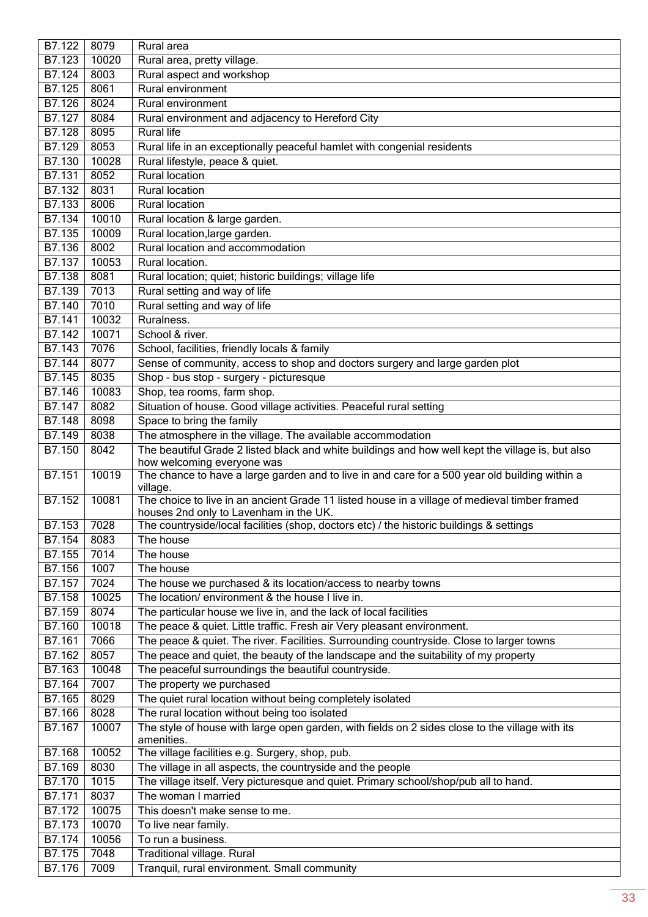| | | |
|---|---|---|
| B7.122 | 8079 | Rural area |
| B7.123 | 10020 | Rural area, pretty village. |
| B7.124 | 8003 | Rural aspect and workshop |
| B7.125 | 8061 | Rural environment |
| B7.126 | 8024 | Rural environment |
| B7.127 | 8084 | Rural environment and adjacency to Hereford City |
| B7.128 | 8095 | Rural life |
| B7.129 | 8053 | Rural life in an exceptionally peaceful hamlet with congenial residents |
| B7.130 | 10028 | Rural lifestyle, peace & quiet. |
| B7.131 | 8052 | Rural location |
| B7.132 | 8031 | Rural location |
| B7.133 | 8006 | Rural location |
| B7.134 | 10010 | Rural location & large garden. |
| B7.135 | 10009 | Rural location,large garden. |
| B7.136 | 8002 | Rural location and accommodation |
| B7.137 | 10053 | Rural location. |
| B7.138 | 8081 | Rural location; quiet; historic buildings; village life |
| B7.139 | 7013 | Rural setting and way of life |
| B7.140 | 7010 | Rural setting and way of life |
| B7.141 | 10032 | Ruralness. |
| B7.142 | 10071 | School & river. |
| B7.143 | 7076 | School, facilities, friendly locals & family |
| B7.144 | 8077 | Sense of community, access to shop and doctors surgery and large garden plot |
| B7.145 | 8035 | Shop - bus stop - surgery - picturesque |
| B7.146 | 10083 | Shop, tea rooms, farm shop. |
| B7.147 | 8082 | Situation of house. Good village activities. Peaceful rural setting |
| B7.148 | 8098 | Space to bring the family |
| B7.149 | 8038 | The atmosphere in the village. The available accommodation |
| B7.150 | 8042 | The beautiful Grade 2 listed black and white buildings and how well kept the village is, but also how welcoming everyone was |
| B7.151 | 10019 | The chance to have a large garden and to live in and care for a 500 year old building within a village. |
| B7.152 | 10081 | The choice to live in an ancient Grade 11 listed house in a village of medieval timber framed houses 2nd only to Lavenham in the UK. |
| B7.153 | 7028 | The countryside/local facilities (shop, doctors etc) / the historic buildings & settings |
| B7.154 | 8083 | The house |
| B7.155 | 7014 | The house |
| B7.156 | 1007 | The house |
| B7.157 | 7024 | The house we purchased & its location/access to nearby towns |
| B7.158 | 10025 | The location/ environment & the house I live in. |
| B7.159 | 8074 | The particular house we live in, and the lack of local facilities |
| B7.160 | 10018 | The peace & quiet. Little traffic. Fresh air Very pleasant environment. |
| B7.161 | 7066 | The peace & quiet. The river. Facilities. Surrounding countryside. Close to larger towns |
| B7.162 | 8057 | The peace and quiet, the beauty of the landscape and the suitability of my property |
| B7.163 | 10048 | The peaceful surroundings the beautiful countryside. |
| B7.164 | 7007 | The property we purchased |
| B7.165 | 8029 | The quiet rural location without being completely isolated |
| B7.166 | 8028 | The rural location without being too isolated |
| B7.167 | 10007 | The style of house with large open garden, with fields on 2 sides close to the village with its amenities. |
| B7.168 | 10052 | The village facilities e.g. Surgery, shop, pub. |
| B7.169 | 8030 | The village in all aspects, the countryside and the people |
| B7.170 | 1015 | The village itself. Very picturesque and quiet. Primary school/shop/pub all to hand. |
| B7.171 | 8037 | The woman I married |
| B7.172 | 10075 | This doesn't make sense to me. |
| B7.173 | 10070 | To live near family. |
| B7.174 | 10056 | To run a business. |
| B7.175 | 7048 | Traditional village. Rural |
| B7.176 | 7009 | Tranquil, rural environment. Small community |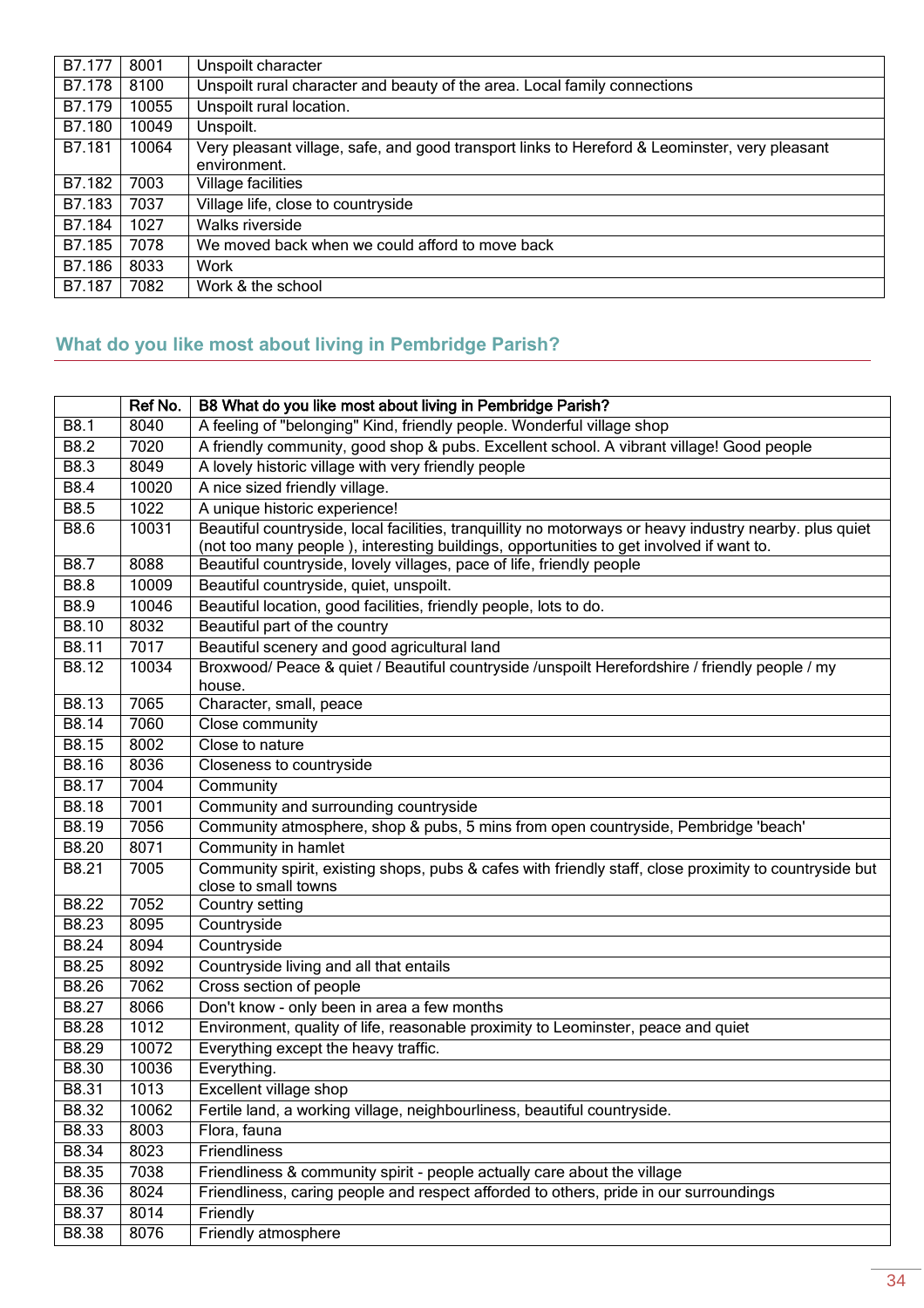| | | |
|---|---|---|
| B7.177 | 8001 | Unspoilt character |
| B7.178 | 8100 | Unspoilt rural character and beauty of the area. Local family connections |
| B7.179 | 10055 | Unspoilt rural location. |
| B7.180 | 10049 | Unspoilt. |
| B7.181 | 10064 | Very pleasant village, safe, and good transport links to Hereford & Leominster, very pleasant environment. |
| B7.182 | 7003 | Village facilities |
| B7.183 | 7037 | Village life, close to countryside |
| B7.184 | 1027 | Walks riverside |
| B7.185 | 7078 | We moved back when we could afford to move back |
| B7.186 | 8033 | Work |
| B7.187 | 7082 | Work & the school |

## What do you like most about living in Pembridge Parish?

| | Ref No. | B8 What do you like most about living in Pembridge Parish? |
|---|---|---|
| B8.1 | 8040 | A feeling of "belonging" Kind, friendly people. Wonderful village shop |
| B8.2 | 7020 | A friendly community, good shop & pubs. Excellent school. A vibrant village! Good people |
| B8.3 | 8049 | A lovely historic village with very friendly people |
| B8.4 | 10020 | A nice sized friendly village. |
| B8.5 | 1022 | A unique historic experience! |
| B8.6 | 10031 | Beautiful countryside, local facilities, tranquillity no motorways or heavy industry nearby. plus quiet (not too many people ), interesting buildings, opportunities to get involved if want to. |
| B8.7 | 8088 | Beautiful countryside, lovely villages, pace of life, friendly people |
| B8.8 | 10009 | Beautiful countryside, quiet, unspoilt. |
| B8.9 | 10046 | Beautiful location, good facilities, friendly people, lots to do. |
| B8.10 | 8032 | Beautiful part of the country |
| B8.11 | 7017 | Beautiful scenery and good agricultural land |
| B8.12 | 10034 | Broxwood/ Peace & quiet / Beautiful countryside /unspoilt Herefordshire / friendly people / my house. |
| B8.13 | 7065 | Character, small, peace |
| B8.14 | 7060 | Close community |
| B8.15 | 8002 | Close to nature |
| B8.16 | 8036 | Closeness to countryside |
| B8.17 | 7004 | Community |
| B8.18 | 7001 | Community and surrounding countryside |
| B8.19 | 7056 | Community atmosphere, shop & pubs, 5 mins from open countryside, Pembridge 'beach' |
| B8.20 | 8071 | Community in hamlet |
| B8.21 | 7005 | Community spirit, existing shops, pubs & cafes with friendly staff, close proximity to countryside but close to small towns |
| B8.22 | 7052 | Country setting |
| B8.23 | 8095 | Countryside |
| B8.24 | 8094 | Countryside |
| B8.25 | 8092 | Countryside living and all that entails |
| B8.26 | 7062 | Cross section of people |
| B8.27 | 8066 | Don't know - only been in area a few months |
| B8.28 | 1012 | Environment, quality of life, reasonable proximity to Leominster, peace and quiet |
| B8.29 | 10072 | Everything except the heavy traffic. |
| B8.30 | 10036 | Everything. |
| B8.31 | 1013 | Excellent village shop |
| B8.32 | 10062 | Fertile land, a working village, neighbourliness, beautiful countryside. |
| B8.33 | 8003 | Flora, fauna |
| B8.34 | 8023 | Friendliness |
| B8.35 | 7038 | Friendliness & community spirit - people actually care about the village |
| B8.36 | 8024 | Friendliness, caring people and respect afforded to others, pride in our surroundings |
| B8.37 | 8014 | Friendly |
| B8.38 | 8076 | Friendly atmosphere |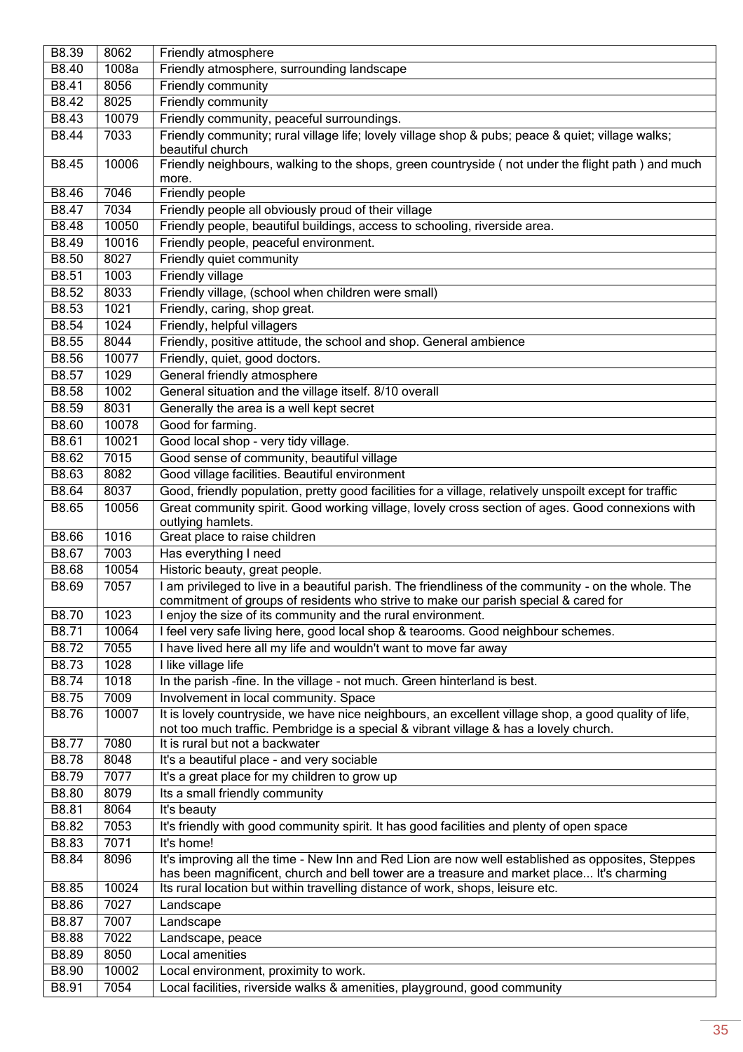| B8.39 | 8062 | Friendly atmosphere |
|---|---|---|
| B8.40 | 1008a | Friendly atmosphere, surrounding landscape |
| B8.41 | 8056 | Friendly community |
| B8.42 | 8025 | Friendly community |
| B8.43 | 10079 | Friendly community, peaceful surroundings. |
| B8.44 | 7033 | Friendly community; rural village life; lovely village shop & pubs; peace & quiet; village walks; beautiful church |
| B8.45 | 10006 | Friendly neighbours, walking to the shops, green countryside ( not under the flight path ) and much more. |
| B8.46 | 7046 | Friendly people |
| B8.47 | 7034 | Friendly people all obviously proud of their village |
| B8.48 | 10050 | Friendly people, beautiful buildings, access to schooling, riverside area. |
| B8.49 | 10016 | Friendly people, peaceful environment. |
| B8.50 | 8027 | Friendly quiet community |
| B8.51 | 1003 | Friendly village |
| B8.52 | 8033 | Friendly village, (school when children were small) |
| B8.53 | 1021 | Friendly, caring, shop great. |
| B8.54 | 1024 | Friendly, helpful villagers |
| B8.55 | 8044 | Friendly, positive attitude, the school and shop. General ambience |
| B8.56 | 10077 | Friendly, quiet, good doctors. |
| B8.57 | 1029 | General friendly atmosphere |
| B8.58 | 1002 | General situation and the village itself. 8/10 overall |
| B8.59 | 8031 | Generally the area is a well kept secret |
| B8.60 | 10078 | Good for farming. |
| B8.61 | 10021 | Good local shop - very tidy village. |
| B8.62 | 7015 | Good sense of community, beautiful village |
| B8.63 | 8082 | Good village facilities. Beautiful environment |
| B8.64 | 8037 | Good, friendly population, pretty good facilities for a village, relatively unspoilt except for traffic |
| B8.65 | 10056 | Great community spirit. Good working village, lovely cross section of ages. Good connexions with outlying hamlets. |
| B8.66 | 1016 | Great place to raise children |
| B8.67 | 7003 | Has everything I need |
| B8.68 | 10054 | Historic beauty, great people. |
| B8.69 | 7057 | I am privileged to live in a beautiful parish. The friendliness of the community - on the whole. The commitment of groups of residents who strive to make our parish special & cared for |
| B8.70 | 1023 | I enjoy the size of its community and the rural environment. |
| B8.71 | 10064 | I feel very safe living here, good local shop & tearooms. Good neighbour schemes. |
| B8.72 | 7055 | I have lived here all my life and wouldn't want to move far away |
| B8.73 | 1028 | I like village life |
| B8.74 | 1018 | In the parish -fine. In the village - not much. Green hinterland is best. |
| B8.75 | 7009 | Involvement in local community. Space |
| B8.76 | 10007 | It is lovely countryside, we have nice neighbours, an excellent village shop, a good quality of life, not too much traffic. Pembridge is a special & vibrant village & has a lovely church. |
| B8.77 | 7080 | It is rural but not a backwater |
| B8.78 | 8048 | It's a beautiful place - and very sociable |
| B8.79 | 7077 | It's a great place for my children to grow up |
| B8.80 | 8079 | Its a small friendly community |
| B8.81 | 8064 | It's beauty |
| B8.82 | 7053 | It's friendly with good community spirit. It has good facilities and plenty of open space |
| B8.83 | 7071 | It's home! |
| B8.84 | 8096 | It's improving all the time - New Inn and Red Lion are now well established as opposites, Steppes has been magnificent, church and bell tower are a treasure and market place... It's charming |
| B8.85 | 10024 | Its rural location but within travelling distance of work, shops, leisure etc. |
| B8.86 | 7027 | Landscape |
| B8.87 | 7007 | Landscape |
| B8.88 | 7022 | Landscape, peace |
| B8.89 | 8050 | Local amenities |
| B8.90 | 10002 | Local environment, proximity to work. |
| B8.91 | 7054 | Local facilities, riverside walks & amenities, playground, good community |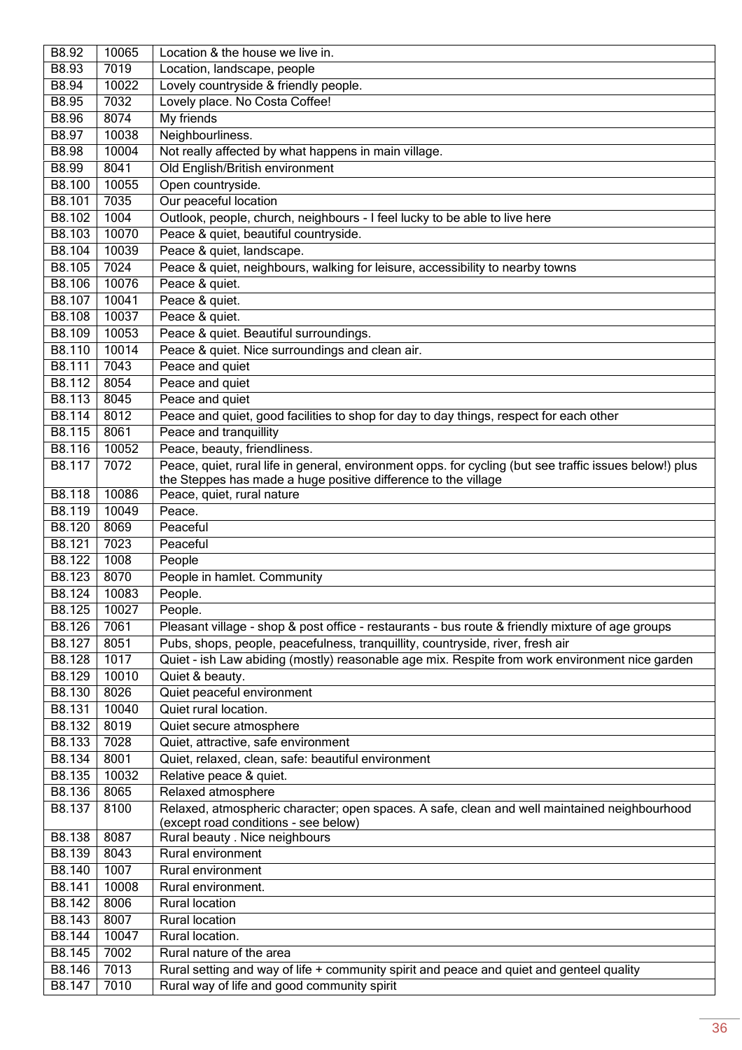| | | |
|---|---|---|
| B8.92 | 10065 | Location & the house we live in. |
| B8.93 | 7019 | Location, landscape, people |
| B8.94 | 10022 | Lovely countryside & friendly people. |
| B8.95 | 7032 | Lovely place. No Costa Coffee! |
| B8.96 | 8074 | My friends |
| B8.97 | 10038 | Neighbourliness. |
| B8.98 | 10004 | Not really affected by what happens in main village. |
| B8.99 | 8041 | Old English/British environment |
| B8.100 | 10055 | Open countryside. |
| B8.101 | 7035 | Our peaceful location |
| B8.102 | 1004 | Outlook, people, church, neighbours - I feel lucky to be able to live here |
| B8.103 | 10070 | Peace & quiet, beautiful countryside. |
| B8.104 | 10039 | Peace & quiet, landscape. |
| B8.105 | 7024 | Peace & quiet, neighbours, walking for leisure, accessibility to nearby towns |
| B8.106 | 10076 | Peace & quiet. |
| B8.107 | 10041 | Peace & quiet. |
| B8.108 | 10037 | Peace & quiet. |
| B8.109 | 10053 | Peace & quiet. Beautiful surroundings. |
| B8.110 | 10014 | Peace & quiet. Nice surroundings and clean air. |
| B8.111 | 7043 | Peace and quiet |
| B8.112 | 8054 | Peace and quiet |
| B8.113 | 8045 | Peace and quiet |
| B8.114 | 8012 | Peace and quiet, good facilities to shop for day to day things, respect for each other |
| B8.115 | 8061 | Peace and tranquillity |
| B8.116 | 10052 | Peace, beauty, friendliness. |
| B8.117 | 7072 | Peace, quiet, rural life in general, environment opps. for cycling (but see traffic issues below!) plus the Steppes has made a huge positive difference to the village |
| B8.118 | 10086 | Peace, quiet, rural nature |
| B8.119 | 10049 | Peace. |
| B8.120 | 8069 | Peaceful |
| B8.121 | 7023 | Peaceful |
| B8.122 | 1008 | People |
| B8.123 | 8070 | People in hamlet. Community |
| B8.124 | 10083 | People. |
| B8.125 | 10027 | People. |
| B8.126 | 7061 | Pleasant village - shop & post office - restaurants - bus route & friendly mixture of age groups |
| B8.127 | 8051 | Pubs, shops, people, peacefulness, tranquillity, countryside, river, fresh air |
| B8.128 | 1017 | Quiet - ish Law abiding (mostly) reasonable age mix. Respite from work environment nice garden |
| B8.129 | 10010 | Quiet & beauty. |
| B8.130 | 8026 | Quiet peaceful environment |
| B8.131 | 10040 | Quiet rural location. |
| B8.132 | 8019 | Quiet secure atmosphere |
| B8.133 | 7028 | Quiet, attractive, safe environment |
| B8.134 | 8001 | Quiet, relaxed, clean, safe: beautiful environment |
| B8.135 | 10032 | Relative peace & quiet. |
| B8.136 | 8065 | Relaxed atmosphere |
| B8.137 | 8100 | Relaxed, atmospheric character; open spaces. A safe, clean and well maintained neighbourhood (except road conditions - see below) |
| B8.138 | 8087 | Rural beauty . Nice neighbours |
| B8.139 | 8043 | Rural environment |
| B8.140 | 1007 | Rural environment |
| B8.141 | 10008 | Rural environment. |
| B8.142 | 8006 | Rural location |
| B8.143 | 8007 | Rural location |
| B8.144 | 10047 | Rural location. |
| B8.145 | 7002 | Rural nature of the area |
| B8.146 | 7013 | Rural setting and way of life + community spirit and peace and quiet and genteel quality |
| B8.147 | 7010 | Rural way of life and good community spirit |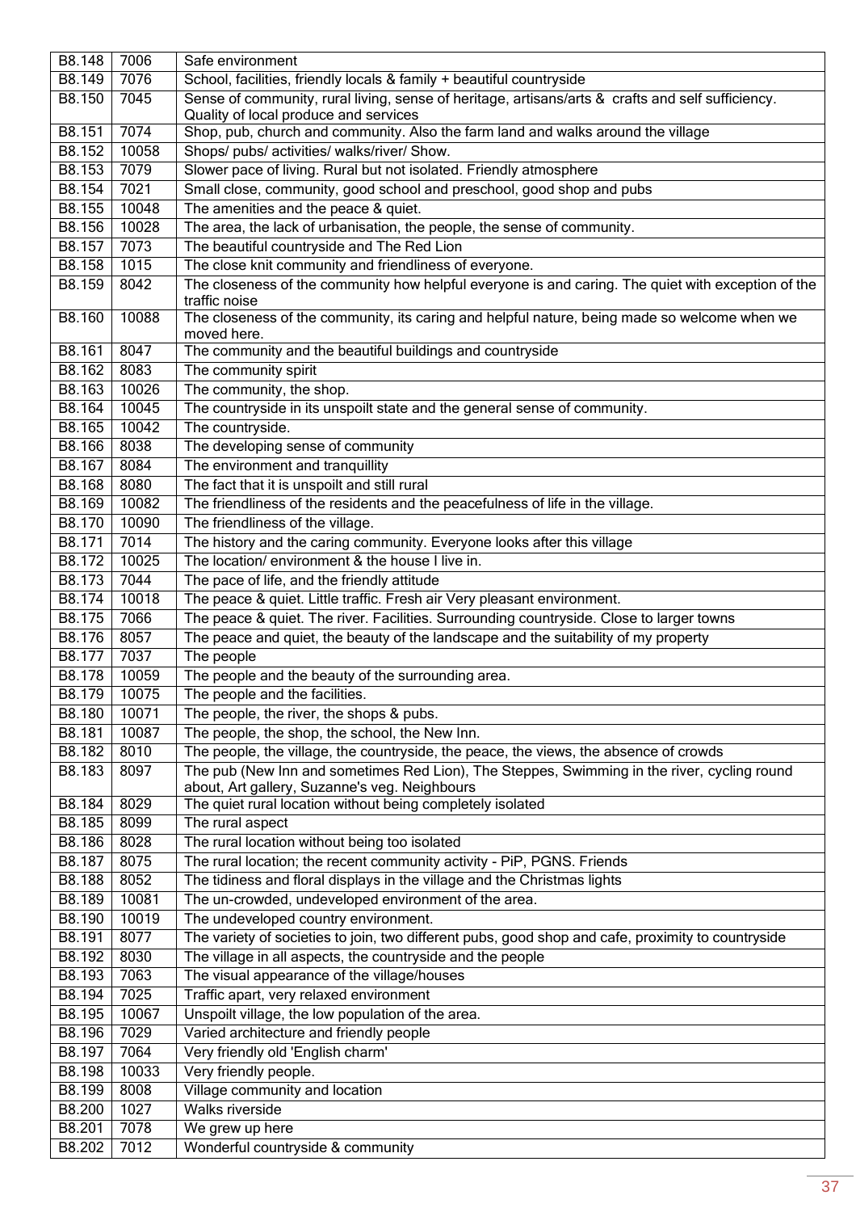| | | |
|---|---|---|
| B8.148 | 7006 | Safe environment |
| B8.149 | 7076 | School, facilities, friendly locals & family + beautiful countryside |
| B8.150 | 7045 | Sense of community, rural living, sense of heritage, artisans/arts & crafts and self sufficiency. Quality of local produce and services |
| B8.151 | 7074 | Shop, pub, church and community. Also the farm land and walks around the village |
| B8.152 | 10058 | Shops/ pubs/ activities/ walks/river/ Show. |
| B8.153 | 7079 | Slower pace of living. Rural but not isolated. Friendly atmosphere |
| B8.154 | 7021 | Small close, community, good school and preschool, good shop and pubs |
| B8.155 | 10048 | The amenities and the peace & quiet. |
| B8.156 | 10028 | The area, the lack of urbanisation, the people, the sense of community. |
| B8.157 | 7073 | The beautiful countryside and The Red Lion |
| B8.158 | 1015 | The close knit community and friendliness of everyone. |
| B8.159 | 8042 | The closeness of the community how helpful everyone is and caring. The quiet with exception of the traffic noise |
| B8.160 | 10088 | The closeness of the community, its caring and helpful nature, being made so welcome when we moved here. |
| B8.161 | 8047 | The community and the beautiful buildings and countryside |
| B8.162 | 8083 | The community spirit |
| B8.163 | 10026 | The community, the shop. |
| B8.164 | 10045 | The countryside in its unspoilt state and the general sense of community. |
| B8.165 | 10042 | The countryside. |
| B8.166 | 8038 | The developing sense of community |
| B8.167 | 8084 | The environment and tranquillity |
| B8.168 | 8080 | The fact that it is unspoilt and still rural |
| B8.169 | 10082 | The friendliness of the residents and the peacefulness of life in the village. |
| B8.170 | 10090 | The friendliness of the village. |
| B8.171 | 7014 | The history and the caring community. Everyone looks after this village |
| B8.172 | 10025 | The location/ environment & the house I live in. |
| B8.173 | 7044 | The pace of life, and the friendly attitude |
| B8.174 | 10018 | The peace & quiet. Little traffic. Fresh air Very pleasant environment. |
| B8.175 | 7066 | The peace & quiet. The river. Facilities. Surrounding countryside. Close to larger towns |
| B8.176 | 8057 | The peace and quiet, the beauty of the landscape and the suitability of my property |
| B8.177 | 7037 | The people |
| B8.178 | 10059 | The people and the beauty of the surrounding area. |
| B8.179 | 10075 | The people and the facilities. |
| B8.180 | 10071 | The people, the river, the shops & pubs. |
| B8.181 | 10087 | The people, the shop, the school, the New Inn. |
| B8.182 | 8010 | The people, the village, the countryside, the peace, the views, the absence of crowds |
| B8.183 | 8097 | The pub (New Inn and sometimes Red Lion), The Steppes, Swimming in the river, cycling round about, Art gallery, Suzanne's veg. Neighbours |
| B8.184 | 8029 | The quiet rural location without being completely isolated |
| B8.185 | 8099 | The rural aspect |
| B8.186 | 8028 | The rural location without being too isolated |
| B8.187 | 8075 | The rural location; the recent community activity - PiP, PGNS. Friends |
| B8.188 | 8052 | The tidiness and floral displays in the village and the Christmas lights |
| B8.189 | 10081 | The un-crowded, undeveloped environment of the area. |
| B8.190 | 10019 | The undeveloped country environment. |
| B8.191 | 8077 | The variety of societies to join, two different pubs, good shop and cafe, proximity to countryside |
| B8.192 | 8030 | The village in all aspects, the countryside and the people |
| B8.193 | 7063 | The visual appearance of the village/houses |
| B8.194 | 7025 | Traffic apart, very relaxed environment |
| B8.195 | 10067 | Unspoilt village, the low population of the area. |
| B8.196 | 7029 | Varied architecture and friendly people |
| B8.197 | 7064 | Very friendly old 'English charm' |
| B8.198 | 10033 | Very friendly people. |
| B8.199 | 8008 | Village community and location |
| B8.200 | 1027 | Walks riverside |
| B8.201 | 7078 | We grew up here |
| B8.202 | 7012 | Wonderful countryside & community |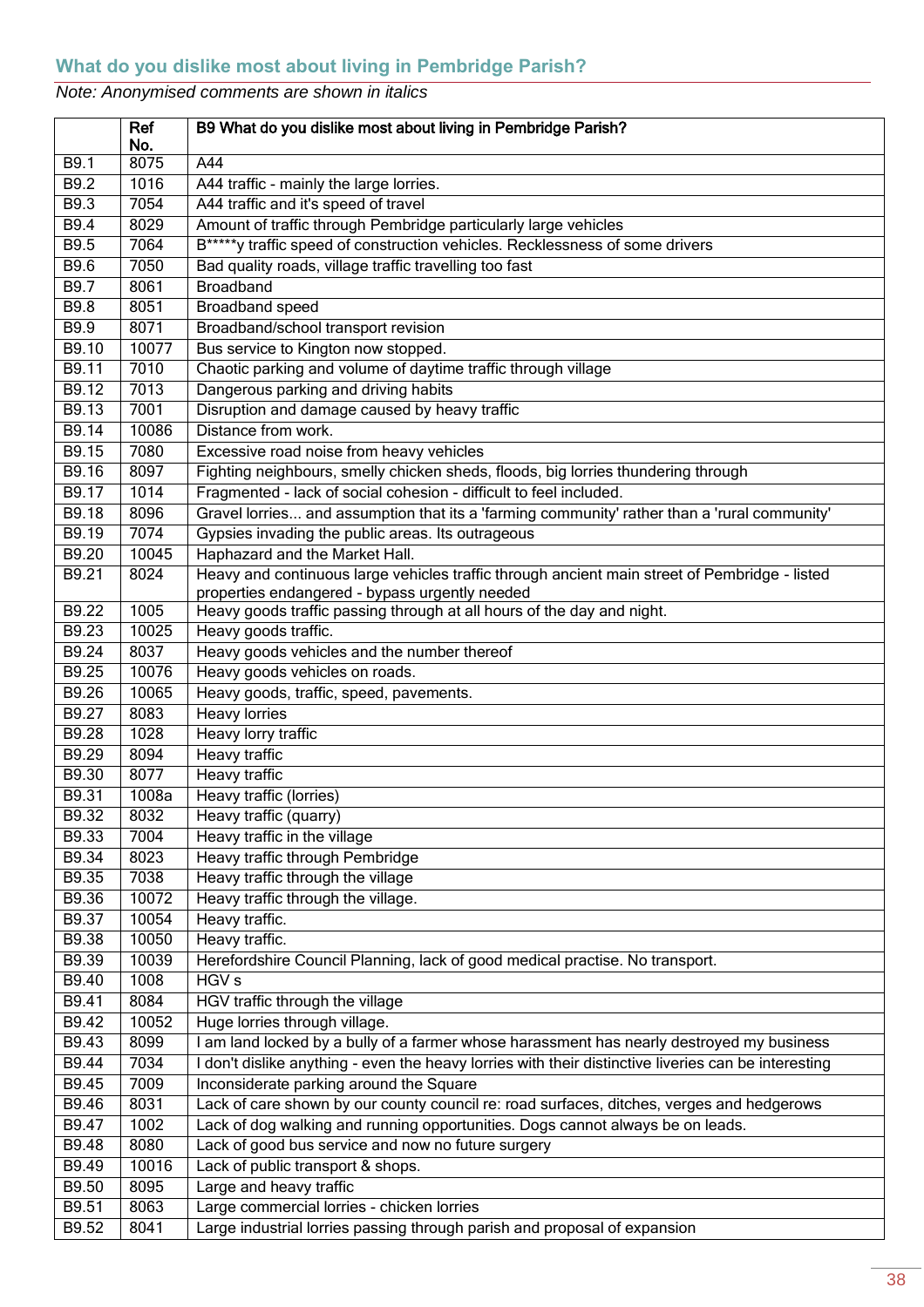## What do you dislike most about living in Pembridge Parish?

*Note: Anonymised comments are shown in italics*

| | Ref No. | B9 What do you dislike most about living in Pembridge Parish? |
|---|---|---|
| B9.1 | 8075 | A44 |
| B9.2 | 1016 | A44 traffic - mainly the large lorries. |
| B9.3 | 7054 | A44 traffic and it's speed of travel |
| B9.4 | 8029 | Amount of traffic through Pembridge particularly large vehicles |
| B9.5 | 7064 | B*****y traffic speed of construction vehicles. Recklessness of some drivers |
| B9.6 | 7050 | Bad quality roads, village traffic travelling too fast |
| B9.7 | 8061 | Broadband |
| B9.8 | 8051 | Broadband speed |
| B9.9 | 8071 | Broadband/school transport revision |
| B9.10 | 10077 | Bus service to Kington now stopped. |
| B9.11 | 7010 | Chaotic parking and volume of daytime traffic through village |
| B9.12 | 7013 | Dangerous parking and driving habits |
| B9.13 | 7001 | Disruption and damage caused by heavy traffic |
| B9.14 | 10086 | Distance from work. |
| B9.15 | 7080 | Excessive road noise from heavy vehicles |
| B9.16 | 8097 | Fighting neighbours, smelly chicken sheds, floods, big lorries thundering through |
| B9.17 | 1014 | Fragmented - lack of social cohesion - difficult to feel included. |
| B9.18 | 8096 | Gravel lorries... and assumption that its a 'farming community' rather than a 'rural community' |
| B9.19 | 7074 | Gypsies invading the public areas. Its outrageous |
| B9.20 | 10045 | Haphazard and the Market Hall. |
| B9.21 | 8024 | Heavy and continuous large vehicles traffic through ancient main street of Pembridge - listed properties endangered - bypass urgently needed |
| B9.22 | 1005 | Heavy goods traffic passing through at all hours of the day and night. |
| B9.23 | 10025 | Heavy goods traffic. |
| B9.24 | 8037 | Heavy goods vehicles and the number thereof |
| B9.25 | 10076 | Heavy goods vehicles on roads. |
| B9.26 | 10065 | Heavy goods, traffic, speed, pavements. |
| B9.27 | 8083 | Heavy lorries |
| B9.28 | 1028 | Heavy lorry traffic |
| B9.29 | 8094 | Heavy traffic |
| B9.30 | 8077 | Heavy traffic |
| B9.31 | 1008a | Heavy traffic (lorries) |
| B9.32 | 8032 | Heavy traffic (quarry) |
| B9.33 | 7004 | Heavy traffic in the village |
| B9.34 | 8023 | Heavy traffic through Pembridge |
| B9.35 | 7038 | Heavy traffic through the village |
| B9.36 | 10072 | Heavy traffic through the village. |
| B9.37 | 10054 | Heavy traffic. |
| B9.38 | 10050 | Heavy traffic. |
| B9.39 | 10039 | Herefordshire Council Planning, lack of good medical practise. No transport. |
| B9.40 | 1008 | HGV s |
| B9.41 | 8084 | HGV traffic through the village |
| B9.42 | 10052 | Huge lorries through village. |
| B9.43 | 8099 | I am land locked by a bully of a farmer whose harassment has nearly destroyed my business |
| B9.44 | 7034 | I don't dislike anything - even the heavy lorries with their distinctive liveries can be interesting |
| B9.45 | 7009 | Inconsiderate parking around the Square |
| B9.46 | 8031 | Lack of care shown by our county council re: road surfaces, ditches, verges and hedgerows |
| B9.47 | 1002 | Lack of dog walking and running opportunities. Dogs cannot always be on leads. |
| B9.48 | 8080 | Lack of good bus service and now no future surgery |
| B9.49 | 10016 | Lack of public transport & shops. |
| B9.50 | 8095 | Large and heavy traffic |
| B9.51 | 8063 | Large commercial lorries - chicken lorries |
| B9.52 | 8041 | Large industrial lorries passing through parish and proposal of expansion |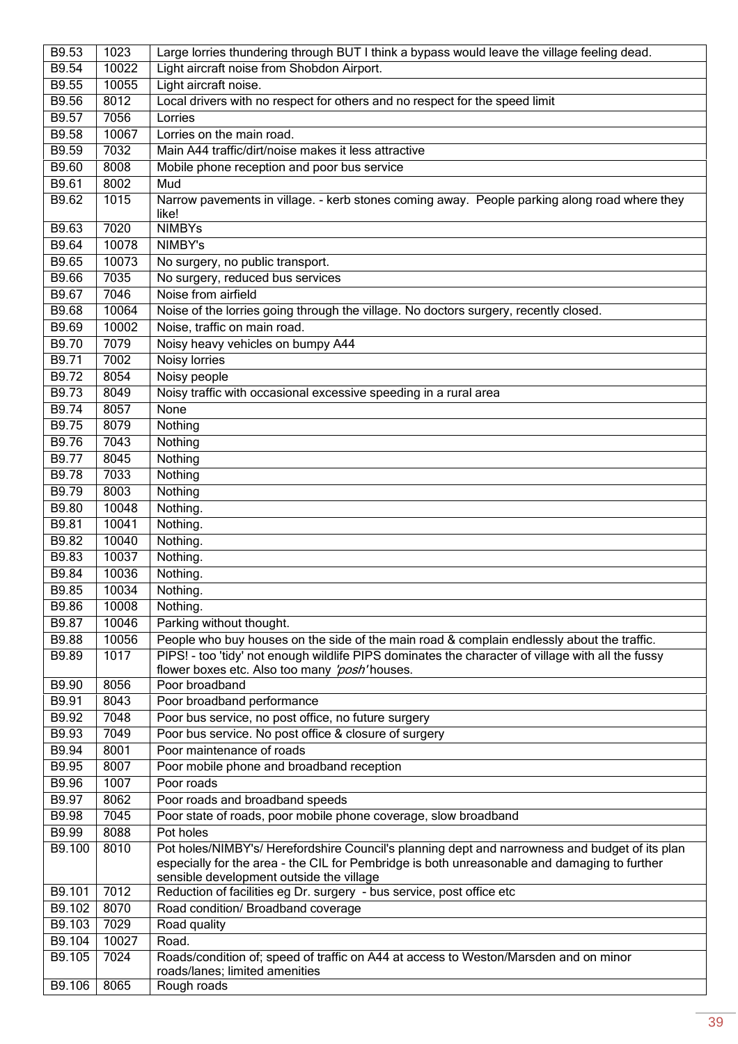| | | |
|---|---|---|
| B9.53 | 1023 | Large lorries thundering through BUT I think a bypass would leave the village feeling dead. |
| B9.54 | 10022 | Light aircraft noise from Shobdon Airport. |
| B9.55 | 10055 | Light aircraft noise. |
| B9.56 | 8012 | Local drivers with no respect for others and no respect for the speed limit |
| B9.57 | 7056 | Lorries |
| B9.58 | 10067 | Lorries on the main road. |
| B9.59 | 7032 | Main A44 traffic/dirt/noise makes it less attractive |
| B9.60 | 8008 | Mobile phone reception and poor bus service |
| B9.61 | 8002 | Mud |
| B9.62 | 1015 | Narrow pavements in village. - kerb stones coming away. People parking along road where they like! |
| B9.63 | 7020 | NIMBYs |
| B9.64 | 10078 | NIMBY's |
| B9.65 | 10073 | No surgery, no public transport. |
| B9.66 | 7035 | No surgery, reduced bus services |
| B9.67 | 7046 | Noise from airfield |
| B9.68 | 10064 | Noise of the lorries going through the village. No doctors surgery, recently closed. |
| B9.69 | 10002 | Noise, traffic on main road. |
| B9.70 | 7079 | Noisy heavy vehicles on bumpy A44 |
| B9.71 | 7002 | Noisy lorries |
| B9.72 | 8054 | Noisy people |
| B9.73 | 8049 | Noisy traffic with occasional excessive speeding in a rural area |
| B9.74 | 8057 | None |
| B9.75 | 8079 | Nothing |
| B9.76 | 7043 | Nothing |
| B9.77 | 8045 | Nothing |
| B9.78 | 7033 | Nothing |
| B9.79 | 8003 | Nothing |
| B9.80 | 10048 | Nothing. |
| B9.81 | 10041 | Nothing. |
| B9.82 | 10040 | Nothing. |
| B9.83 | 10037 | Nothing. |
| B9.84 | 10036 | Nothing. |
| B9.85 | 10034 | Nothing. |
| B9.86 | 10008 | Nothing. |
| B9.87 | 10046 | Parking without thought. |
| B9.88 | 10056 | People who buy houses on the side of the main road & complain endlessly about the traffic. |
| B9.89 | 1017 | PIPS! - too 'tidy' not enough wildlife PIPS dominates the character of village with all the fussy flower boxes etc. Also too many *'posh'* houses. |
| B9.90 | 8056 | Poor broadband |
| B9.91 | 8043 | Poor broadband performance |
| B9.92 | 7048 | Poor bus service, no post office, no future surgery |
| B9.93 | 7049 | Poor bus service. No post office & closure of surgery |
| B9.94 | 8001 | Poor maintenance of roads |
| B9.95 | 8007 | Poor mobile phone and broadband reception |
| B9.96 | 1007 | Poor roads |
| B9.97 | 8062 | Poor roads and broadband speeds |
| B9.98 | 7045 | Poor state of roads, poor mobile phone coverage, slow broadband |
| B9.99 | 8088 | Pot holes |
| B9.100 | 8010 | Pot holes/NIMBY's/ Herefordshire Council's planning dept and narrowness and budget of its plan especially for the area - the CIL for Pembridge is both unreasonable and damaging to further sensible development outside the village |
| B9.101 | 7012 | Reduction of facilities eg Dr. surgery - bus service, post office etc |
| B9.102 | 8070 | Road condition/ Broadband coverage |
| B9.103 | 7029 | Road quality |
| B9.104 | 10027 | Road. |
| B9.105 | 7024 | Roads/condition of; speed of traffic on A44 at access to Weston/Marsden and on minor roads/lanes; limited amenities |
| B9.106 | 8065 | Rough roads |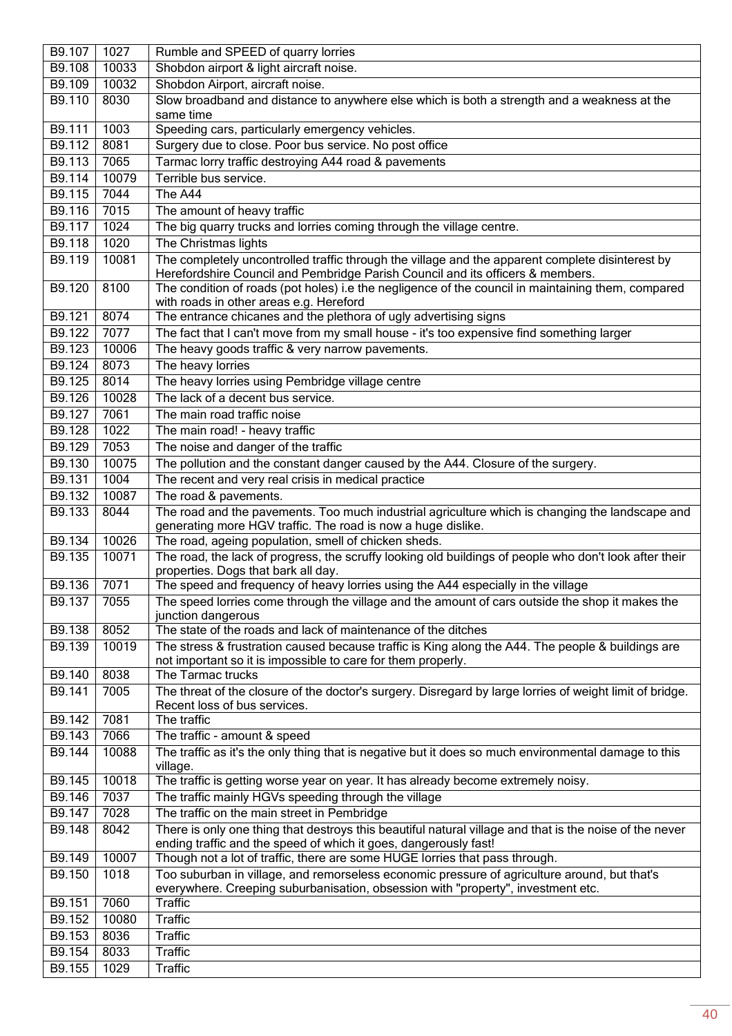| | | |
|---|---|---|
| B9.107 | 1027 | Rumble and SPEED of quarry lorries |
| B9.108 | 10033 | Shobdon airport & light aircraft noise. |
| B9.109 | 10032 | Shobdon Airport, aircraft noise. |
| B9.110 | 8030 | Slow broadband and distance to anywhere else which is both a strength and a weakness at the same time |
| B9.111 | 1003 | Speeding cars, particularly emergency vehicles. |
| B9.112 | 8081 | Surgery due to close. Poor bus service. No post office |
| B9.113 | 7065 | Tarmac lorry traffic destroying A44 road & pavements |
| B9.114 | 10079 | Terrible bus service. |
| B9.115 | 7044 | The A44 |
| B9.116 | 7015 | The amount of heavy traffic |
| B9.117 | 1024 | The big quarry trucks and lorries coming through the village centre. |
| B9.118 | 1020 | The Christmas lights |
| B9.119 | 10081 | The completely uncontrolled traffic through the village and the apparent complete disinterest by Herefordshire Council and Pembridge Parish Council and its officers & members. |
| B9.120 | 8100 | The condition of roads (pot holes) i.e the negligence of the council in maintaining them, compared with roads in other areas e.g. Hereford |
| B9.121 | 8074 | The entrance chicanes and the plethora of ugly advertising signs |
| B9.122 | 7077 | The fact that I can't move from my small house - it's too expensive find something larger |
| B9.123 | 10006 | The heavy goods traffic & very narrow pavements. |
| B9.124 | 8073 | The heavy lorries |
| B9.125 | 8014 | The heavy lorries using Pembridge village centre |
| B9.126 | 10028 | The lack of a decent bus service. |
| B9.127 | 7061 | The main road traffic noise |
| B9.128 | 1022 | The main road! - heavy traffic |
| B9.129 | 7053 | The noise and danger of the traffic |
| B9.130 | 10075 | The pollution and the constant danger caused by the A44. Closure of the surgery. |
| B9.131 | 1004 | The recent and very real crisis in medical practice |
| B9.132 | 10087 | The road & pavements. |
| B9.133 | 8044 | The road and the pavements. Too much industrial agriculture which is changing the landscape and generating more HGV traffic. The road is now a huge dislike. |
| B9.134 | 10026 | The road, ageing population, smell of chicken sheds. |
| B9.135 | 10071 | The road, the lack of progress, the scruffy looking old buildings of people who don't look after their properties. Dogs that bark all day. |
| B9.136 | 7071 | The speed and frequency of heavy lorries using the A44 especially in the village |
| B9.137 | 7055 | The speed lorries come through the village and the amount of cars outside the shop it makes the junction dangerous |
| B9.138 | 8052 | The state of the roads and lack of maintenance of the ditches |
| B9.139 | 10019 | The stress & frustration caused because traffic is King along the A44. The people & buildings are not important so it is impossible to care for them properly. |
| B9.140 | 8038 | The Tarmac trucks |
| B9.141 | 7005 | The threat of the closure of the doctor's surgery. Disregard by large lorries of weight limit of bridge. Recent loss of bus services. |
| B9.142 | 7081 | The traffic |
| B9.143 | 7066 | The traffic - amount & speed |
| B9.144 | 10088 | The traffic as it's the only thing that is negative but it does so much environmental damage to this village. |
| B9.145 | 10018 | The traffic is getting worse year on year. It has already become extremely noisy. |
| B9.146 | 7037 | The traffic mainly HGVs speeding through the village |
| B9.147 | 7028 | The traffic on the main street in Pembridge |
| B9.148 | 8042 | There is only one thing that destroys this beautiful natural village and that is the noise of the never ending traffic and the speed of which it goes, dangerously fast! |
| B9.149 | 10007 | Though not a lot of traffic, there are some HUGE lorries that pass through. |
| B9.150 | 1018 | Too suburban in village, and remorseless economic pressure of agriculture around, but that's everywhere. Creeping suburbanisation, obsession with "property", investment etc. |
| B9.151 | 7060 | Traffic |
| B9.152 | 10080 | Traffic |
| B9.153 | 8036 | Traffic |
| B9.154 | 8033 | Traffic |
| B9.155 | 1029 | Traffic |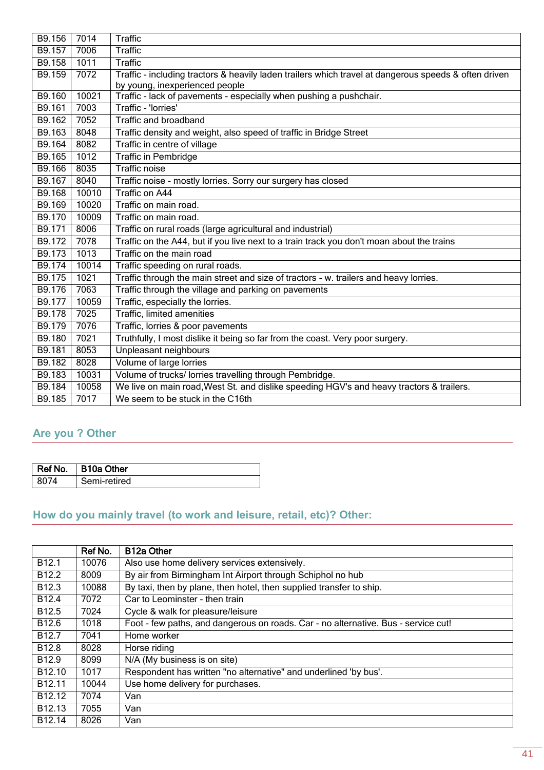| | | |
|---|---|---|
| B9.156 | 7014 | Traffic |
| B9.157 | 7006 | Traffic |
| B9.158 | 1011 | Traffic |
| B9.159 | 7072 | Traffic - including tractors & heavily laden trailers which travel at dangerous speeds & often driven by young, inexperienced people |
| B9.160 | 10021 | Traffic - lack of pavements - especially when pushing a pushchair. |
| B9.161 | 7003 | Traffic - 'lorries' |
| B9.162 | 7052 | Traffic and broadband |
| B9.163 | 8048 | Traffic density and weight, also speed of traffic in Bridge Street |
| B9.164 | 8082 | Traffic in centre of village |
| B9.165 | 1012 | Traffic in Pembridge |
| B9.166 | 8035 | Traffic noise |
| B9.167 | 8040 | Traffic noise - mostly lorries. Sorry our surgery has closed |
| B9.168 | 10010 | Traffic on A44 |
| B9.169 | 10020 | Traffic on main road. |
| B9.170 | 10009 | Traffic on main road. |
| B9.171 | 8006 | Traffic on rural roads (large agricultural and industrial) |
| B9.172 | 7078 | Traffic on the A44, but if you live next to a train track you don't moan about the trains |
| B9.173 | 1013 | Traffic on the main road |
| B9.174 | 10014 | Traffic speeding on rural roads. |
| B9.175 | 1021 | Traffic through the main street and size of tractors - w. trailers and heavy lorries. |
| B9.176 | 7063 | Traffic through the village and parking on pavements |
| B9.177 | 10059 | Traffic, especially the lorries. |
| B9.178 | 7025 | Traffic, limited amenities |
| B9.179 | 7076 | Traffic, lorries & poor pavements |
| B9.180 | 7021 | Truthfully, I most dislike it being so far from the coast. Very poor surgery. |
| B9.181 | 8053 | Unpleasant neighbours |
| B9.182 | 8028 | Volume of large lorries |
| B9.183 | 10031 | Volume of trucks/ lorries travelling through Pembridge. |
| B9.184 | 10058 | We live on main road,West St. and dislike speeding HGV's and heavy tractors & trailers. |
| B9.185 | 7017 | We seem to be stuck in the C16th |

## Are you ? Other

| Ref No. | B10a Other |
|---|---|
| 8074 | Semi-retired |

## How do you mainly travel (to work and leisure, retail, etc)? Other:

| | Ref No. | B12a Other |
|---|---|---|
| B12.1 | 10076 | Also use home delivery services extensively. |
| B12.2 | 8009 | By air from Birmingham Int Airport through Schiphol no hub |
| B12.3 | 10088 | By taxi, then by plane, then hotel, then supplied transfer to ship. |
| B12.4 | 7072 | Car to Leominster - then train |
| B12.5 | 7024 | Cycle & walk for pleasure/leisure |
| B12.6 | 1018 | Foot - few paths, and dangerous on roads. Car - no alternative. Bus - service cut! |
| B12.7 | 7041 | Home worker |
| B12.8 | 8028 | Horse riding |
| B12.9 | 8099 | N/A (My business is on site) |
| B12.10 | 1017 | Respondent has written "no alternative" and underlined 'by bus'. |
| B12.11 | 10044 | Use home delivery for purchases. |
| B12.12 | 7074 | Van |
| B12.13 | 7055 | Van |
| B12.14 | 8026 | Van |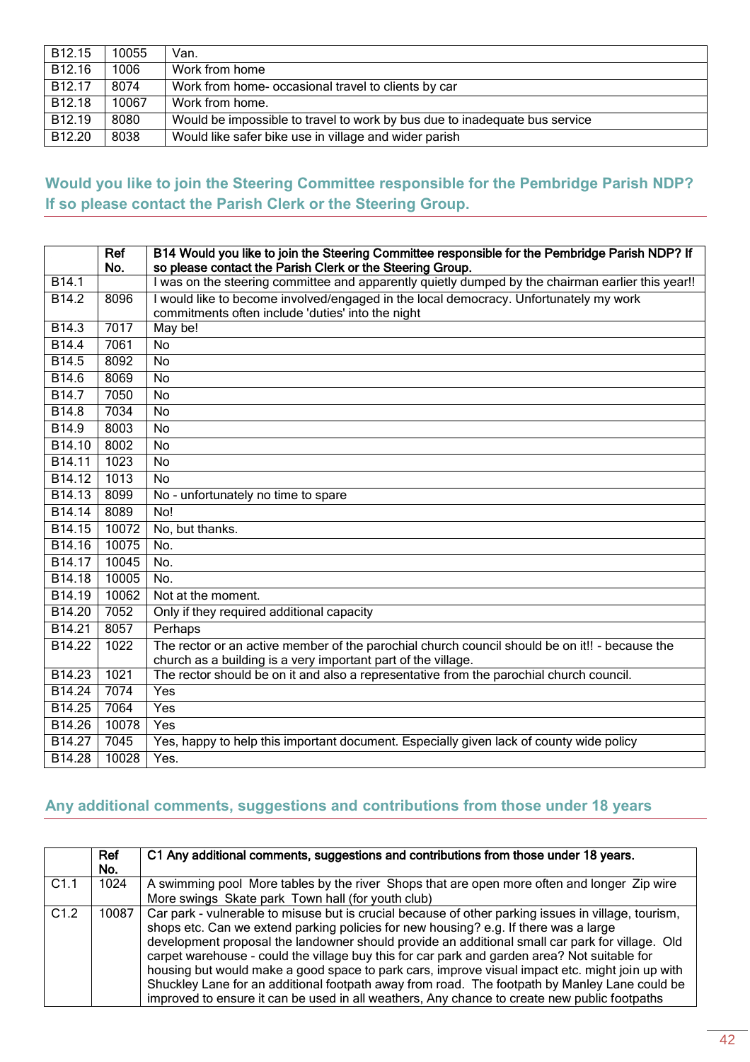| B12.15 | 10055 | Van. |
|---|---|---|
| B12.16 | 1006 | Work from home |
| B12.17 | 8074 | Work from home- occasional travel to clients by car |
| B12.18 | 10067 | Work from home. |
| B12.19 | 8080 | Would be impossible to travel to work by bus due to inadequate bus service |
| B12.20 | 8038 | Would like safer bike use in village and wider parish |

## Would you like to join the Steering Committee responsible for the Pembridge Parish NDP? If so please contact the Parish Clerk or the Steering Group.

| | Ref No. | B14 Would you like to join the Steering Committee responsible for the Pembridge Parish NDP? If so please contact the Parish Clerk or the Steering Group. |
|---|---|---|
| B14.1 | | I was on the steering committee and apparently quietly dumped by the chairman earlier this year!! |
| B14.2 | 8096 | I would like to become involved/engaged in the local democracy. Unfortunately my work commitments often include 'duties' into the night |
| B14.3 | 7017 | May be! |
| B14.4 | 7061 | No |
| B14.5 | 8092 | No |
| B14.6 | 8069 | No |
| B14.7 | 7050 | No |
| B14.8 | 7034 | No |
| B14.9 | 8003 | No |
| B14.10 | 8002 | No |
| B14.11 | 1023 | No |
| B14.12 | 1013 | No |
| B14.13 | 8099 | No - unfortunately no time to spare |
| B14.14 | 8089 | No! |
| B14.15 | 10072 | No, but thanks. |
| B14.16 | 10075 | No. |
| B14.17 | 10045 | No. |
| B14.18 | 10005 | No. |
| B14.19 | 10062 | Not at the moment. |
| B14.20 | 7052 | Only if they required additional capacity |
| B14.21 | 8057 | Perhaps |
| B14.22 | 1022 | The rector or an active member of the parochial church council should be on it!! - because the church as a building is a very important part of the village. |
| B14.23 | 1021 | The rector should be on it and also a representative from the parochial church council. |
| B14.24 | 7074 | Yes |
| B14.25 | 7064 | Yes |
| B14.26 | 10078 | Yes |
| B14.27 | 7045 | Yes, happy to help this important document. Especially given lack of county wide policy |
| B14.28 | 10028 | Yes. |

## Any additional comments, suggestions and contributions from those under 18 years

| | Ref No. | C1 Any additional comments, suggestions and contributions from those under 18 years. |
|---|---|---|
| C1.1 | 1024 | A swimming pool More tables by the river Shops that are open more often and longer Zip wire More swings Skate park Town hall (for youth club) |
| C1.2 | 10087 | Car park - vulnerable to misuse but is crucial because of other parking issues in village, tourism, shops etc. Can we extend parking policies for new housing? e.g. If there was a large development proposal the landowner should provide an additional small car park for village. Old carpet warehouse - could the village buy this for car park and garden area? Not suitable for housing but would make a good space to park cars, improve visual impact etc. might join up with Shuckley Lane for an additional footpath away from road. The footpath by Manley Lane could be improved to ensure it can be used in all weathers, Any chance to create new public footpaths |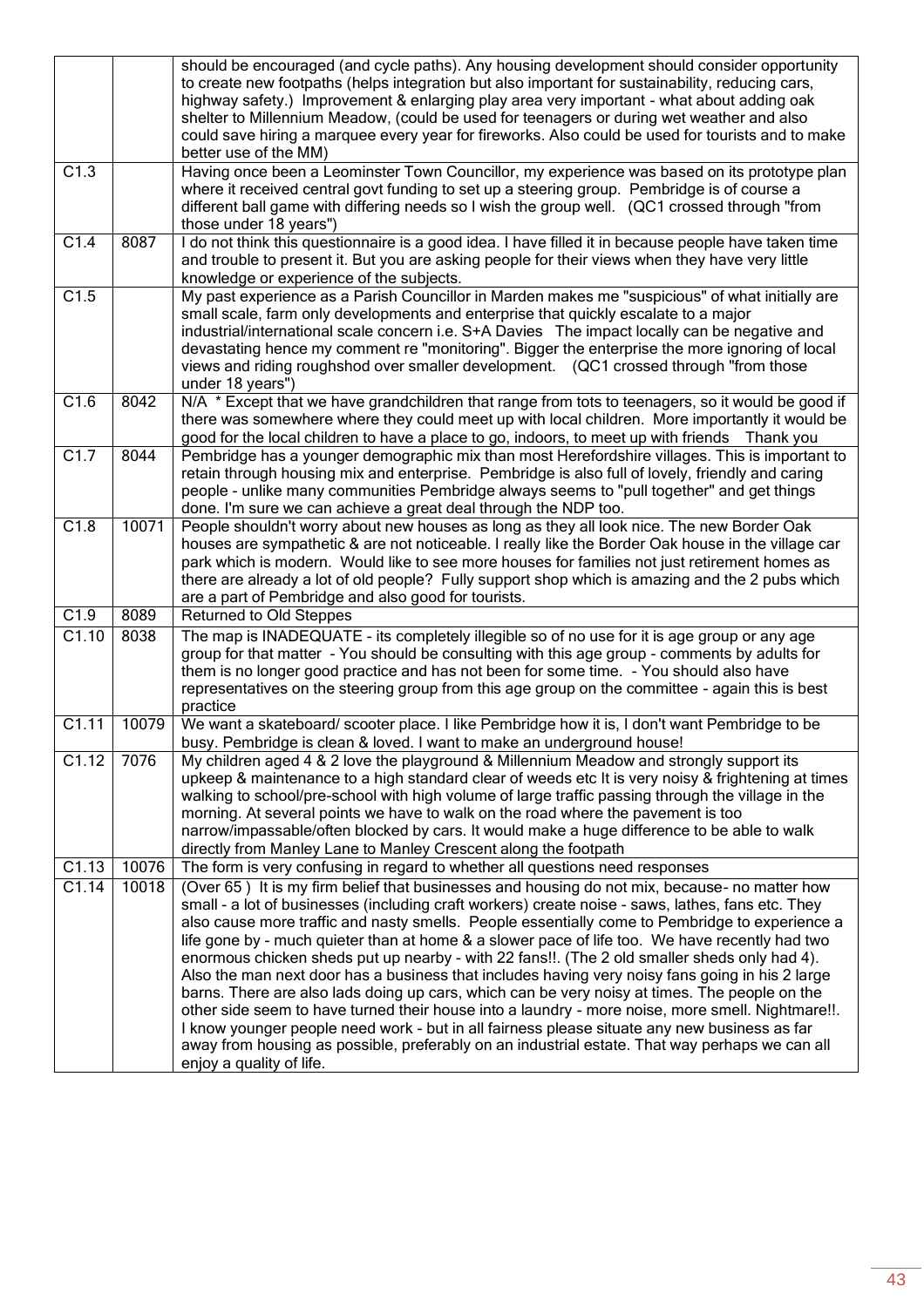| | | |
|---|---|---|
| | | should be encouraged (and cycle paths). Any housing development should consider opportunity to create new footpaths (helps integration but also important for sustainability, reducing cars, highway safety.) Improvement & enlarging play area very important - what about adding oak shelter to Millennium Meadow, (could be used for teenagers or during wet weather and also could save hiring a marquee every year for fireworks. Also could be used for tourists and to make better use of the MM) |
| C1.3 | | Having once been a Leominster Town Councillor, my experience was based on its prototype plan where it received central govt funding to set up a steering group. Pembridge is of course a different ball game with differing needs so I wish the group well. (QC1 crossed through "from those under 18 years") |
| C1.4 | 8087 | I do not think this questionnaire is a good idea. I have filled it in because people have taken time and trouble to present it. But you are asking people for their views when they have very little knowledge or experience of the subjects. |
| C1.5 | | My past experience as a Parish Councillor in Marden makes me "suspicious" of what initially are small scale, farm only developments and enterprise that quickly escalate to a major industrial/international scale concern i.e. S+A Davies The impact locally can be negative and devastating hence my comment re "monitoring". Bigger the enterprise the more ignoring of local views and riding roughshod over smaller development. (QC1 crossed through "from those under 18 years") |
| C1.6 | 8042 | N/A * Except that we have grandchildren that range from tots to teenagers, so it would be good if there was somewhere where they could meet up with local children. More importantly it would be good for the local children to have a place to go, indoors, to meet up with friends Thank you |
| C1.7 | 8044 | Pembridge has a younger demographic mix than most Herefordshire villages. This is important to retain through housing mix and enterprise. Pembridge is also full of lovely, friendly and caring people - unlike many communities Pembridge always seems to "pull together" and get things done. I'm sure we can achieve a great deal through the NDP too. |
| C1.8 | 10071 | People shouldn't worry about new houses as long as they all look nice. The new Border Oak houses are sympathetic & are not noticeable. I really like the Border Oak house in the village car park which is modern. Would like to see more houses for families not just retirement homes as there are already a lot of old people? Fully support shop which is amazing and the 2 pubs which are a part of Pembridge and also good for tourists. |
| C1.9 | 8089 | Returned to Old Steppes |
| C1.10 | 8038 | The map is INADEQUATE - its completely illegible so of no use for it is age group or any age group for that matter - You should be consulting with this age group - comments by adults for them is no longer good practice and has not been for some time. - You should also have representatives on the steering group from this age group on the committee - again this is best practice |
| C1.11 | 10079 | We want a skateboard/ scooter place. I like Pembridge how it is, I don't want Pembridge to be busy. Pembridge is clean & loved. I want to make an underground house! |
| C1.12 | 7076 | My children aged 4 & 2 love the playground & Millennium Meadow and strongly support its upkeep & maintenance to a high standard clear of weeds etc It is very noisy & frightening at times walking to school/pre-school with high volume of large traffic passing through the village in the morning. At several points we have to walk on the road where the pavement is too narrow/impassable/often blocked by cars. It would make a huge difference to be able to walk directly from Manley Lane to Manley Crescent along the footpath |
| C1.13 | 10076 | The form is very confusing in regard to whether all questions need responses |
| C1.14 | 10018 | (Over 65 ) It is my firm belief that businesses and housing do not mix, because- no matter how small - a lot of businesses (including craft workers) create noise - saws, lathes, fans etc. They also cause more traffic and nasty smells. People essentially come to Pembridge to experience a life gone by - much quieter than at home & a slower pace of life too. We have recently had two enormous chicken sheds put up nearby - with 22 fans!!. (The 2 old smaller sheds only had 4). Also the man next door has a business that includes having very noisy fans going in his 2 large barns. There are also lads doing up cars, which can be very noisy at times. The people on the other side seem to have turned their house into a laundry - more noise, more smell. Nightmare!!. I know younger people need work - but in all fairness please situate any new business as far away from housing as possible, preferably on an industrial estate. That way perhaps we can all enjoy a quality of life. |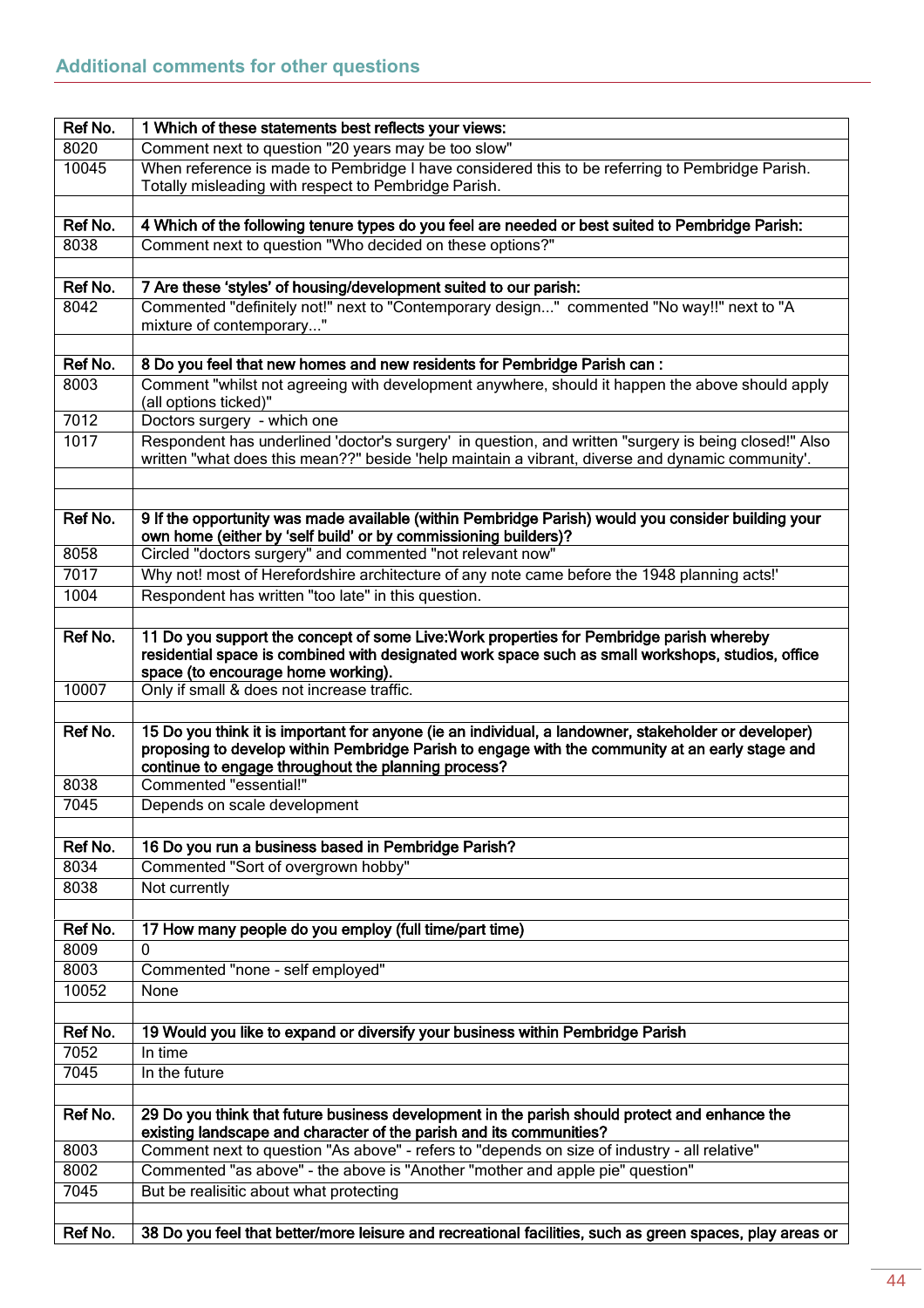## Additional comments for other questions

| Ref No. | 1 Which of these statements best reflects your views: |
|---|---|
| 8020 | Comment next to question "20 years may be too slow" |
| 10045 | When reference is made to Pembridge I have considered this to be referring to Pembridge Parish. Totally misleading with respect to Pembridge Parish. |
| | |
| **Ref No.** | **4 Which of the following tenure types do you feel are needed or best suited to Pembridge Parish:** |
| 8038 | Comment next to question "Who decided on these options?" |
| | |
| **Ref No.** | **7 Are these 'styles' of housing/development suited to our parish:** |
| 8042 | Commented "definitely not!" next to "Contemporary design..." commented "No way!!" next to "A mixture of contemporary..." |
| | |
| **Ref No.** | **8 Do you feel that new homes and new residents for Pembridge Parish can :** |
| 8003 | Comment "whilst not agreeing with development anywhere, should it happen the above should apply (all options ticked)" |
| 7012 | Doctors surgery - which one |
| 1017 | Respondent has underlined 'doctor's surgery' in question, and written "surgery is being closed!" Also written "what does this mean??" beside 'help maintain a vibrant, diverse and dynamic community'. |
| | |
| | |
| **Ref No.** | **9 If the opportunity was made available (within Pembridge Parish) would you consider building your own home (either by 'self build' or by commissioning builders)?** |
| 8058 | Circled "doctors surgery" and commented "not relevant now" |
| 7017 | Why not! most of Herefordshire architecture of any note came before the 1948 planning acts!' |
| 1004 | Respondent has written "too late" in this question. |
| | |
| **Ref No.** | **11 Do you support the concept of some Live:Work properties for Pembridge parish whereby residential space is combined with designated work space such as small workshops, studios, office space (to encourage home working).** |
| 10007 | Only if small & does not increase traffic. |
| | |
| **Ref No.** | **15 Do you think it is important for anyone (ie an individual, a landowner, stakeholder or developer) proposing to develop within Pembridge Parish to engage with the community at an early stage and continue to engage throughout the planning process?** |
| 8038 | Commented "essential!" |
| 7045 | Depends on scale development |
| | |
| **Ref No.** | **16 Do you run a business based in Pembridge Parish?** |
| 8034 | Commented "Sort of overgrown hobby" |
| 8038 | Not currently |
| | |
| **Ref No.** | **17 How many people do you employ (full time/part time)** |
| 8009 | 0 |
| 8003 | Commented "none - self employed" |
| 10052 | None |
| | |
| **Ref No.** | **19 Would you like to expand or diversify your business within Pembridge Parish** |
| 7052 | In time |
| 7045 | In the future |
| | |
| **Ref No.** | **29 Do you think that future business development in the parish should protect and enhance the existing landscape and character of the parish and its communities?** |
| 8003 | Comment next to question "As above" - refers to "depends on size of industry - all relative" |
| 8002 | Commented "as above" - the above is "Another "mother and apple pie" question" |
| 7045 | But be realisitic about what protecting |
| | |
| **Ref No.** | **38 Do you feel that better/more leisure and recreational facilities, such as green spaces, play areas or** |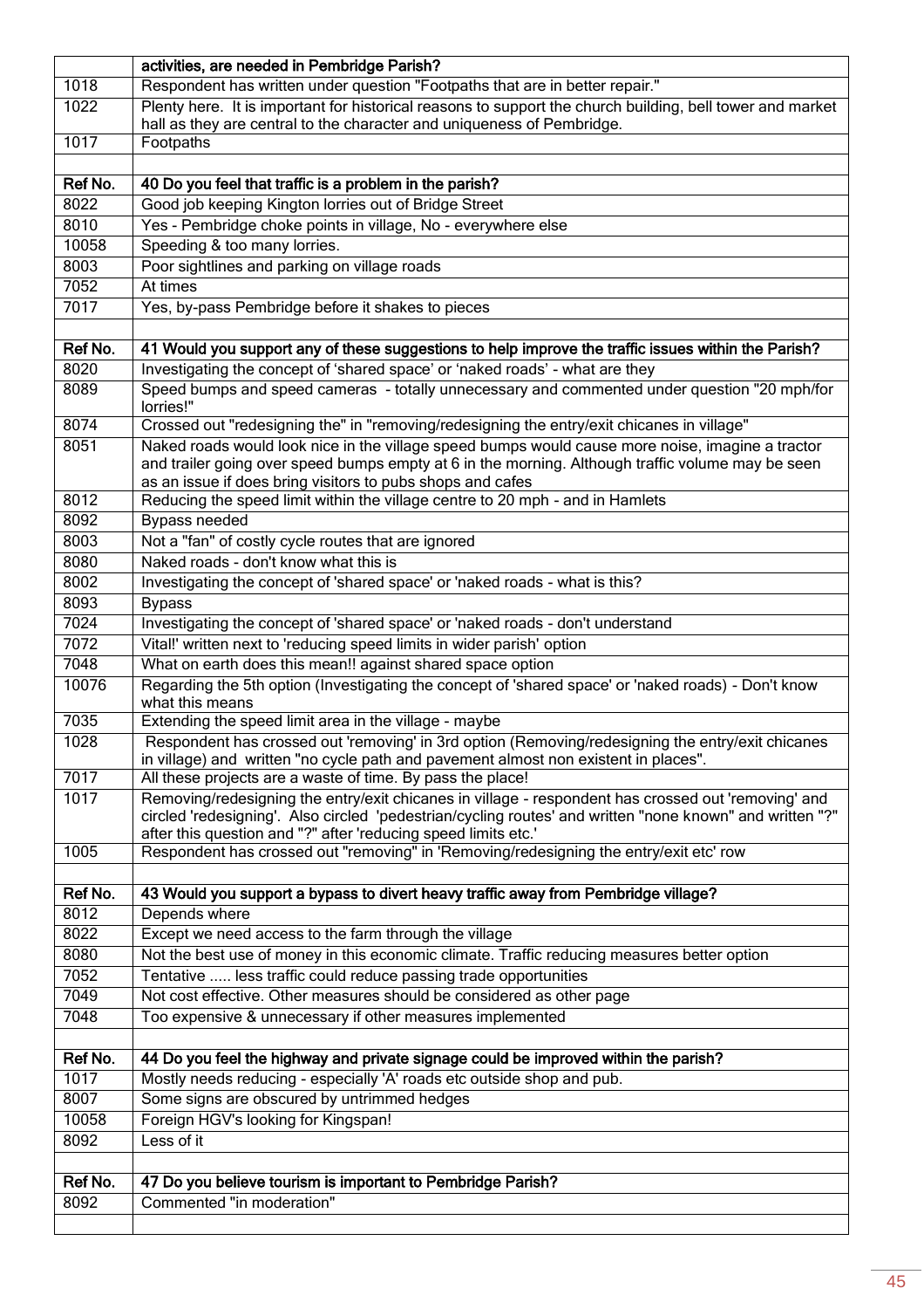| | activities, are needed in Pembridge Parish? |
|---|---|
| 1018 | Respondent has written under question "Footpaths that are in better repair." |
| 1022 | Plenty here. It is important for historical reasons to support the church building, bell tower and market hall as they are central to the character and uniqueness of Pembridge. |
| 1017 | Footpaths |
| | |
| **Ref No.** | **40 Do you feel that traffic is a problem in the parish?** |
| 8022 | Good job keeping Kington lorries out of Bridge Street |
| 8010 | Yes - Pembridge choke points in village, No - everywhere else |
| 10058 | Speeding & too many lorries. |
| 8003 | Poor sightlines and parking on village roads |
| 7052 | At times |
| 7017 | Yes, by-pass Pembridge before it shakes to pieces |
| | |
| **Ref No.** | **41 Would you support any of these suggestions to help improve the traffic issues within the Parish?** |
| 8020 | Investigating the concept of 'shared space' or 'naked roads' - what are they |
| 8089 | Speed bumps and speed cameras - totally unnecessary and commented under question "20 mph/for lorries!" |
| 8074 | Crossed out "redesigning the" in "removing/redesigning the entry/exit chicanes in village" |
| 8051 | Naked roads would look nice in the village speed bumps would cause more noise, imagine a tractor and trailer going over speed bumps empty at 6 in the morning. Although traffic volume may be seen as an issue if does bring visitors to pubs shops and cafes |
| 8012 | Reducing the speed limit within the village centre to 20 mph - and in Hamlets |
| 8092 | Bypass needed |
| 8003 | Not a "fan" of costly cycle routes that are ignored |
| 8080 | Naked roads - don't know what this is |
| 8002 | Investigating the concept of 'shared space' or 'naked roads - what is this? |
| 8093 | Bypass |
| 7024 | Investigating the concept of 'shared space' or 'naked roads - don't understand |
| 7072 | Vital!' written next to 'reducing speed limits in wider parish' option |
| 7048 | What on earth does this mean!! against shared space option |
| 10076 | Regarding the 5th option (Investigating the concept of 'shared space' or 'naked roads) - Don't know what this means |
| 7035 | Extending the speed limit area in the village - maybe |
| 1028 | Respondent has crossed out 'removing' in 3rd option (Removing/redesigning the entry/exit chicanes in village) and written "no cycle path and pavement almost non existent in places". |
| 7017 | All these projects are a waste of time. By pass the place! |
| 1017 | Removing/redesigning the entry/exit chicanes in village - respondent has crossed out 'removing' and circled 'redesigning'. Also circled 'pedestrian/cycling routes' and written "none known" and written "?" after this question and "?" after 'reducing speed limits etc.' |
| 1005 | Respondent has crossed out "removing" in 'Removing/redesigning the entry/exit etc' row |
| | |
| **Ref No.** | **43 Would you support a bypass to divert heavy traffic away from Pembridge village?** |
| 8012 | Depends where |
| 8022 | Except we need access to the farm through the village |
| 8080 | Not the best use of money in this economic climate. Traffic reducing measures better option |
| 7052 | Tentative ..... less traffic could reduce passing trade opportunities |
| 7049 | Not cost effective. Other measures should be considered as other page |
| 7048 | Too expensive & unnecessary if other measures implemented |
| | |
| **Ref No.** | **44 Do you feel the highway and private signage could be improved within the parish?** |
| 1017 | Mostly needs reducing - especially 'A' roads etc outside shop and pub. |
| 8007 | Some signs are obscured by untrimmed hedges |
| 10058 | Foreign HGV's looking for Kingspan! |
| 8092 | Less of it |
| | |
| **Ref No.** | **47 Do you believe tourism is important to Pembridge Parish?** |
| 8092 | Commented "in moderation" |
| | |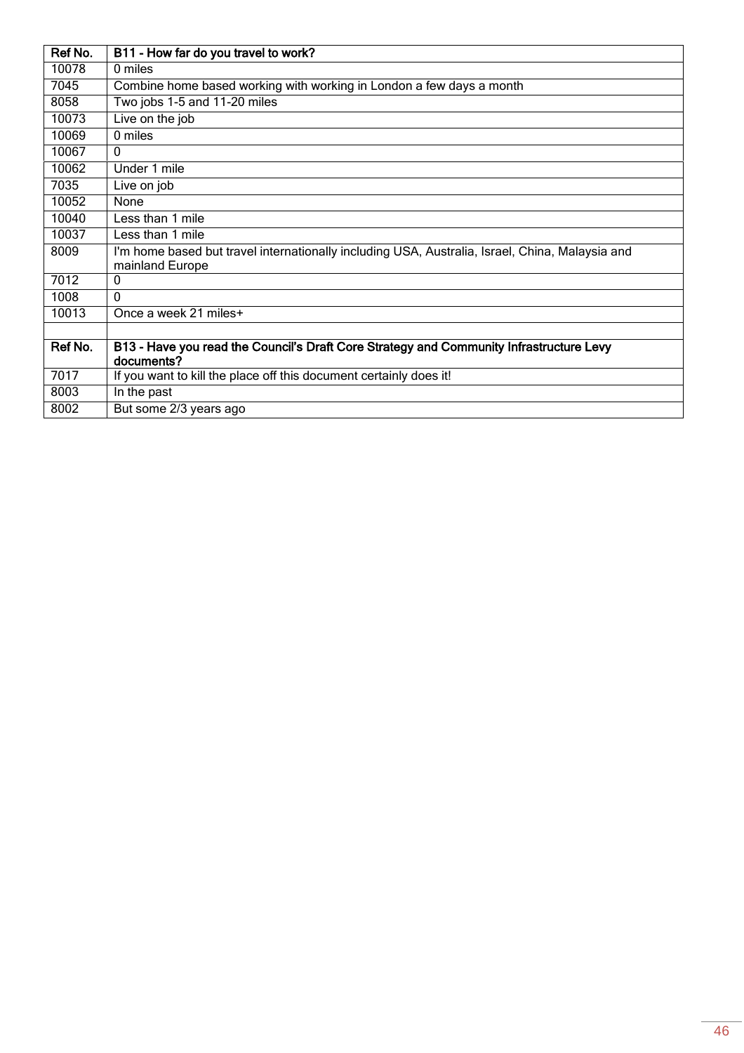| Ref No. | B11 - How far do you travel to work? |
|---|---|
| 10078 | 0 miles |
| 7045 | Combine home based working with working in London a few days a month |
| 8058 | Two jobs 1-5 and 11-20 miles |
| 10073 | Live on the job |
| 10069 | 0 miles |
| 10067 | 0 |
| 10062 | Under 1 mile |
| 7035 | Live on job |
| 10052 | None |
| 10040 | Less than 1 mile |
| 10037 | Less than 1 mile |
| 8009 | I'm home based but travel internationally including USA, Australia, Israel, China, Malaysia and mainland Europe |
| 7012 | 0 |
| 1008 | 0 |
| 10013 | Once a week 21 miles+ |

| Ref No. | B13 - Have you read the Council's Draft Core Strategy and Community Infrastructure Levy documents? |
|---|---|
| 7017 | If you want to kill the place off this document certainly does it! |
| 8003 | In the past |
| 8002 | But some 2/3 years ago |